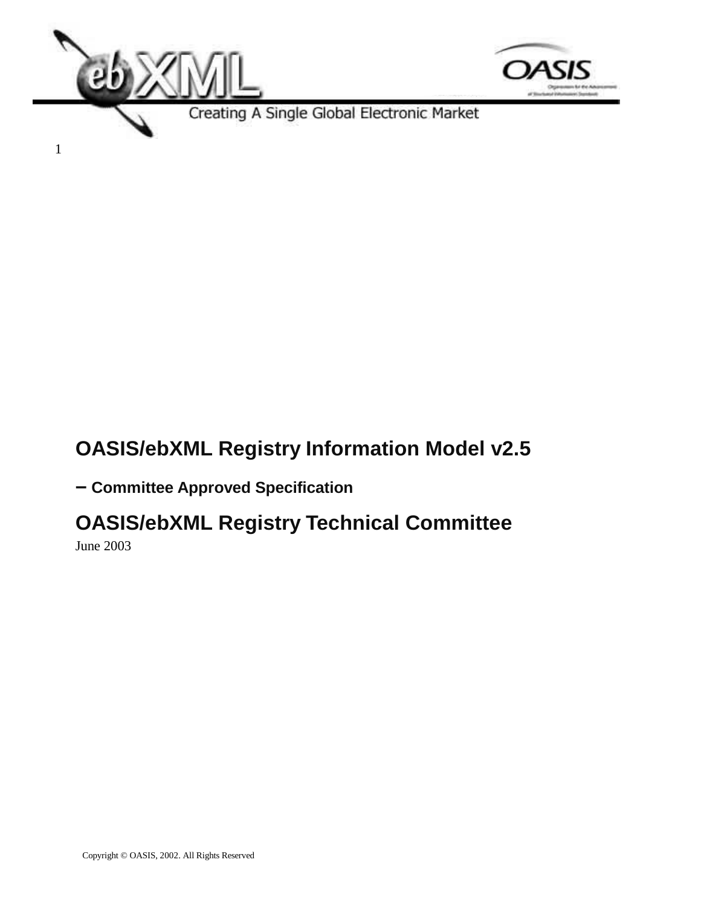# OASIS/ebXML Registry Information Model v2.5

## – Committee Approved Specification

# OASIS/ebXML Registry Technical Committee

June 2003

Copyright © OASIS, 2002. All Rights Reserved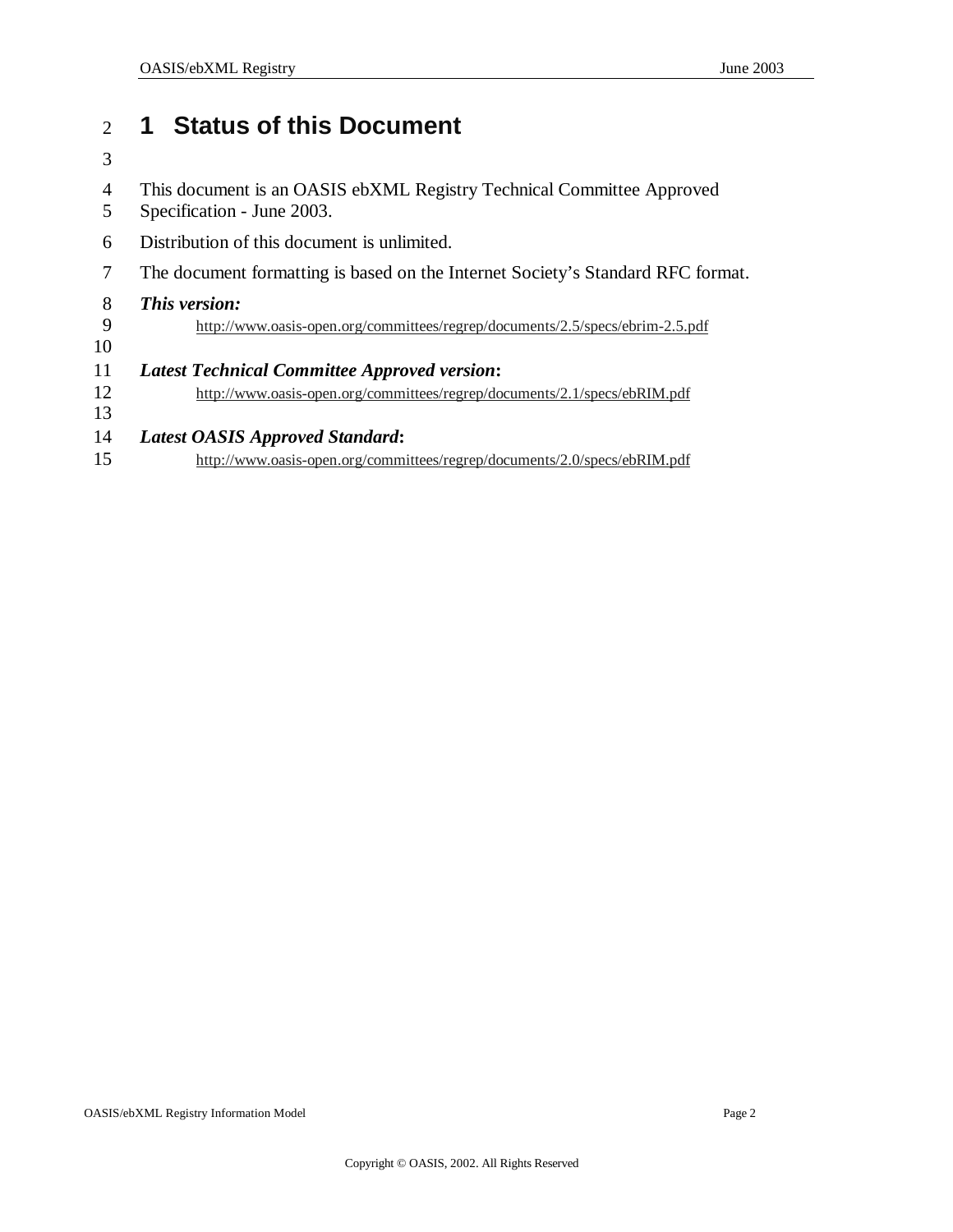# 1 Status of this Document

This document is an OASIS ebXML Registry Technical Committee Approved Specification - June 2003.

Distribution of this document is unlimited.

The document formatting is based on the Internet Society's Standard RFC format.

***This version:***

http://www.oasis-open.org/committees/regrep/documents/2.5/specs/ebrim-2.5.pdf

***Latest Technical Committee Approved version*:**

http://www.oasis-open.org/committees/regrep/documents/2.1/specs/ebRIM.pdf

***Latest OASIS Approved Standard*:**

http://www.oasis-open.org/committees/regrep/documents/2.0/specs/ebRIM.pdf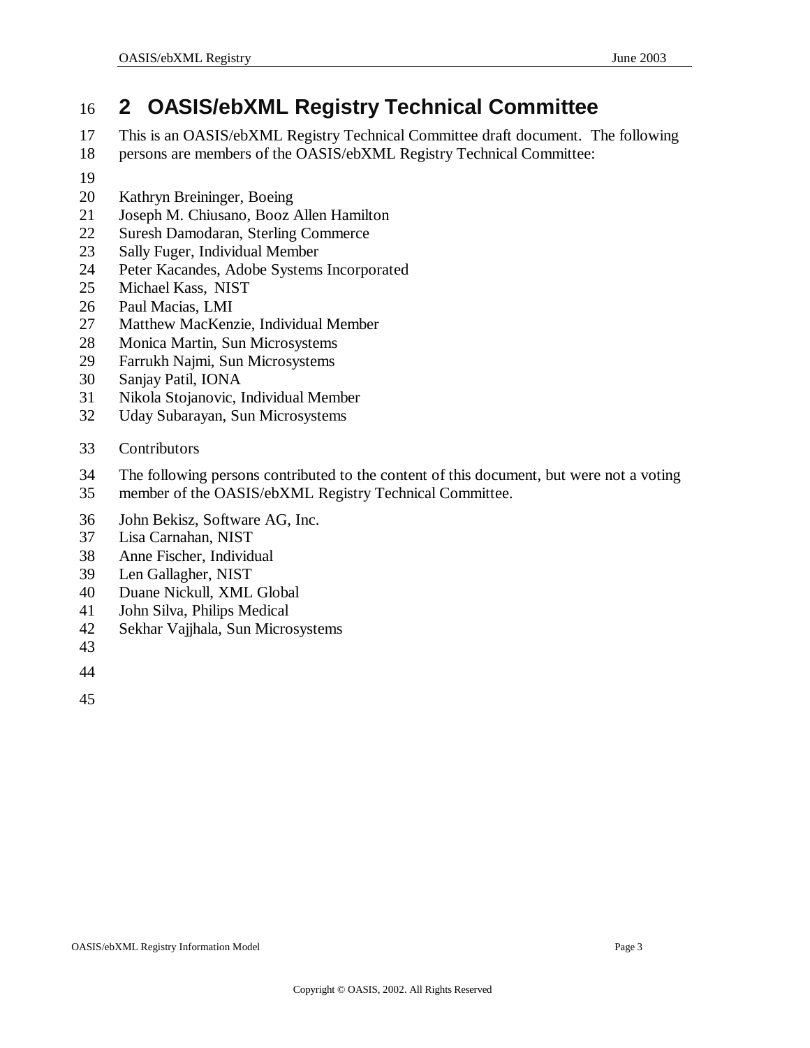## 2 OASIS/ebXML Registry Technical Committee

This is an OASIS/ebXML Registry Technical Committee draft document. The following persons are members of the OASIS/ebXML Registry Technical Committee:

Kathryn Breininger, Boeing
Joseph M. Chiusano, Booz Allen Hamilton
Suresh Damodaran, Sterling Commerce
Sally Fuger, Individual Member
Peter Kacandes, Adobe Systems Incorporated
Michael Kass, NIST
Paul Macias, LMI
Matthew MacKenzie, Individual Member
Monica Martin, Sun Microsystems
Farrukh Najmi, Sun Microsystems
Sanjay Patil, IONA
Nikola Stojanovic, Individual Member
Uday Subarayan, Sun Microsystems

Contributors

The following persons contributed to the content of this document, but were not a voting member of the OASIS/ebXML Registry Technical Committee.

John Bekisz, Software AG, Inc.
Lisa Carnahan, NIST
Anne Fischer, Individual
Len Gallagher, NIST
Duane Nickull, XML Global
John Silva, Philips Medical
Sekhar Vajjhala, Sun Microsystems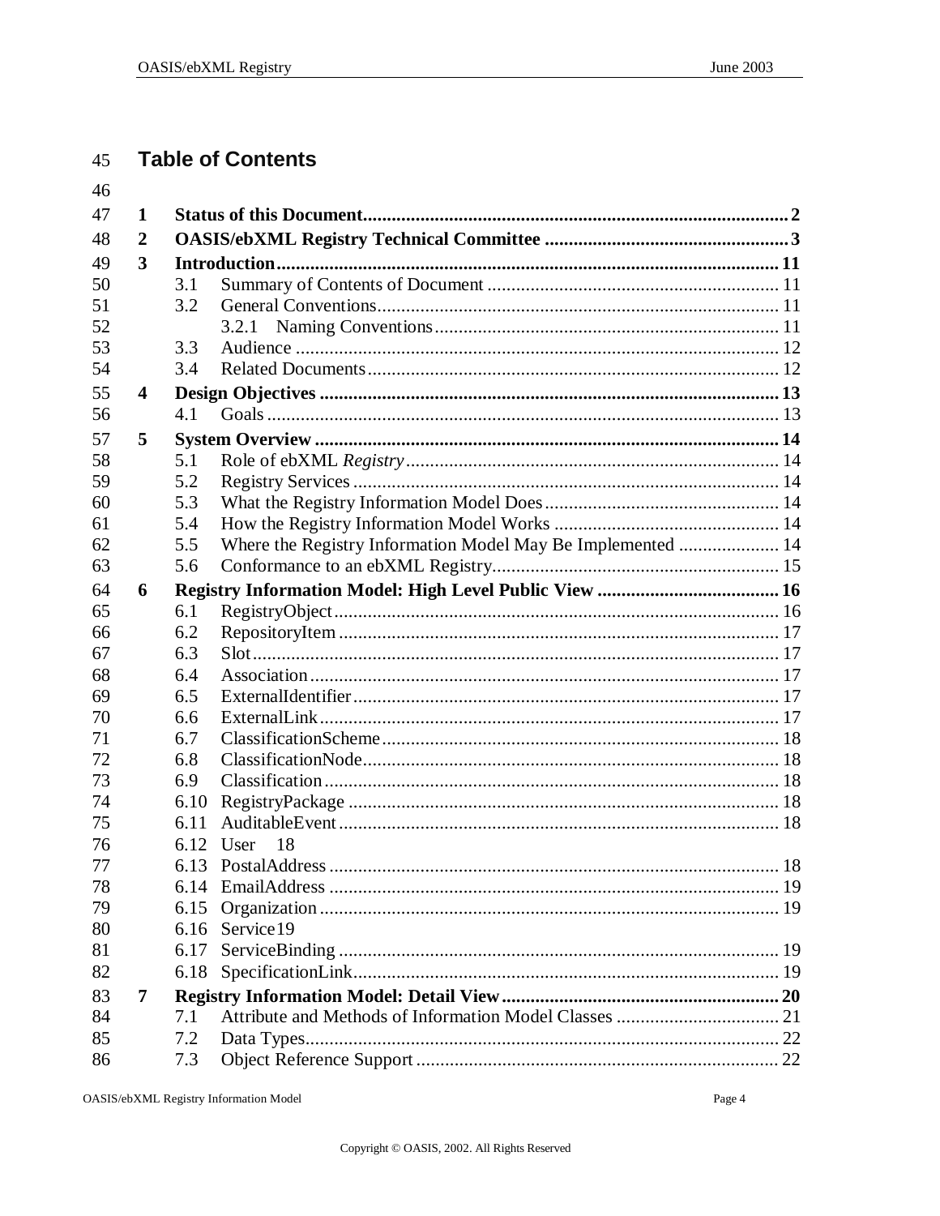# Table of Contents

**1 Status of this Document ........ 2**

**2 OASIS/ebXML Registry Technical Committee ........ 3**

**3 Introduction ........ 11**

- 3.1 Summary of Contents of Document ........ 11
- 3.2 General Conventions ........ 11
  - 3.2.1 Naming Conventions ........ 11
- 3.3 Audience ........ 12
- 3.4 Related Documents ........ 12

**4 Design Objectives ........ 13**

- 4.1 Goals ........ 13

**5 System Overview ........ 14**

- 5.1 Role of ebXML *Registry* ........ 14
- 5.2 Registry Services ........ 14
- 5.3 What the Registry Information Model Does ........ 14
- 5.4 How the Registry Information Model Works ........ 14
- 5.5 Where the Registry Information Model May Be Implemented ........ 14
- 5.6 Conformance to an ebXML Registry ........ 15

**6 Registry Information Model: High Level Public View ........ 16**

- 6.1 RegistryObject ........ 16
- 6.2 RepositoryItem ........ 17
- 6.3 Slot ........ 17
- 6.4 Association ........ 17
- 6.5 ExternalIdentifier ........ 17
- 6.6 ExternalLink ........ 17
- 6.7 ClassificationScheme ........ 18
- 6.8 ClassificationNode ........ 18
- 6.9 Classification ........ 18
- 6.10 RegistryPackage ........ 18
- 6.11 AuditableEvent ........ 18
- 6.12 User 18
- 6.13 PostalAddress ........ 18
- 6.14 EmailAddress ........ 19
- 6.15 Organization ........ 19
- 6.16 Service 19
- 6.17 ServiceBinding ........ 19
- 6.18 SpecificationLink ........ 19

**7 Registry Information Model: Detail View ........ 20**

- 7.1 Attribute and Methods of Information Model Classes ........ 21
- 7.2 Data Types ........ 22
- 7.3 Object Reference Support ........ 22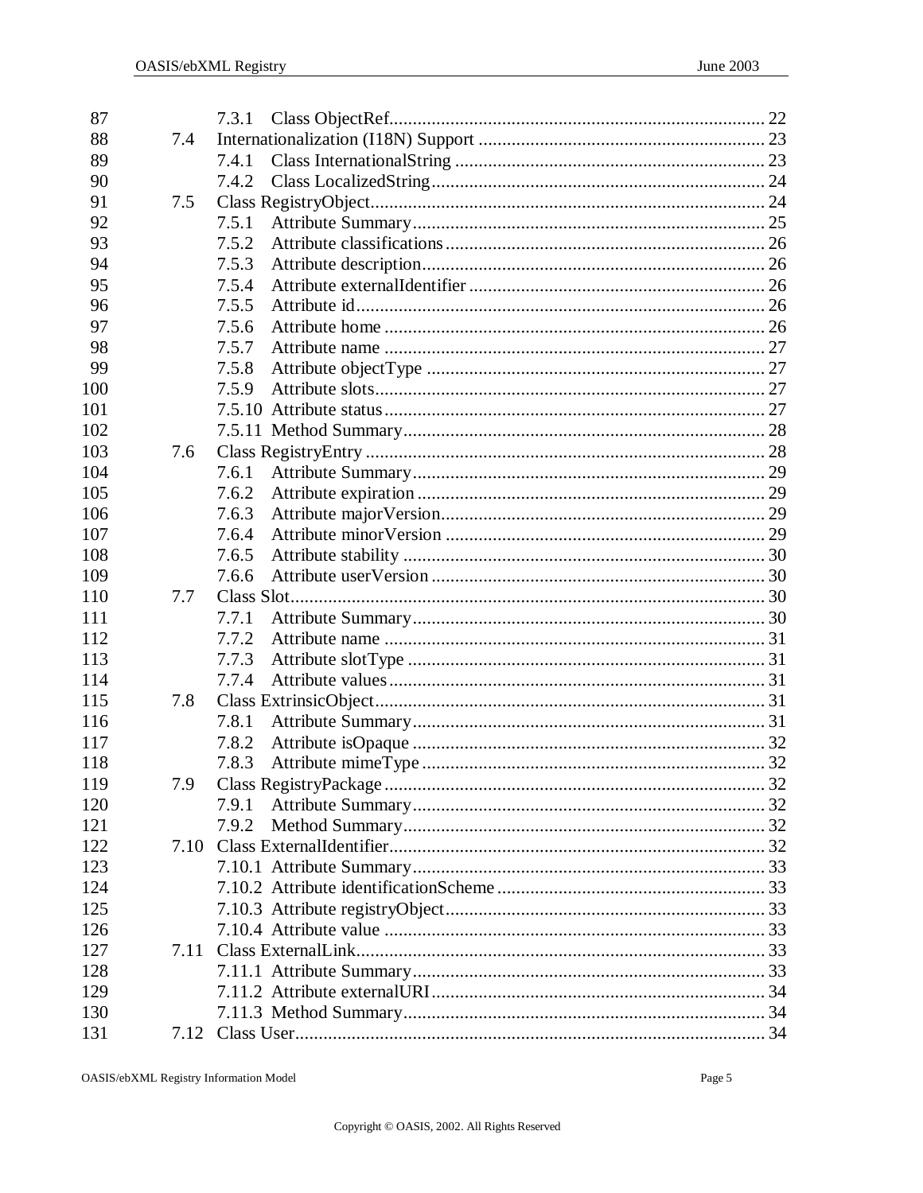87 7.3.1 Class ObjectRef................................................................................ 22
88 7.4 Internationalization (I18N) Support ............................................................ 23
89 7.4.1 Class InternationalString .................................................................. 23
90 7.4.2 Class LocalizedString ...................................................................... 24
91 7.5 Class RegistryObject................................................................................... 24
92 7.5.1 Attribute Summary........................................................................... 25
93 7.5.2 Attribute classifications.................................................................... 26
94 7.5.3 Attribute description......................................................................... 26
95 7.5.4 Attribute externalIdentifier ............................................................... 26
96 7.5.5 Attribute id........................................................................................ 26
97 7.5.6 Attribute home .................................................................................. 26
98 7.5.7 Attribute name .................................................................................. 27
99 7.5.8 Attribute objectType ......................................................................... 27
100 7.5.9 Attribute slots.................................................................................... 27
101 7.5.10 Attribute status.................................................................................. 27
102 7.5.11 Method Summary.............................................................................. 28
103 7.6 Class RegistryEntry .................................................................................... 28
104 7.6.1 Attribute Summary............................................................................ 29
105 7.6.2 Attribute expiration ........................................................................... 29
106 7.6.3 Attribute majorVersion...................................................................... 29
107 7.6.4 Attribute minorVersion ..................................................................... 29
108 7.6.5 Attribute stability .............................................................................. 30
109 7.6.6 Attribute userVersion ........................................................................ 30
110 7.7 Class Slot..................................................................................................... 30
111 7.7.1 Attribute Summary............................................................................ 30
112 7.7.2 Attribute name .................................................................................. 31
113 7.7.3 Attribute slotType ............................................................................. 31
114 7.7.4 Attribute values................................................................................. 31
115 7.8 Class ExtrinsicObject.................................................................................. 31
116 7.8.1 Attribute Summary............................................................................ 31
117 7.8.2 Attribute isOpaque ............................................................................ 32
118 7.8.3 Attribute mimeType .......................................................................... 32
119 7.9 Class RegistryPackage ................................................................................ 32
120 7.9.1 Attribute Summary............................................................................ 32
121 7.9.2 Method Summary.............................................................................. 32
122 7.10 Class ExternalIdentifier............................................................................... 32
123 7.10.1 Attribute Summary............................................................................ 33
124 7.10.2 Attribute identificationScheme ......................................................... 33
125 7.10.3 Attribute registryObject..................................................................... 33
126 7.10.4 Attribute value .................................................................................. 33
127 7.11 Class ExternalLink...................................................................................... 33
128 7.11.1 Attribute Summary............................................................................ 33
129 7.11.2 Attribute externalURI........................................................................ 34
130 7.11.3 Method Summary.............................................................................. 34
131 7.12 Class User.................................................................................................... 34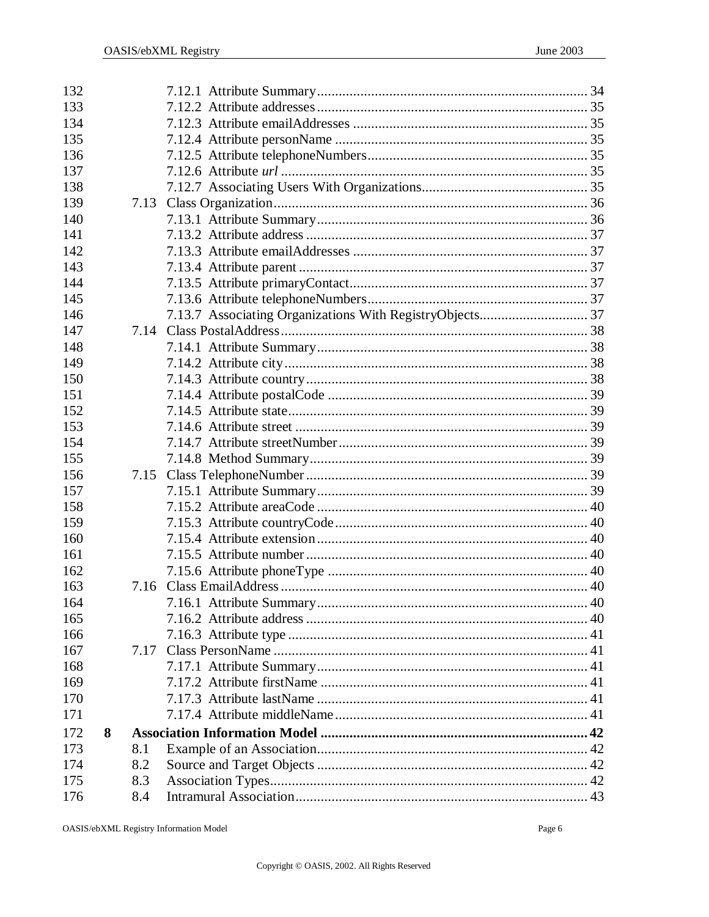132 7.12.1 Attribute Summary ........................................................................ 34
133 7.12.2 Attribute addresses ........................................................................ 35
134 7.12.3 Attribute emailAddresses ................................................................ 35
135 7.12.4 Attribute personName .................................................................... 35
136 7.12.5 Attribute telephoneNumbers ............................................................ 35
137 7.12.6 Attribute *url* ................................................................................. 35
138 7.12.7 Associating Users With Organizations ............................................. 35
139 7.13 Class Organization ............................................................................. 36
140 7.13.1 Attribute Summary ........................................................................ 36
141 7.13.2 Attribute address ........................................................................... 37
142 7.13.3 Attribute emailAddresses ................................................................ 37
143 7.13.4 Attribute parent ............................................................................. 37
144 7.13.5 Attribute primaryContact ................................................................ 37
145 7.13.6 Attribute telephoneNumbers ............................................................ 37
146 7.13.7 Associating Organizations With RegistryObjects ............................. 37
147 7.14 Class PostalAddress ........................................................................... 38
148 7.14.1 Attribute Summary ........................................................................ 38
149 7.14.2 Attribute city ................................................................................. 38
150 7.14.3 Attribute country ........................................................................... 38
151 7.14.4 Attribute postalCode ...................................................................... 39
152 7.14.5 Attribute state ................................................................................ 39
153 7.14.6 Attribute street .............................................................................. 39
154 7.14.7 Attribute streetNumber ................................................................... 39
155 7.14.8 Method Summary .......................................................................... 39
156 7.15 Class TelephoneNumber ...................................................................... 39
157 7.15.1 Attribute Summary ........................................................................ 39
158 7.15.2 Attribute areaCode ........................................................................ 40
159 7.15.3 Attribute countryCode .................................................................... 40
160 7.15.4 Attribute extension ........................................................................ 40
161 7.15.5 Attribute number ........................................................................... 40
162 7.15.6 Attribute phoneType ...................................................................... 40
163 7.16 Class EmailAddress ............................................................................ 40
164 7.16.1 Attribute Summary ........................................................................ 40
165 7.16.2 Attribute address ........................................................................... 40
166 7.16.3 Attribute type ................................................................................ 41
167 7.17 Class PersonName .............................................................................. 41
168 7.17.1 Attribute Summary ........................................................................ 41
169 7.17.2 Attribute firstName ........................................................................ 41
170 7.17.3 Attribute lastName ......................................................................... 41
171 7.17.4 Attribute middleName .................................................................... 41
172 **8 Association Information Model ............................................................. 42**
173 8.1 Example of an Association .................................................................... 42
174 8.2 Source and Target Objects ..................................................................... 42
175 8.3 Association Types .................................................................................. 42
176 8.4 Intramural Association .......................................................................... 43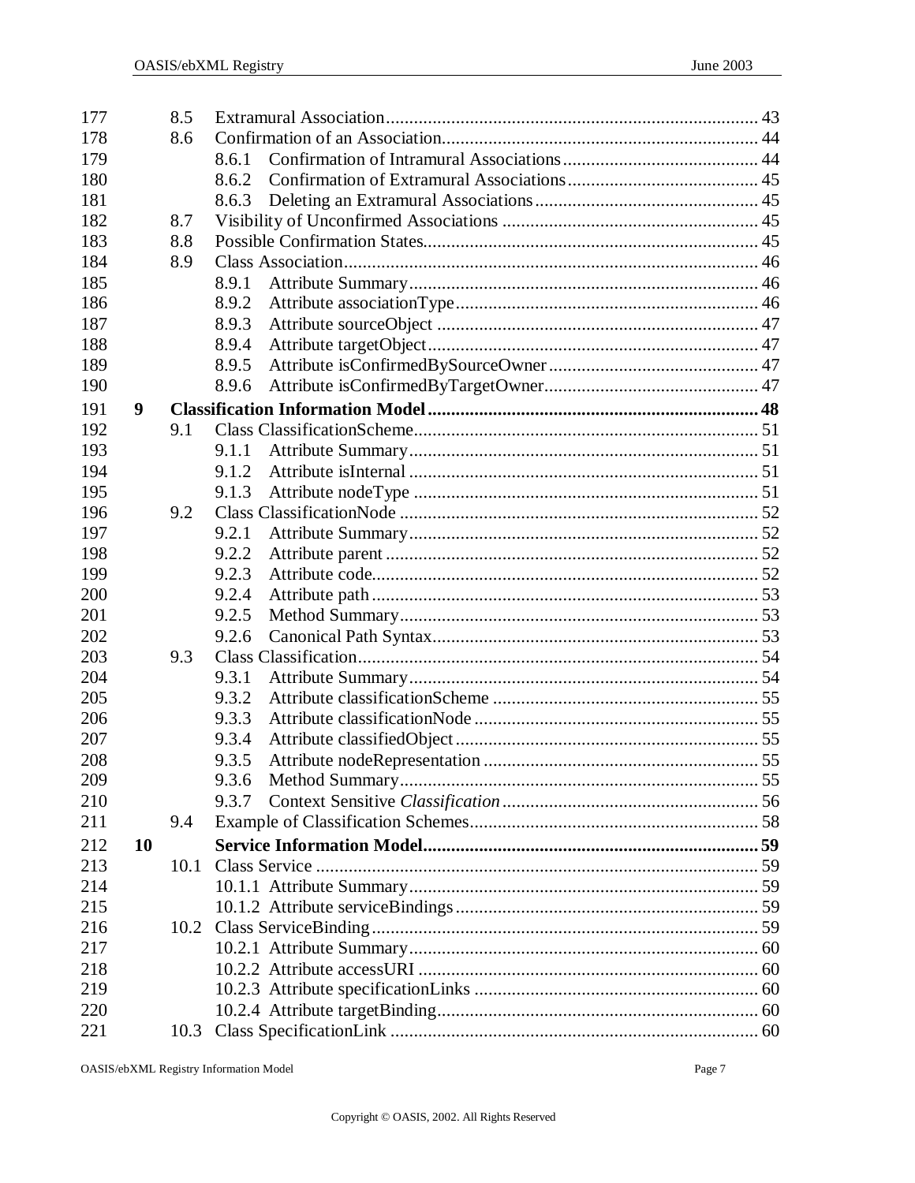177 8.5 Extramural Association ........ 43
178 8.6 Confirmation of an Association ........ 44
179 8.6.1 Confirmation of Intramural Associations ........ 44
180 8.6.2 Confirmation of Extramural Associations ........ 45
181 8.6.3 Deleting an Extramural Associations ........ 45
182 8.7 Visibility of Unconfirmed Associations ........ 45
183 8.8 Possible Confirmation States ........ 45
184 8.9 Class Association ........ 46
185 8.9.1 Attribute Summary ........ 46
186 8.9.2 Attribute associationType ........ 46
187 8.9.3 Attribute sourceObject ........ 47
188 8.9.4 Attribute targetObject ........ 47
189 8.9.5 Attribute isConfirmedBySourceOwner ........ 47
190 8.9.6 Attribute isConfirmedByTargetOwner ........ 47
191 **9 Classification Information Model ........ 48**
192 9.1 Class ClassificationScheme ........ 51
193 9.1.1 Attribute Summary ........ 51
194 9.1.2 Attribute isInternal ........ 51
195 9.1.3 Attribute nodeType ........ 51
196 9.2 Class ClassificationNode ........ 52
197 9.2.1 Attribute Summary ........ 52
198 9.2.2 Attribute parent ........ 52
199 9.2.3 Attribute code ........ 52
200 9.2.4 Attribute path ........ 53
201 9.2.5 Method Summary ........ 53
202 9.2.6 Canonical Path Syntax ........ 53
203 9.3 Class Classification ........ 54
204 9.3.1 Attribute Summary ........ 54
205 9.3.2 Attribute classificationScheme ........ 55
206 9.3.3 Attribute classificationNode ........ 55
207 9.3.4 Attribute classifiedObject ........ 55
208 9.3.5 Attribute nodeRepresentation ........ 55
209 9.3.6 Method Summary ........ 55
210 9.3.7 Context Sensitive *Classification* ........ 56
211 9.4 Example of Classification Schemes ........ 58
212 **10 Service Information Model ........ 59**
213 10.1 Class Service ........ 59
214 10.1.1 Attribute Summary ........ 59
215 10.1.2 Attribute serviceBindings ........ 59
216 10.2 Class ServiceBinding ........ 59
217 10.2.1 Attribute Summary ........ 60
218 10.2.2 Attribute accessURI ........ 60
219 10.2.3 Attribute specificationLinks ........ 60
220 10.2.4 Attribute targetBinding ........ 60
221 10.3 Class SpecificationLink ........ 60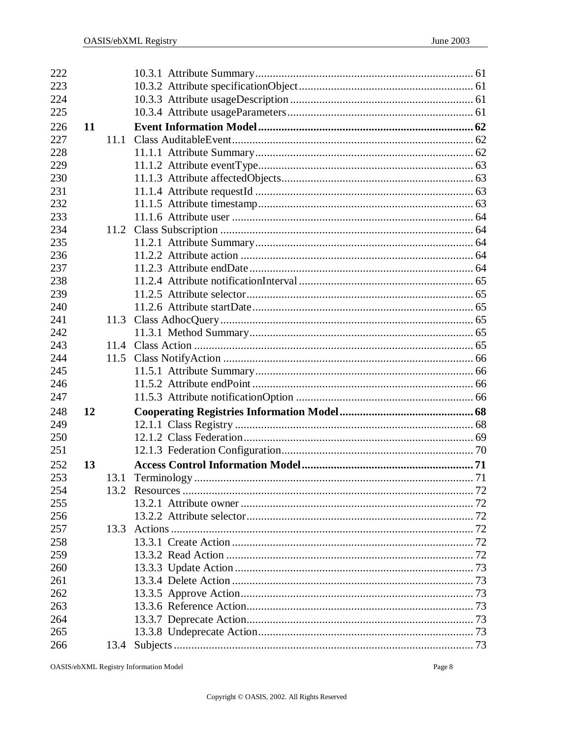222 10.3.1 Attribute Summary ........ 61
223 10.3.2 Attribute specificationObject ........ 61
224 10.3.3 Attribute usageDescription ........ 61
225 10.3.4 Attribute usageParameters ........ 61
226 **11 Event Information Model ........ 62**
227 11.1 Class AuditableEvent ........ 62
228 11.1.1 Attribute Summary ........ 62
229 11.1.2 Attribute eventType ........ 63
230 11.1.3 Attribute affectedObjects ........ 63
231 11.1.4 Attribute requestId ........ 63
232 11.1.5 Attribute timestamp ........ 63
233 11.1.6 Attribute user ........ 64
234 11.2 Class Subscription ........ 64
235 11.2.1 Attribute Summary ........ 64
236 11.2.2 Attribute action ........ 64
237 11.2.3 Attribute endDate ........ 64
238 11.2.4 Attribute notificationInterval ........ 65
239 11.2.5 Attribute selector ........ 65
240 11.2.6 Attribute startDate ........ 65
241 11.3 Class AdhocQuery ........ 65
242 11.3.1 Method Summary ........ 65
243 11.4 Class Action ........ 65
244 11.5 Class NotifyAction ........ 66
245 11.5.1 Attribute Summary ........ 66
246 11.5.2 Attribute endPoint ........ 66
247 11.5.3 Attribute notificationOption ........ 66
248 **12 Cooperating Registries Information Model ........ 68**
249 12.1.1 Class Registry ........ 68
250 12.1.2 Class Federation ........ 69
251 12.1.3 Federation Configuration ........ 70
252 **13 Access Control Information Model ........ 71**
253 13.1 Terminology ........ 71
254 13.2 Resources ........ 72
255 13.2.1 Attribute owner ........ 72
256 13.2.2 Attribute selector ........ 72
257 13.3 Actions ........ 72
258 13.3.1 Create Action ........ 72
259 13.3.2 Read Action ........ 72
260 13.3.3 Update Action ........ 73
261 13.3.4 Delete Action ........ 73
262 13.3.5 Approve Action ........ 73
263 13.3.6 Reference Action ........ 73
264 13.3.7 Deprecate Action ........ 73
265 13.3.8 Undeprecate Action ........ 73
266 13.4 Subjects ........ 73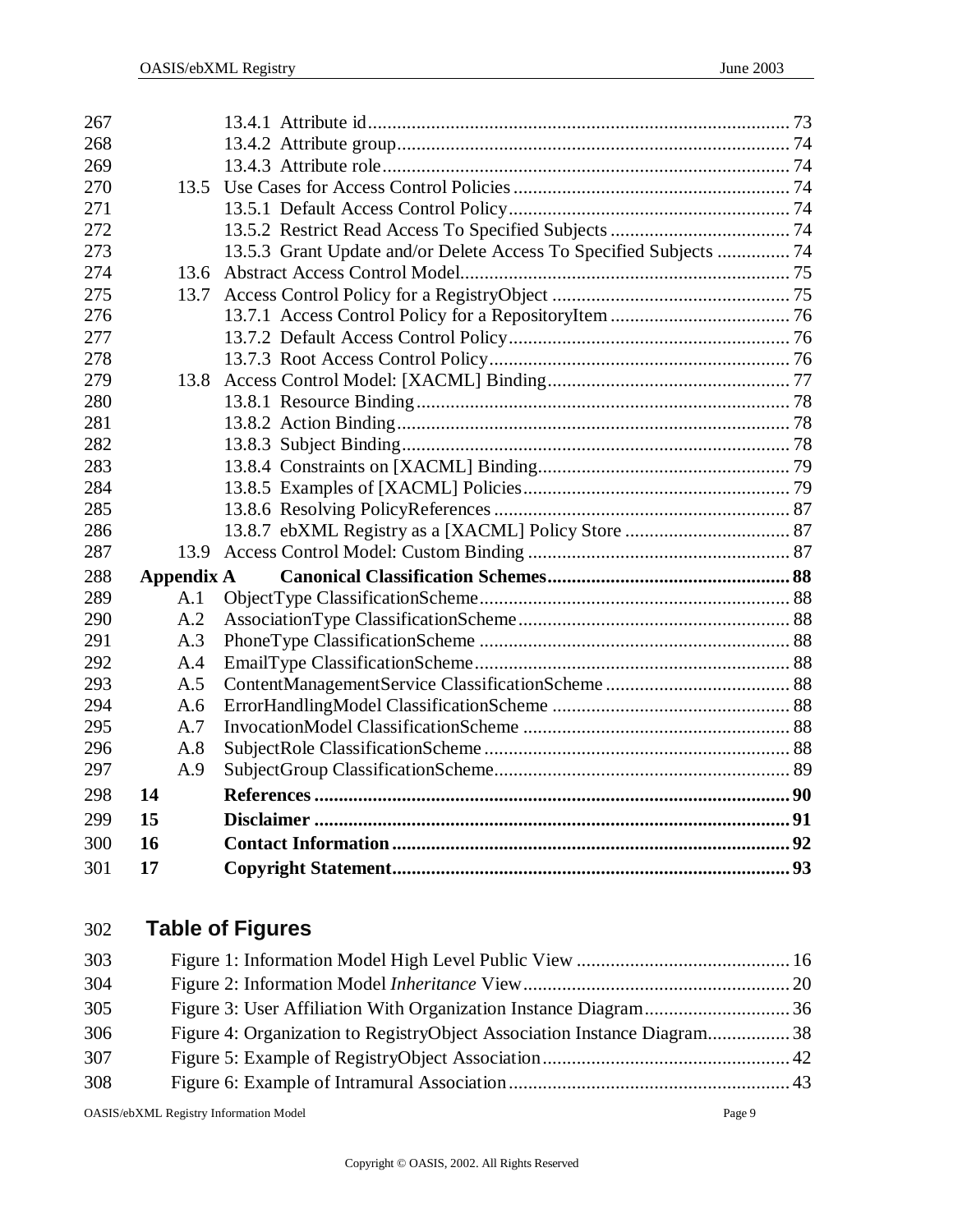267 13.4.1 Attribute id ... 73
268 13.4.2 Attribute group ... 74
269 13.4.3 Attribute role ... 74
270 13.5 Use Cases for Access Control Policies ... 74
271 13.5.1 Default Access Control Policy ... 74
272 13.5.2 Restrict Read Access To Specified Subjects ... 74
273 13.5.3 Grant Update and/or Delete Access To Specified Subjects ... 74
274 13.6 Abstract Access Control Model ... 75
275 13.7 Access Control Policy for a RegistryObject ... 75
276 13.7.1 Access Control Policy for a RepositoryItem ... 76
277 13.7.2 Default Access Control Policy ... 76
278 13.7.3 Root Access Control Policy ... 76
279 13.8 Access Control Model: [XACML] Binding ... 77
280 13.8.1 Resource Binding ... 78
281 13.8.2 Action Binding ... 78
282 13.8.3 Subject Binding ... 78
283 13.8.4 Constraints on [XACML] Binding ... 79
284 13.8.5 Examples of [XACML] Policies ... 79
285 13.8.6 Resolving PolicyReferences ... 87
286 13.8.7 ebXML Registry as a [XACML] Policy Store ... 87
287 13.9 Access Control Model: Custom Binding ... 87
288 **Appendix A Canonical Classification Schemes ... 88**
289 A.1 ObjectType ClassificationScheme ... 88
290 A.2 AssociationType ClassificationScheme ... 88
291 A.3 PhoneType ClassificationScheme ... 88
292 A.4 EmailType ClassificationScheme ... 88
293 A.5 ContentManagementService ClassificationScheme ... 88
294 A.6 ErrorHandlingModel ClassificationScheme ... 88
295 A.7 InvocationModel ClassificationScheme ... 88
296 A.8 SubjectRole ClassificationScheme ... 88
297 A.9 SubjectGroup ClassificationScheme ... 89
298 **14 References ... 90**
299 **15 Disclaimer ... 91**
300 **16 Contact Information ... 92**
301 **17 Copyright Statement ... 93**

302 **Table of Figures**

303 Figure 1: Information Model High Level Public View ... 16
304 Figure 2: Information Model *Inheritance* View ... 20
305 Figure 3: User Affiliation With Organization Instance Diagram ... 36
306 Figure 4: Organization to RegistryObject Association Instance Diagram ... 38
307 Figure 5: Example of RegistryObject Association ... 42
308 Figure 6: Example of Intramural Association ... 43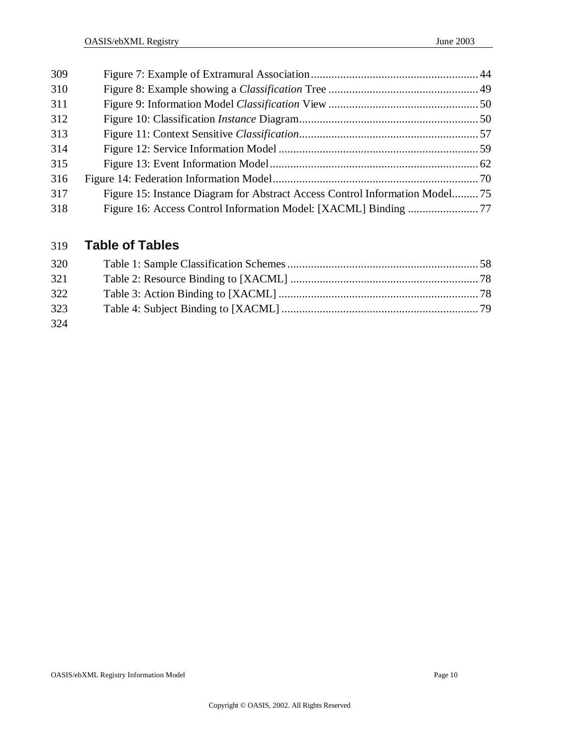309 Figure 7: Example of Extramural Association ........................................................ 44
310 Figure 8: Example showing a *Classification* Tree .................................................. 49
311 Figure 9: Information Model *Classification* View .................................................. 50
312 Figure 10: Classification *Instance* Diagram............................................................ 50
313 Figure 11: Context Sensitive *Classification*............................................................ 57
314 Figure 12: Service Information Model ................................................................... 59
315 Figure 13: Event Information Model...................................................................... 62
316 Figure 14: Federation Information Model.................................................................... 70
317 Figure 15: Instance Diagram for Abstract Access Control Information Model......... 75
318 Figure 16: Access Control Information Model: [XACML] Binding ........................ 77

## 319 Table of Tables

320 Table 1: Sample Classification Schemes ................................................................ 58
321 Table 2: Resource Binding to [XACML] ................................................................ 78
322 Table 3: Action Binding to [XACML] ................................................................... 78
323 Table 4: Subject Binding to [XACML] .................................................................. 79
324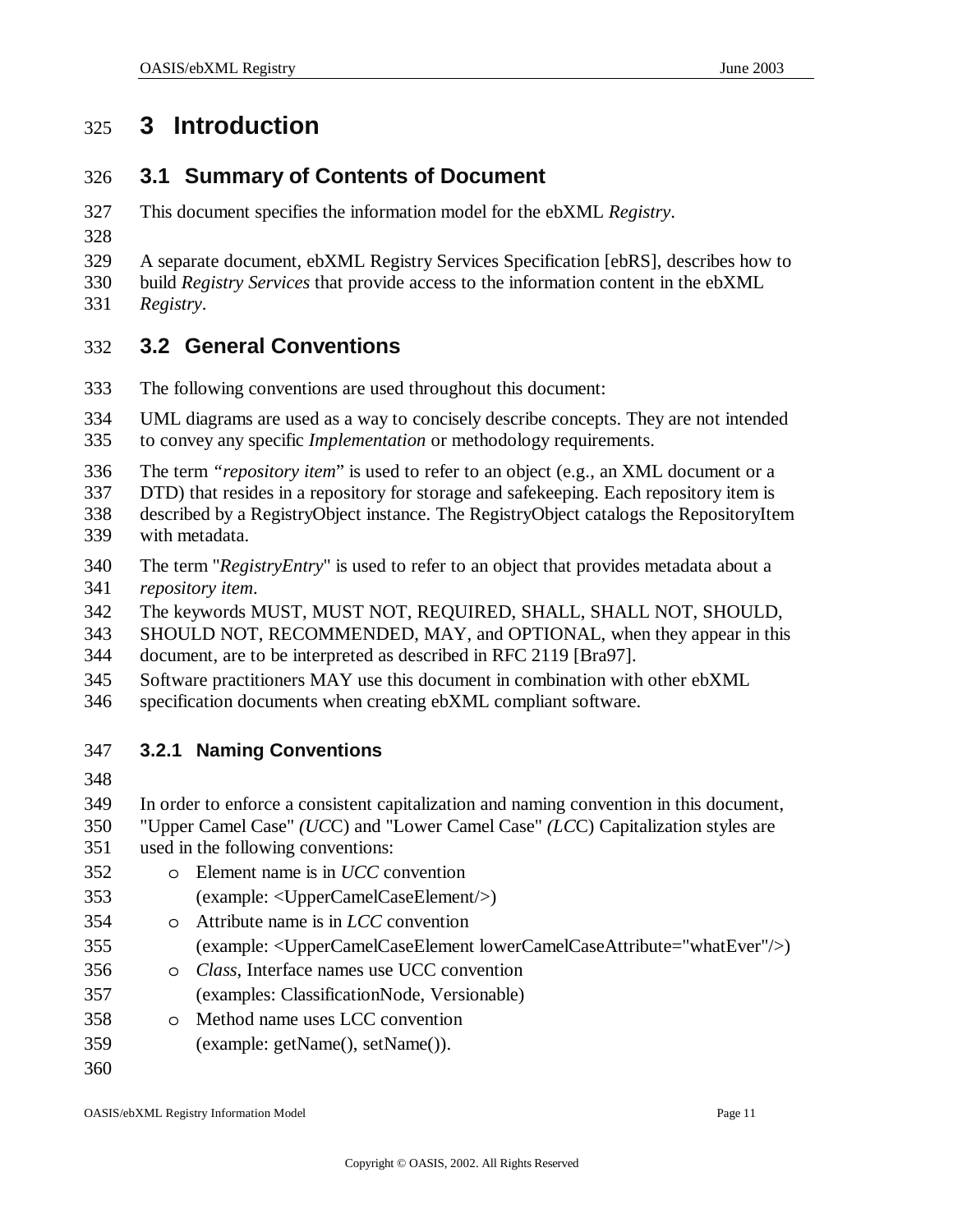# 3 Introduction

## 3.1 Summary of Contents of Document

This document specifies the information model for the ebXML *Registry*.

A separate document, ebXML Registry Services Specification [ebRS], describes how to build *Registry Services* that provide access to the information content in the ebXML *Registry*.

## 3.2 General Conventions

The following conventions are used throughout this document:

UML diagrams are used as a way to concisely describe concepts. They are not intended to convey any specific *Implementation* or methodology requirements.

The term *"repository item*" is used to refer to an object (e.g., an XML document or a DTD) that resides in a repository for storage and safekeeping. Each repository item is described by a RegistryObject instance. The RegistryObject catalogs the RepositoryItem with metadata.

The term "*RegistryEntry*" is used to refer to an object that provides metadata about a *repository item*.

The keywords MUST, MUST NOT, REQUIRED, SHALL, SHALL NOT, SHOULD, SHOULD NOT, RECOMMENDED, MAY, and OPTIONAL, when they appear in this document, are to be interpreted as described in RFC 2119 [Bra97].

Software practitioners MAY use this document in combination with other ebXML specification documents when creating ebXML compliant software.

### 3.2.1 Naming Conventions

In order to enforce a consistent capitalization and naming convention in this document, "Upper Camel Case" *(UC*C) and "Lower Camel Case" *(LC*C) Capitalization styles are used in the following conventions:

- Element name is in *UCC* convention
  (example: <UpperCamelCaseElement/>)
- Attribute name is in *LCC* convention
  (example: <UpperCamelCaseElement lowerCamelCaseAttribute="whatEver"/>)
- *Class*, Interface names use UCC convention
  (examples: ClassificationNode, Versionable)
- Method name uses LCC convention
  (example: getName(), setName()).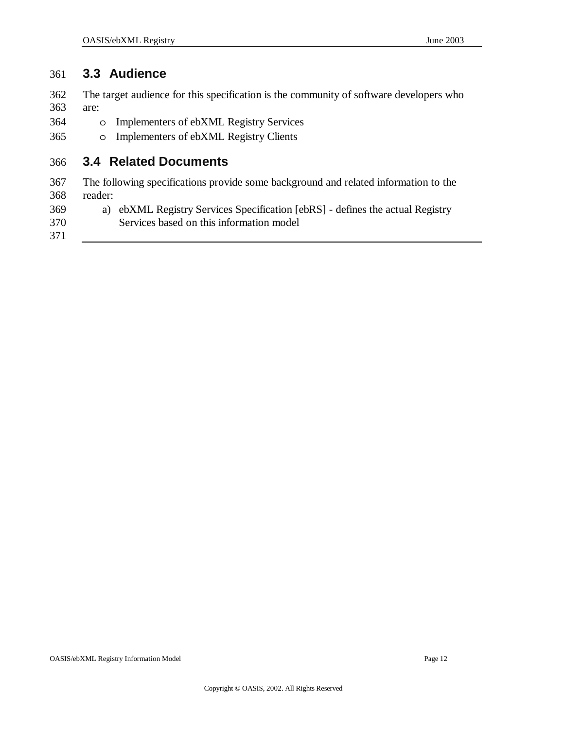## 3.3 Audience

The target audience for this specification is the community of software developers who are:

- Implementers of ebXML Registry Services
- Implementers of ebXML Registry Clients

## 3.4 Related Documents

The following specifications provide some background and related information to the reader:

a) ebXML Registry Services Specification [ebRS] - defines the actual Registry Services based on this information model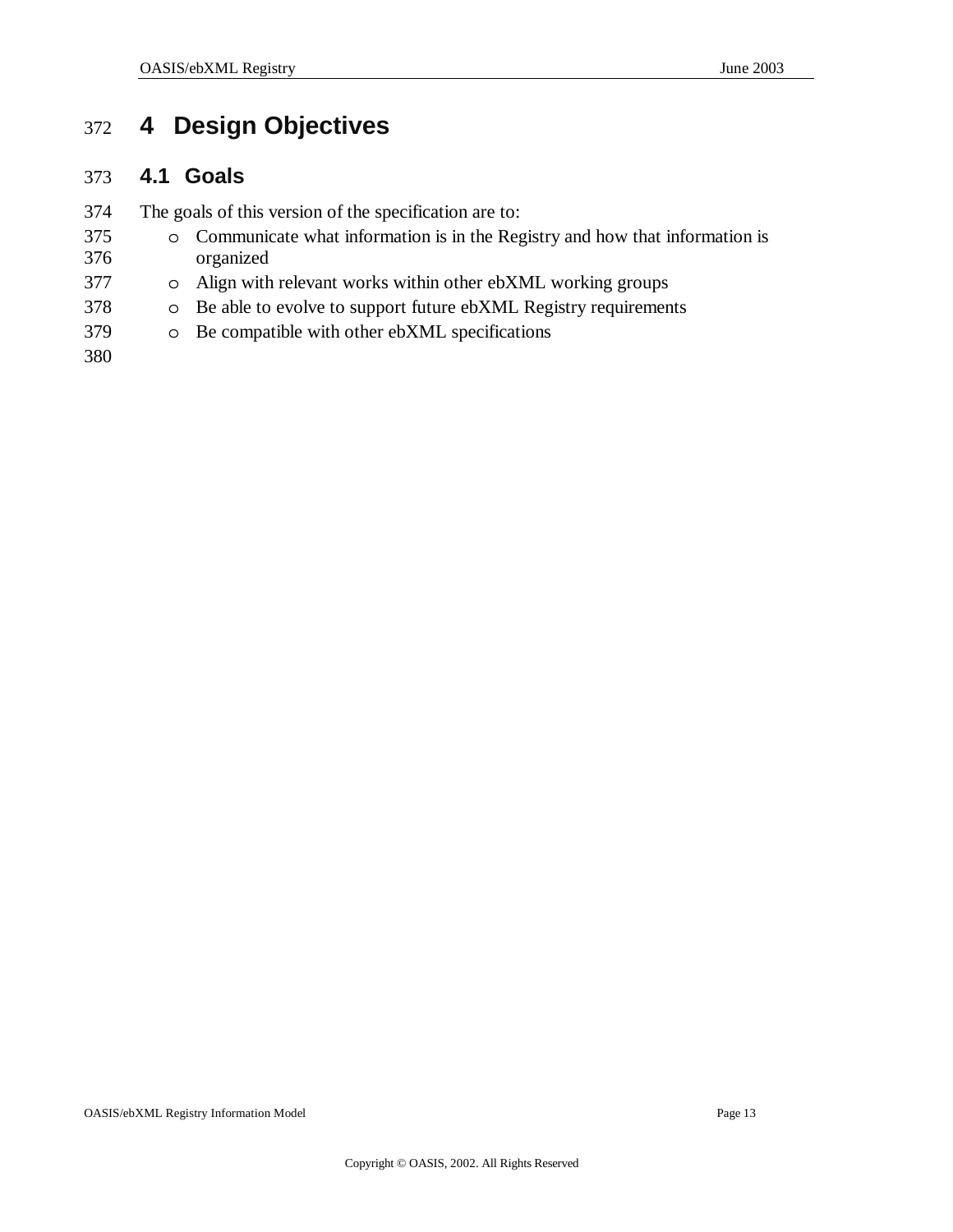# 4 Design Objectives

## 4.1 Goals

The goals of this version of the specification are to:

- Communicate what information is in the Registry and how that information is organized
- Align with relevant works within other ebXML working groups
- Be able to evolve to support future ebXML Registry requirements
- Be compatible with other ebXML specifications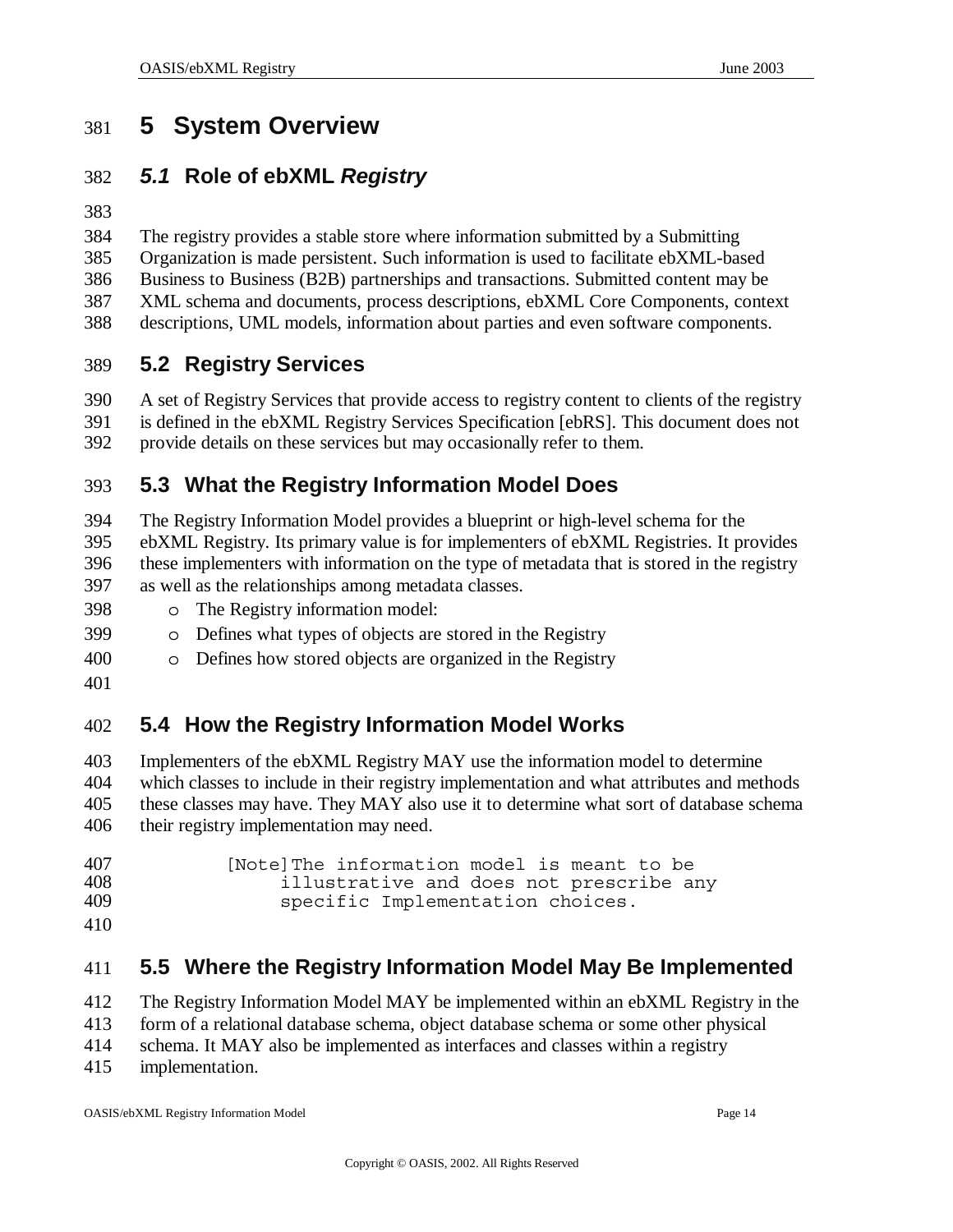# 5 System Overview

## *5.1* Role of ebXML *Registry*

The registry provides a stable store where information submitted by a Submitting Organization is made persistent. Such information is used to facilitate ebXML-based Business to Business (B2B) partnerships and transactions. Submitted content may be XML schema and documents, process descriptions, ebXML Core Components, context descriptions, UML models, information about parties and even software components.

## 5.2 Registry Services

A set of Registry Services that provide access to registry content to clients of the registry is defined in the ebXML Registry Services Specification [ebRS]. This document does not provide details on these services but may occasionally refer to them.

## 5.3 What the Registry Information Model Does

The Registry Information Model provides a blueprint or high-level schema for the ebXML Registry. Its primary value is for implementers of ebXML Registries. It provides these implementers with information on the type of metadata that is stored in the registry as well as the relationships among metadata classes.

- The Registry information model:
- Defines what types of objects are stored in the Registry
- Defines how stored objects are organized in the Registry

## 5.4 How the Registry Information Model Works

Implementers of the ebXML Registry MAY use the information model to determine which classes to include in their registry implementation and what attributes and methods these classes may have. They MAY also use it to determine what sort of database schema their registry implementation may need.

```
[Note]The information model is meant to be
     illustrative and does not prescribe any
     specific Implementation choices.
```

## 5.5 Where the Registry Information Model May Be Implemented

The Registry Information Model MAY be implemented within an ebXML Registry in the form of a relational database schema, object database schema or some other physical schema. It MAY also be implemented as interfaces and classes within a registry implementation.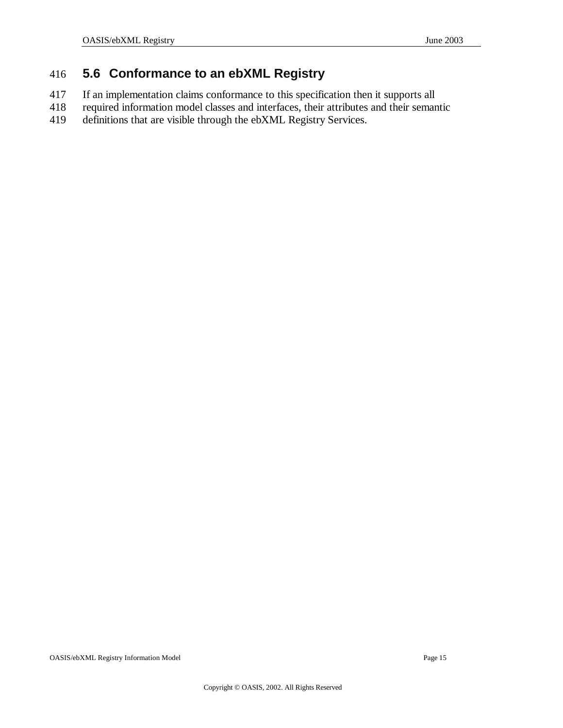## 5.6 Conformance to an ebXML Registry

If an implementation claims conformance to this specification then it supports all required information model classes and interfaces, their attributes and their semantic definitions that are visible through the ebXML Registry Services.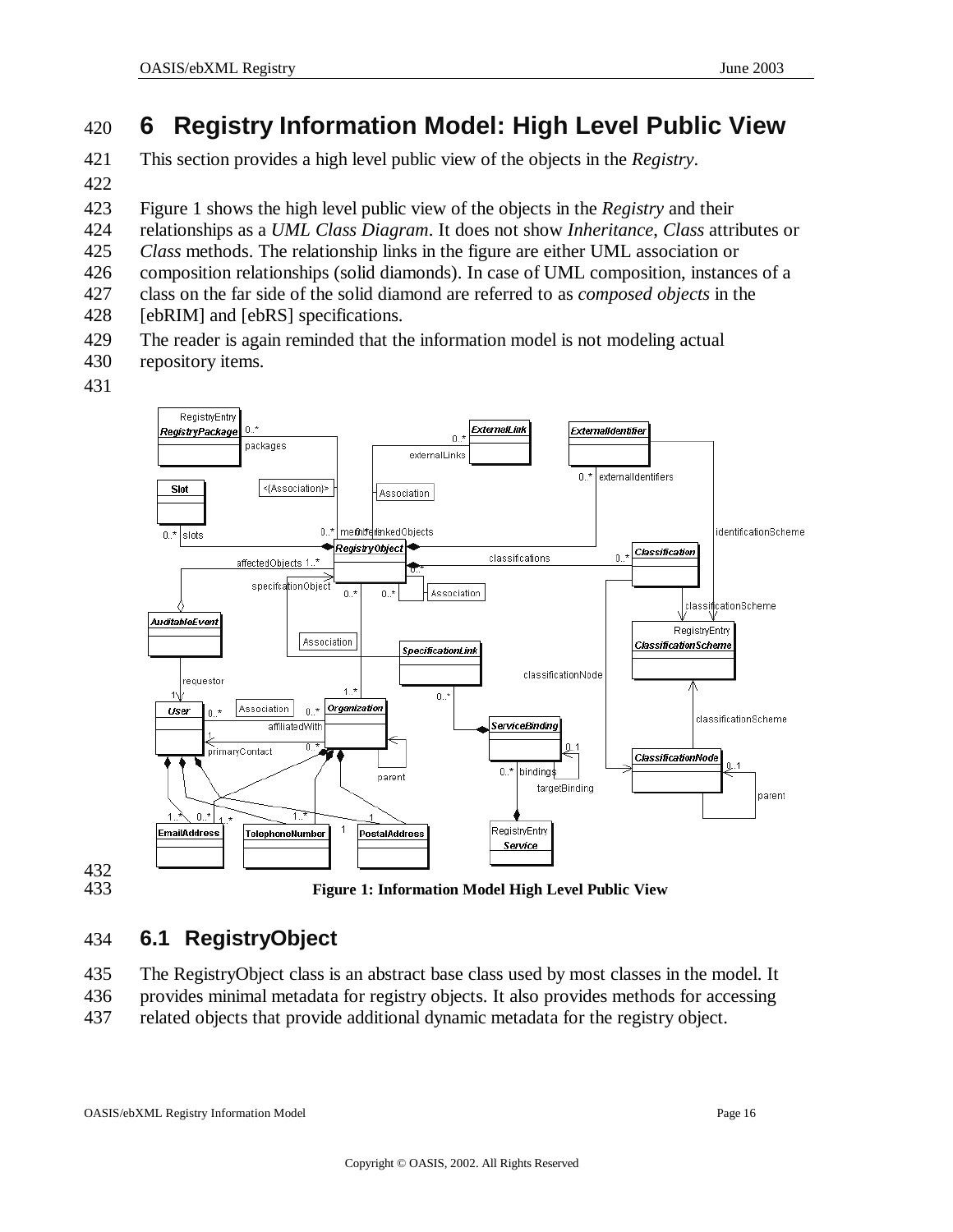# 6 Registry Information Model: High Level Public View

This section provides a high level public view of the objects in the *Registry*.

Figure 1 shows the high level public view of the objects in the *Registry* and their relationships as a *UML Class Diagram*. It does not show *Inheritance*, *Class* attributes or *Class* methods. The relationship links in the figure are either UML association or composition relationships (solid diamonds). In case of UML composition, instances of a class on the far side of the solid diamond are referred to as *composed objects* in the [ebRIM] and [ebRS] specifications.

The reader is again reminded that the information model is not modeling actual repository items.

**Figure 1: Information Model High Level Public View**

## 6.1 RegistryObject

The RegistryObject class is an abstract base class used by most classes in the model. It provides minimal metadata for registry objects. It also provides methods for accessing related objects that provide additional dynamic metadata for the registry object.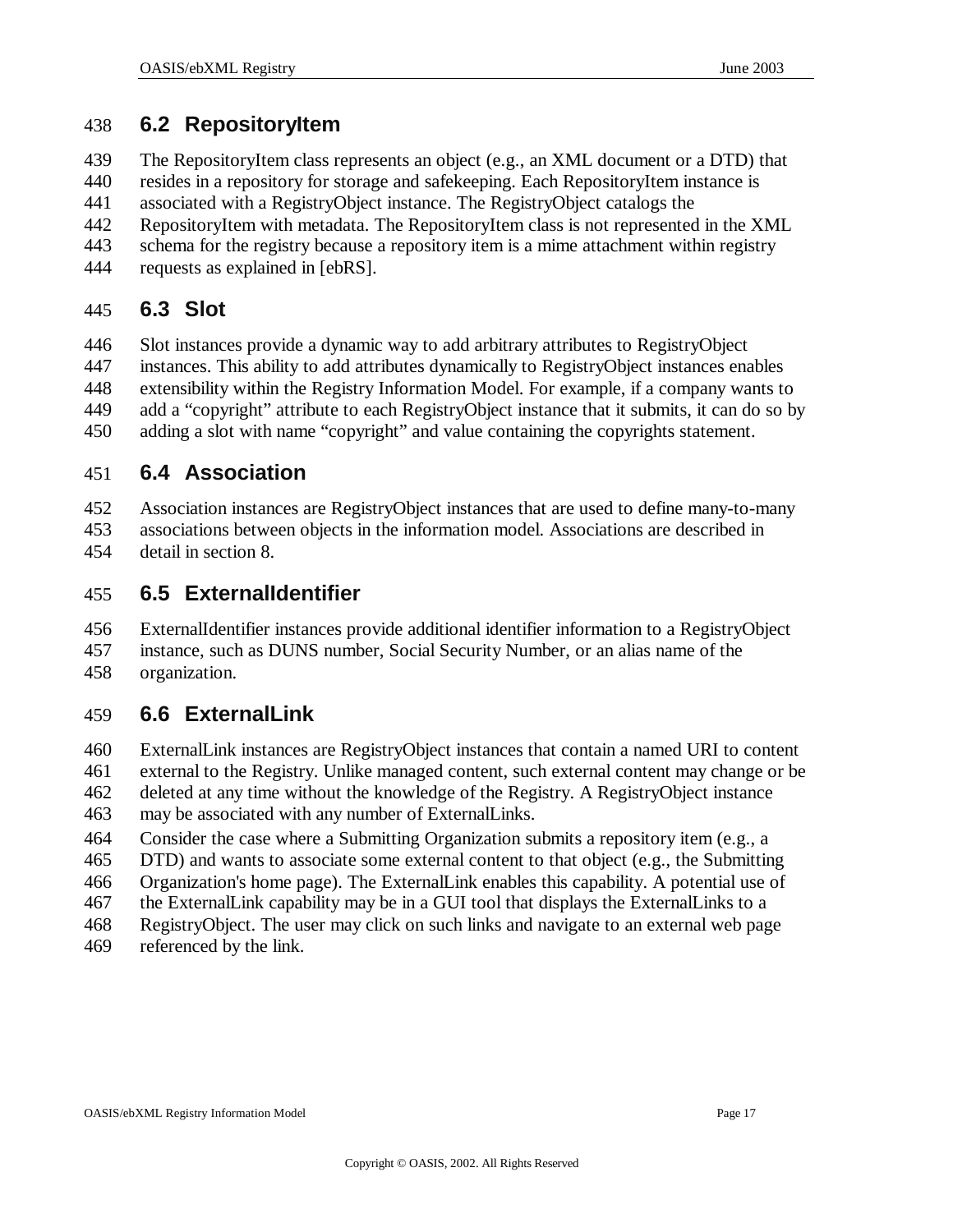## 6.2 RepositoryItem

The RepositoryItem class represents an object (e.g., an XML document or a DTD) that resides in a repository for storage and safekeeping. Each RepositoryItem instance is associated with a RegistryObject instance. The RegistryObject catalogs the RepositoryItem with metadata. The RepositoryItem class is not represented in the XML schema for the registry because a repository item is a mime attachment within registry requests as explained in [ebRS].

## 6.3 Slot

Slot instances provide a dynamic way to add arbitrary attributes to RegistryObject instances. This ability to add attributes dynamically to RegistryObject instances enables extensibility within the Registry Information Model. For example, if a company wants to add a "copyright" attribute to each RegistryObject instance that it submits, it can do so by adding a slot with name "copyright" and value containing the copyrights statement.

## 6.4 Association

Association instances are RegistryObject instances that are used to define many-to-many associations between objects in the information model. Associations are described in detail in section 8.

## 6.5 ExternalIdentifier

ExternalIdentifier instances provide additional identifier information to a RegistryObject instance, such as DUNS number, Social Security Number, or an alias name of the organization.

## 6.6 ExternalLink

ExternalLink instances are RegistryObject instances that contain a named URI to content external to the Registry. Unlike managed content, such external content may change or be deleted at any time without the knowledge of the Registry. A RegistryObject instance may be associated with any number of ExternalLinks.

Consider the case where a Submitting Organization submits a repository item (e.g., a DTD) and wants to associate some external content to that object (e.g., the Submitting Organization's home page). The ExternalLink enables this capability. A potential use of the ExternalLink capability may be in a GUI tool that displays the ExternalLinks to a RegistryObject. The user may click on such links and navigate to an external web page referenced by the link.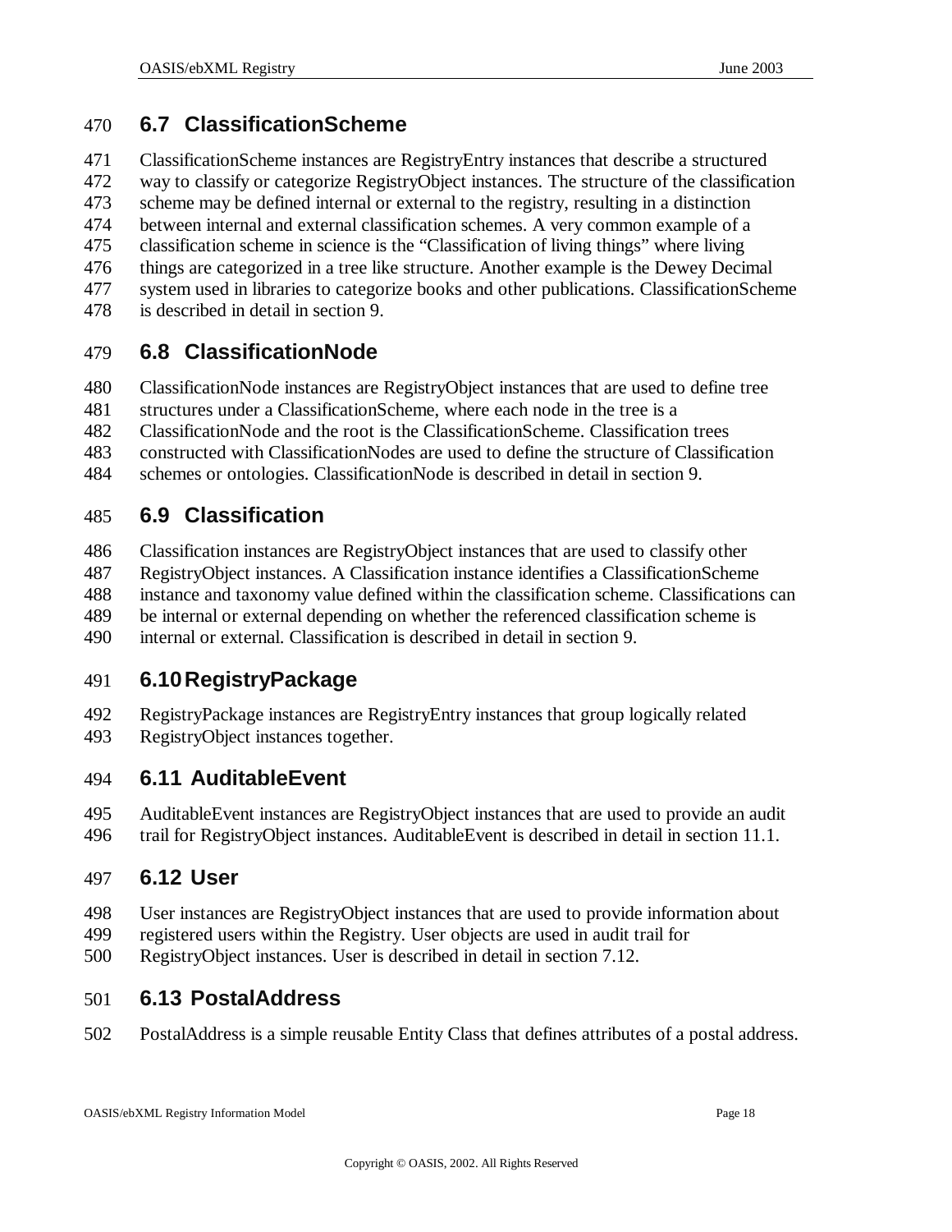## 6.7 ClassificationScheme

ClassificationScheme instances are RegistryEntry instances that describe a structured way to classify or categorize RegistryObject instances. The structure of the classification scheme may be defined internal or external to the registry, resulting in a distinction between internal and external classification schemes. A very common example of a classification scheme in science is the “Classification of living things” where living things are categorized in a tree like structure. Another example is the Dewey Decimal system used in libraries to categorize books and other publications. ClassificationScheme is described in detail in section 9.

## 6.8 ClassificationNode

ClassificationNode instances are RegistryObject instances that are used to define tree structures under a ClassificationScheme, where each node in the tree is a ClassificationNode and the root is the ClassificationScheme. Classification trees constructed with ClassificationNodes are used to define the structure of Classification schemes or ontologies. ClassificationNode is described in detail in section 9.

## 6.9 Classification

Classification instances are RegistryObject instances that are used to classify other RegistryObject instances. A Classification instance identifies a ClassificationScheme instance and taxonomy value defined within the classification scheme. Classifications can be internal or external depending on whether the referenced classification scheme is internal or external. Classification is described in detail in section 9.

## 6.10 RegistryPackage

RegistryPackage instances are RegistryEntry instances that group logically related RegistryObject instances together.

## 6.11 AuditableEvent

AuditableEvent instances are RegistryObject instances that are used to provide an audit trail for RegistryObject instances. AuditableEvent is described in detail in section 11.1.

## 6.12 User

User instances are RegistryObject instances that are used to provide information about registered users within the Registry. User objects are used in audit trail for RegistryObject instances. User is described in detail in section 7.12.

## 6.13 PostalAddress

PostalAddress is a simple reusable Entity Class that defines attributes of a postal address.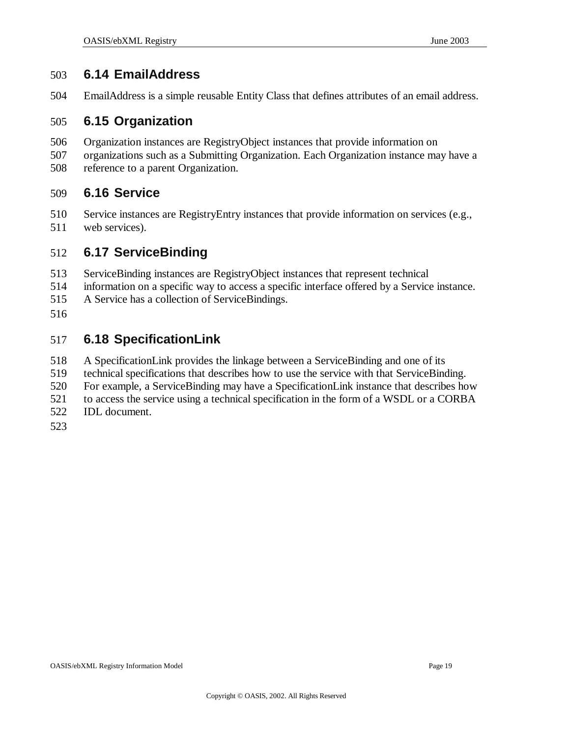## 6.14 EmailAddress

EmailAddress is a simple reusable Entity Class that defines attributes of an email address.

## 6.15 Organization

Organization instances are RegistryObject instances that provide information on organizations such as a Submitting Organization. Each Organization instance may have a reference to a parent Organization.

## 6.16 Service

Service instances are RegistryEntry instances that provide information on services (e.g., web services).

## 6.17 ServiceBinding

ServiceBinding instances are RegistryObject instances that represent technical information on a specific way to access a specific interface offered by a Service instance. A Service has a collection of ServiceBindings.

## 6.18 SpecificationLink

A SpecificationLink provides the linkage between a ServiceBinding and one of its technical specifications that describes how to use the service with that ServiceBinding. For example, a ServiceBinding may have a SpecificationLink instance that describes how to access the service using a technical specification in the form of a WSDL or a CORBA IDL document.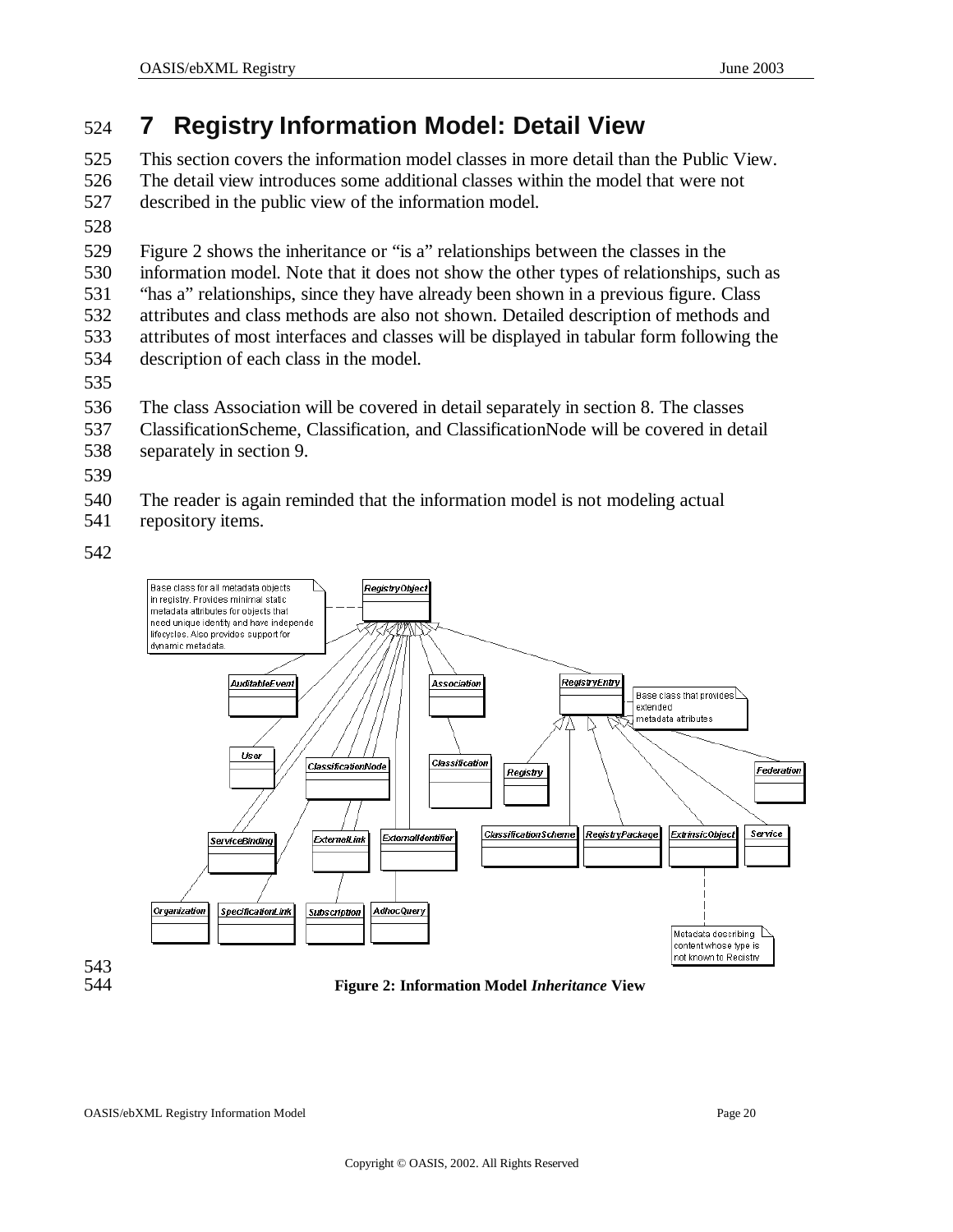# 7 Registry Information Model: Detail View

This section covers the information model classes in more detail than the Public View. The detail view introduces some additional classes within the model that were not described in the public view of the information model.

Figure 2 shows the inheritance or "is a" relationships between the classes in the information model. Note that it does not show the other types of relationships, such as "has a" relationships, since they have already been shown in a previous figure. Class attributes and class methods are also not shown. Detailed description of methods and attributes of most interfaces and classes will be displayed in tabular form following the description of each class in the model.

The class Association will be covered in detail separately in section 8. The classes ClassificationScheme, Classification, and ClassificationNode will be covered in detail separately in section 9.

The reader is again reminded that the information model is not modeling actual repository items.

**Figure 2: Information Model *Inheritance* View**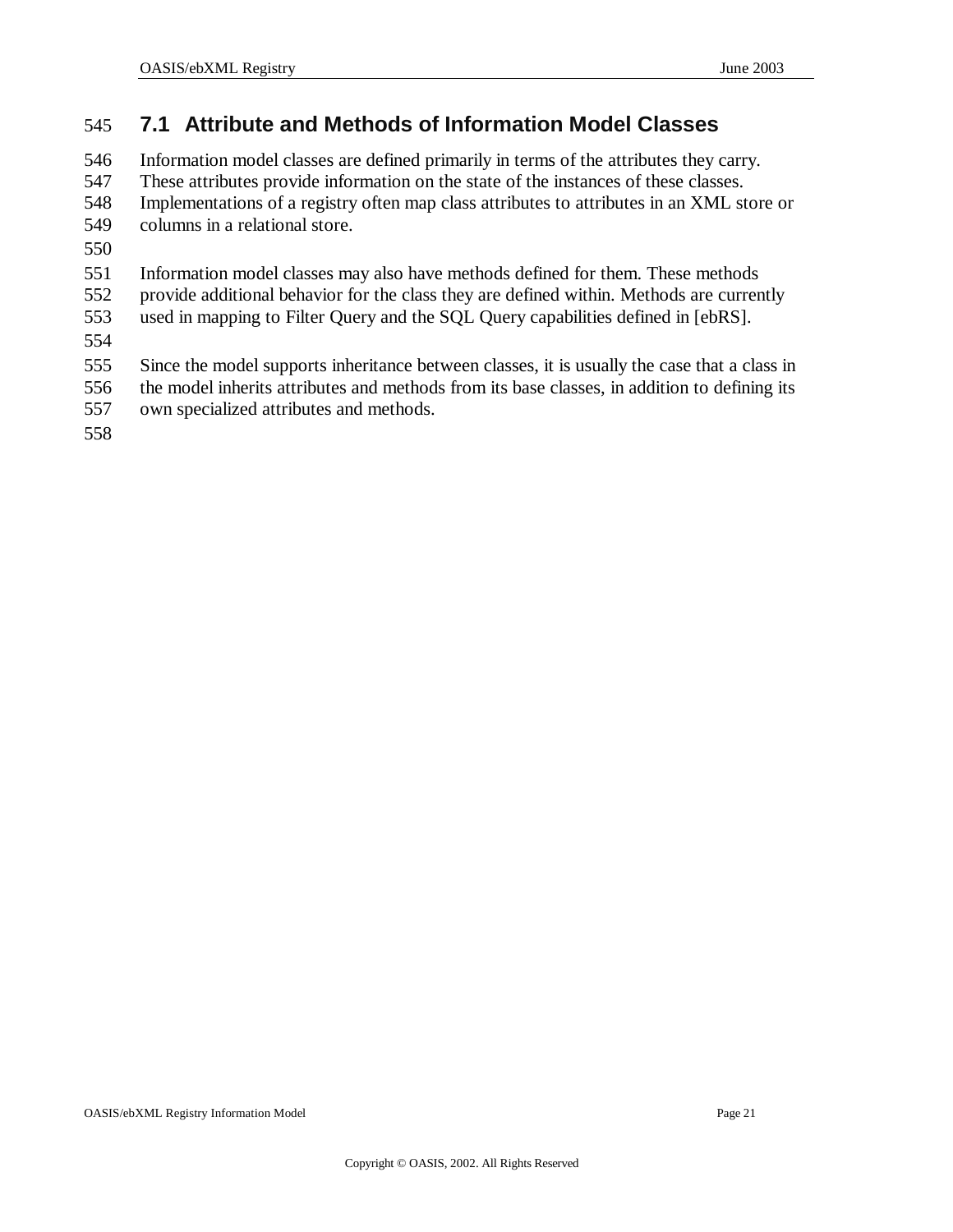## 7.1 Attribute and Methods of Information Model Classes

Information model classes are defined primarily in terms of the attributes they carry. These attributes provide information on the state of the instances of these classes. Implementations of a registry often map class attributes to attributes in an XML store or columns in a relational store.

Information model classes may also have methods defined for them. These methods provide additional behavior for the class they are defined within. Methods are currently used in mapping to Filter Query and the SQL Query capabilities defined in [ebRS].

Since the model supports inheritance between classes, it is usually the case that a class in the model inherits attributes and methods from its base classes, in addition to defining its own specialized attributes and methods.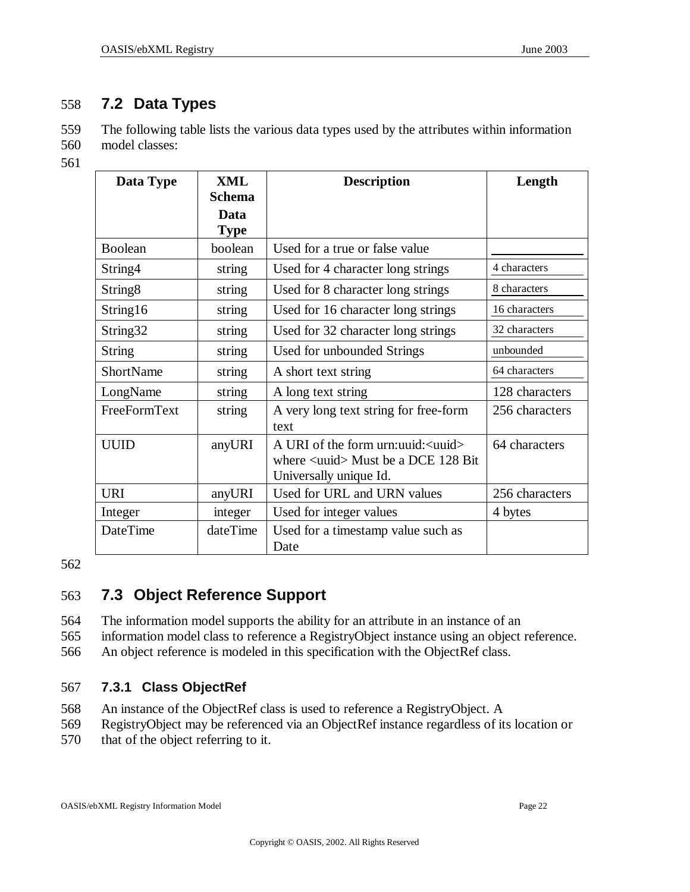## 7.2 Data Types

The following table lists the various data types used by the attributes within information model classes:

| Data Type | XML Schema Data Type | Description | Length |
|---|---|---|---|
| Boolean | boolean | Used for a true or false value | |
| String4 | string | Used for 4 character long strings | 4 characters |
| String8 | string | Used for 8 character long strings | 8 characters |
| String16 | string | Used for 16 character long strings | 16 characters |
| String32 | string | Used for 32 character long strings | 32 characters |
| String | string | Used for unbounded Strings | unbounded |
| ShortName | string | A short text string | 64 characters |
| LongName | string | A long text string | 128 characters |
| FreeFormText | string | A very long text string for free-form text | 256 characters |
| UUID | anyURI | A URI of the form urn:uuid:<uuid> where <uuid> Must be a DCE 128 Bit Universally unique Id. | 64 characters |
| URI | anyURI | Used for URL and URN values | 256 characters |
| Integer | integer | Used for integer values | 4 bytes |
| DateTime | dateTime | Used for a timestamp value such as Date | |

## 7.3 Object Reference Support

The information model supports the ability for an attribute in an instance of an information model class to reference a RegistryObject instance using an object reference. An object reference is modeled in this specification with the ObjectRef class.

### 7.3.1 Class ObjectRef

An instance of the ObjectRef class is used to reference a RegistryObject. A RegistryObject may be referenced via an ObjectRef instance regardless of its location or that of the object referring to it.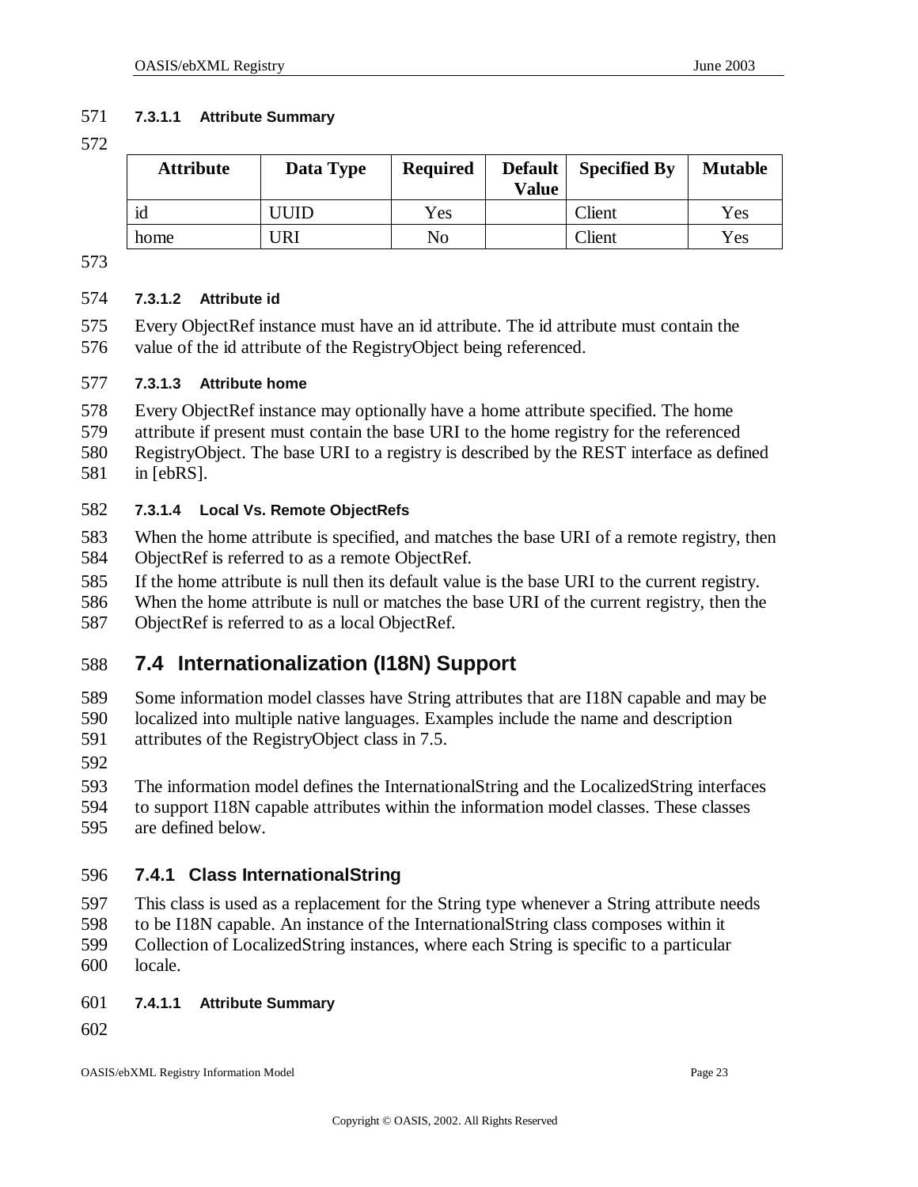#### 7.3.1.1 Attribute Summary

| Attribute | Data Type | Required | Default Value | Specified By | Mutable |
|---|---|---|---|---|---|
| id | UUID | Yes | | Client | Yes |
| home | URI | No | | Client | Yes |

#### 7.3.1.2 Attribute id

Every ObjectRef instance must have an id attribute. The id attribute must contain the value of the id attribute of the RegistryObject being referenced.

#### 7.3.1.3 Attribute home

Every ObjectRef instance may optionally have a home attribute specified. The home attribute if present must contain the base URI to the home registry for the referenced RegistryObject. The base URI to a registry is described by the REST interface as defined in [ebRS].

#### 7.3.1.4 Local Vs. Remote ObjectRefs

When the home attribute is specified, and matches the base URI of a remote registry, then ObjectRef is referred to as a remote ObjectRef.

If the home attribute is null then its default value is the base URI to the current registry.

When the home attribute is null or matches the base URI of the current registry, then the ObjectRef is referred to as a local ObjectRef.

## 7.4 Internationalization (I18N) Support

Some information model classes have String attributes that are I18N capable and may be localized into multiple native languages. Examples include the name and description attributes of the RegistryObject class in 7.5.

The information model defines the InternationalString and the LocalizedString interfaces to support I18N capable attributes within the information model classes. These classes are defined below.

### 7.4.1 Class InternationalString

This class is used as a replacement for the String type whenever a String attribute needs to be I18N capable. An instance of the InternationalString class composes within it Collection of LocalizedString instances, where each String is specific to a particular locale.

#### 7.4.1.1 Attribute Summary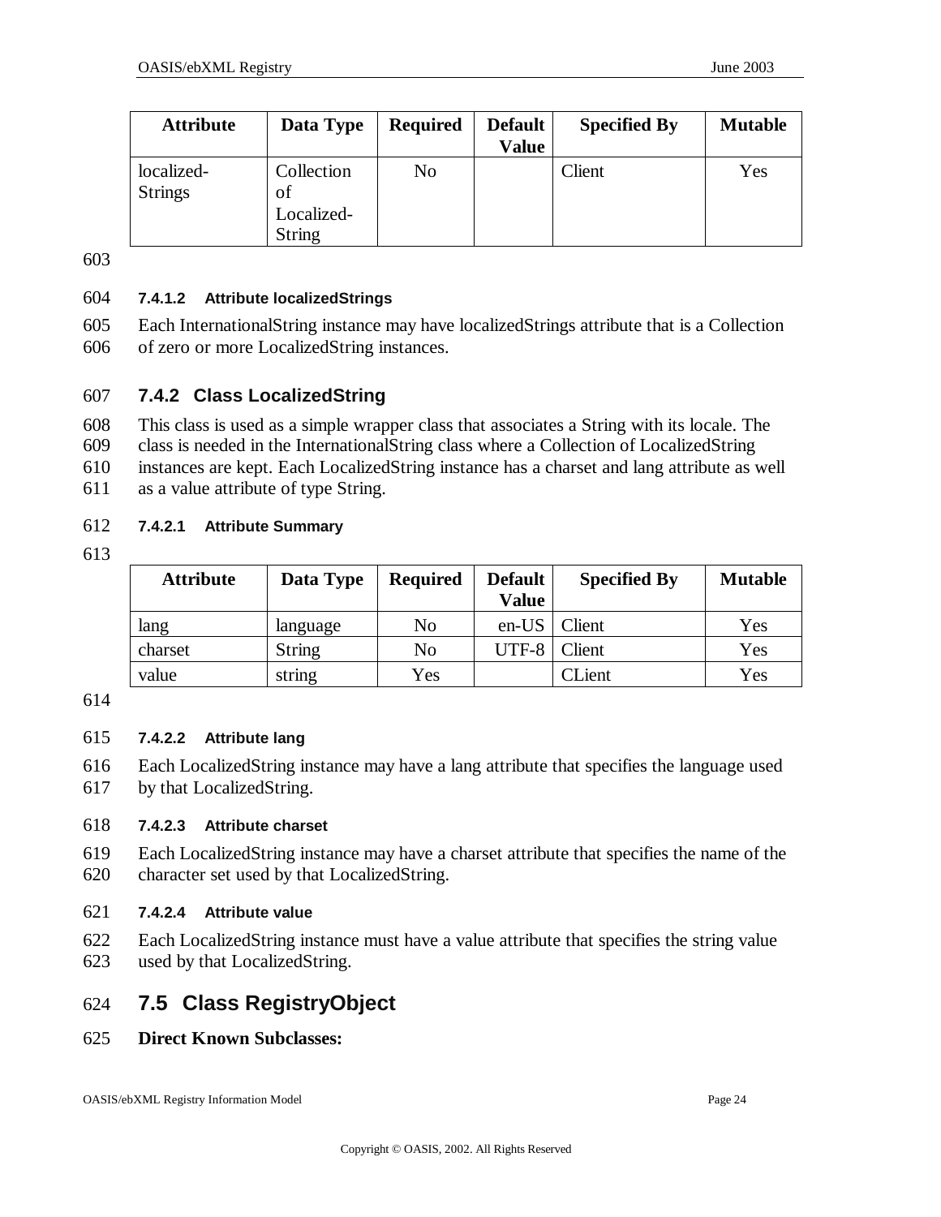| Attribute | Data Type | Required | Default Value | Specified By | Mutable |
|---|---|---|---|---|---|
| localized-Strings | Collection of Localized-String | No | | Client | Yes |

#### 7.4.1.2 Attribute localizedStrings

Each InternationalString instance may have localizedStrings attribute that is a Collection of zero or more LocalizedString instances.

### 7.4.2 Class LocalizedString

This class is used as a simple wrapper class that associates a String with its locale. The class is needed in the InternationalString class where a Collection of LocalizedString instances are kept. Each LocalizedString instance has a charset and lang attribute as well as a value attribute of type String.

#### 7.4.2.1 Attribute Summary

| Attribute | Data Type | Required | Default Value | Specified By | Mutable |
|---|---|---|---|---|---|
| lang | language | No | en-US | Client | Yes |
| charset | String | No | UTF-8 | Client | Yes |
| value | string | Yes | | CLient | Yes |

#### 7.4.2.2 Attribute lang

Each LocalizedString instance may have a lang attribute that specifies the language used by that LocalizedString.

#### 7.4.2.3 Attribute charset

Each LocalizedString instance may have a charset attribute that specifies the name of the character set used by that LocalizedString.

#### 7.4.2.4 Attribute value

Each LocalizedString instance must have a value attribute that specifies the string value used by that LocalizedString.

## 7.5 Class RegistryObject

**Direct Known Subclasses:**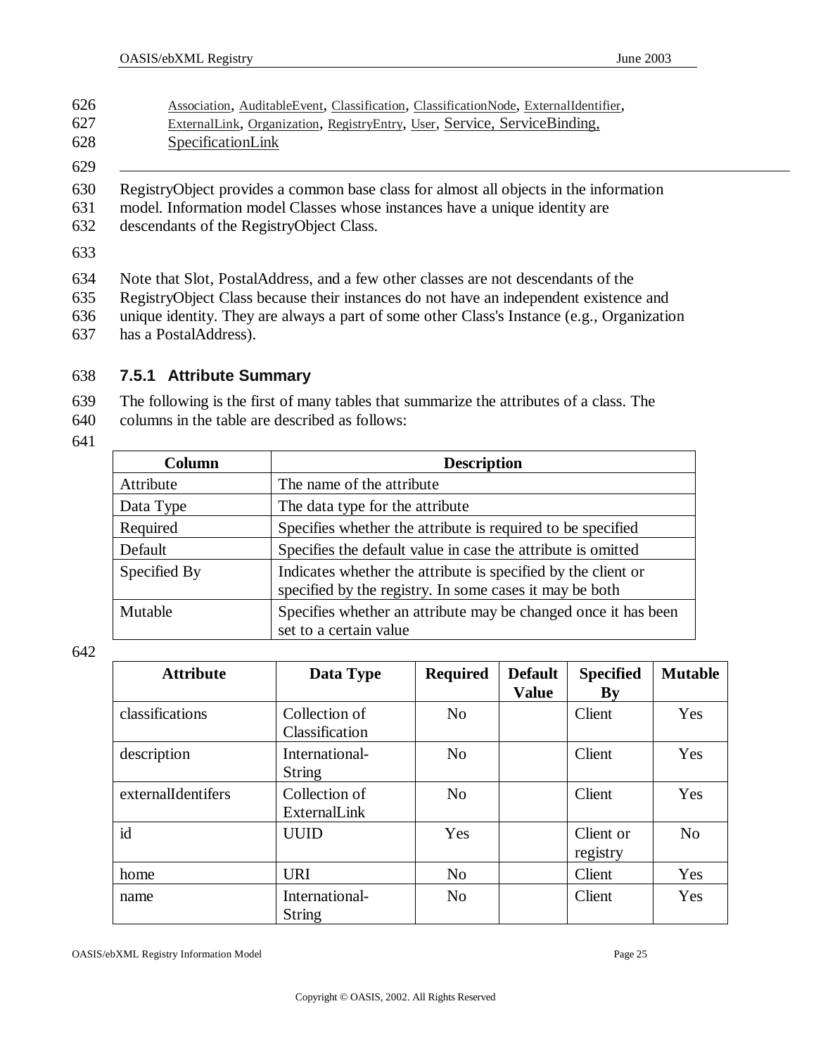Association, AuditableEvent, Classification, ClassificationNode, ExternalIdentifier, ExternalLink, Organization, RegistryEntry, User, Service, ServiceBinding, SpecificationLink

---

RegistryObject provides a common base class for almost all objects in the information model. Information model Classes whose instances have a unique identity are descendants of the RegistryObject Class.

Note that Slot, PostalAddress, and a few other classes are not descendants of the RegistryObject Class because their instances do not have an independent existence and unique identity. They are always a part of some other Class's Instance (e.g., Organization has a PostalAddress).

### 7.5.1 Attribute Summary

The following is the first of many tables that summarize the attributes of a class. The columns in the table are described as follows:

| Column | Description |
|---|---|
| Attribute | The name of the attribute |
| Data Type | The data type for the attribute |
| Required | Specifies whether the attribute is required to be specified |
| Default | Specifies the default value in case the attribute is omitted |
| Specified By | Indicates whether the attribute is specified by the client or specified by the registry. In some cases it may be both |
| Mutable | Specifies whether an attribute may be changed once it has been set to a certain value |

| Attribute | Data Type | Required | Default Value | Specified By | Mutable |
|---|---|---|---|---|---|
| classifications | Collection of Classification | No | | Client | Yes |
| description | International-String | No | | Client | Yes |
| externalIdentifers | Collection of ExternalLink | No | | Client | Yes |
| id | UUID | Yes | | Client or registry | No |
| home | URI | No | | Client | Yes |
| name | International-String | No | | Client | Yes |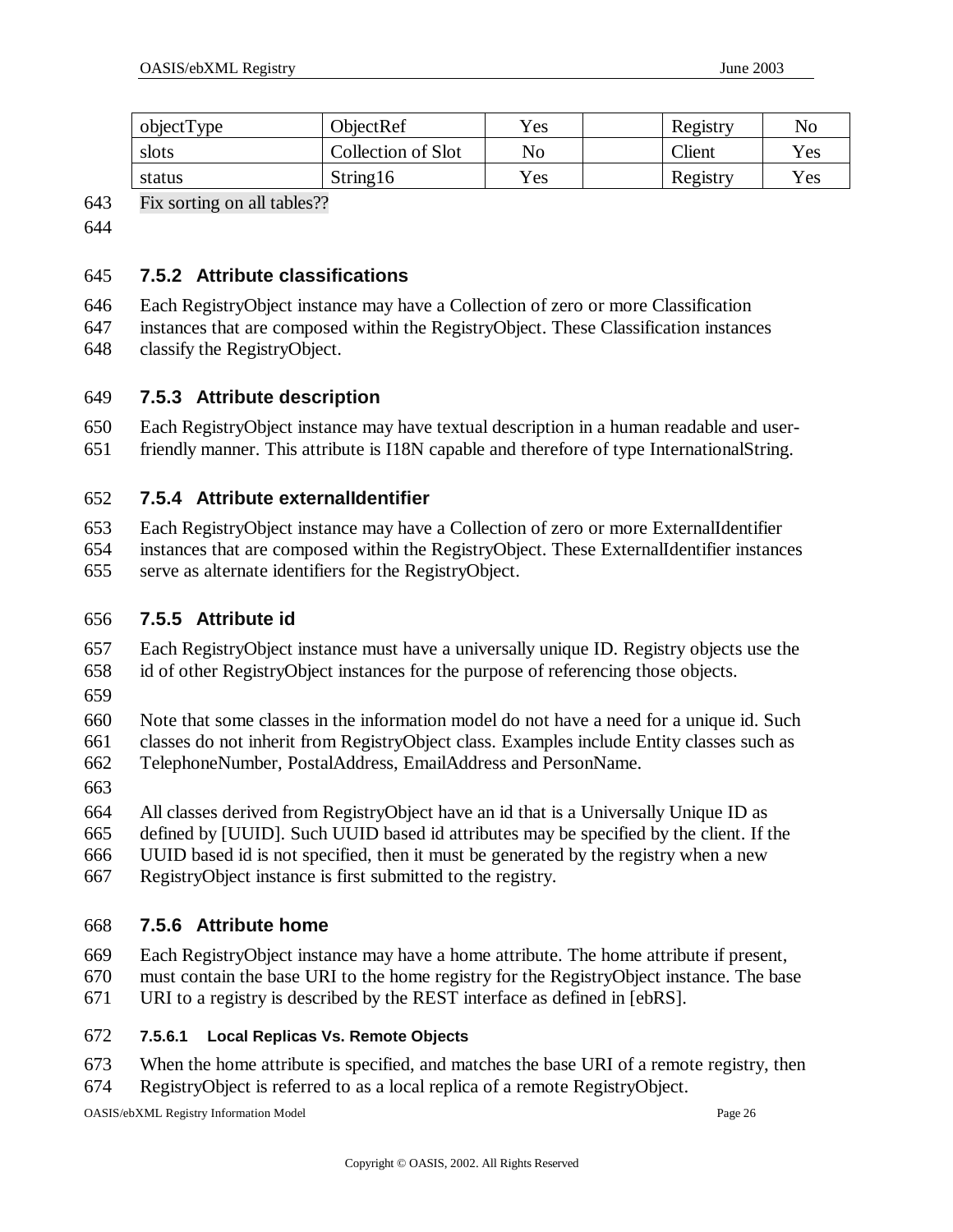| objectType | ObjectRef | Yes | | Registry | No |
|---|---|---|---|---|---|
| slots | Collection of Slot | No | | Client | Yes |
| status | String16 | Yes | | Registry | Yes |

Fix sorting on all tables??

### 7.5.2 Attribute classifications

Each RegistryObject instance may have a Collection of zero or more Classification instances that are composed within the RegistryObject. These Classification instances classify the RegistryObject.

### 7.5.3 Attribute description

Each RegistryObject instance may have textual description in a human readable and user-friendly manner. This attribute is I18N capable and therefore of type InternationalString.

### 7.5.4 Attribute externalIdentifier

Each RegistryObject instance may have a Collection of zero or more ExternalIdentifier instances that are composed within the RegistryObject. These ExternalIdentifier instances serve as alternate identifiers for the RegistryObject.

### 7.5.5 Attribute id

Each RegistryObject instance must have a universally unique ID. Registry objects use the id of other RegistryObject instances for the purpose of referencing those objects.

Note that some classes in the information model do not have a need for a unique id. Such classes do not inherit from RegistryObject class. Examples include Entity classes such as TelephoneNumber, PostalAddress, EmailAddress and PersonName.

All classes derived from RegistryObject have an id that is a Universally Unique ID as defined by [UUID]. Such UUID based id attributes may be specified by the client. If the UUID based id is not specified, then it must be generated by the registry when a new RegistryObject instance is first submitted to the registry.

### 7.5.6 Attribute home

Each RegistryObject instance may have a home attribute. The home attribute if present, must contain the base URI to the home registry for the RegistryObject instance. The base URI to a registry is described by the REST interface as defined in [ebRS].

#### 7.5.6.1 Local Replicas Vs. Remote Objects

When the home attribute is specified, and matches the base URI of a remote registry, then RegistryObject is referred to as a local replica of a remote RegistryObject.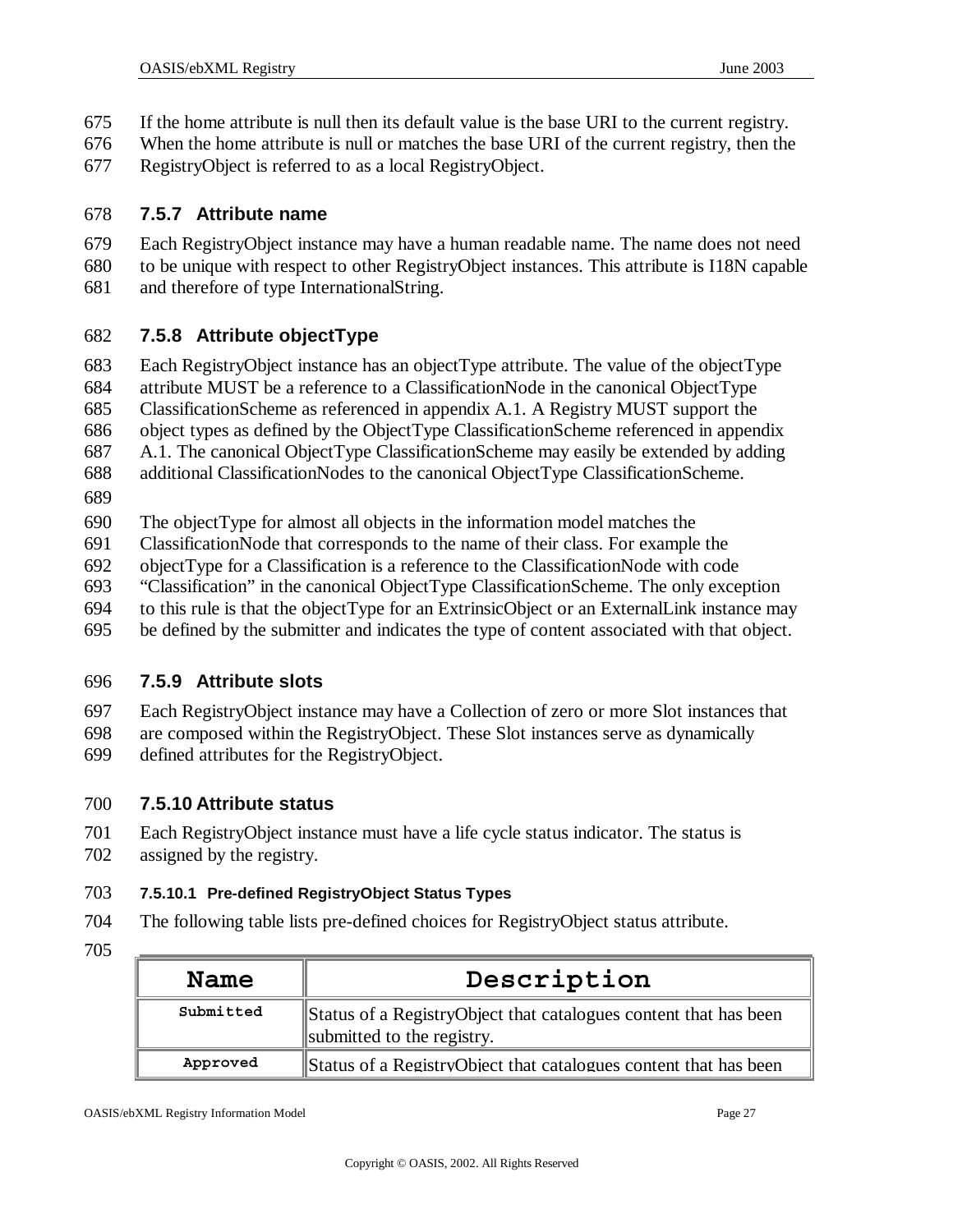If the home attribute is null then its default value is the base URI to the current registry. When the home attribute is null or matches the base URI of the current registry, then the RegistryObject is referred to as a local RegistryObject.

### 7.5.7 Attribute name

Each RegistryObject instance may have a human readable name. The name does not need to be unique with respect to other RegistryObject instances. This attribute is I18N capable and therefore of type InternationalString.

### 7.5.8 Attribute objectType

Each RegistryObject instance has an objectType attribute. The value of the objectType attribute MUST be a reference to a ClassificationNode in the canonical ObjectType ClassificationScheme as referenced in appendix A.1. A Registry MUST support the object types as defined by the ObjectType ClassificationScheme referenced in appendix A.1. The canonical ObjectType ClassificationScheme may easily be extended by adding additional ClassificationNodes to the canonical ObjectType ClassificationScheme.

The objectType for almost all objects in the information model matches the ClassificationNode that corresponds to the name of their class. For example the objectType for a Classification is a reference to the ClassificationNode with code "Classification" in the canonical ObjectType ClassificationScheme. The only exception to this rule is that the objectType for an ExtrinsicObject or an ExternalLink instance may be defined by the submitter and indicates the type of content associated with that object.

### 7.5.9 Attribute slots

Each RegistryObject instance may have a Collection of zero or more Slot instances that are composed within the RegistryObject. These Slot instances serve as dynamically defined attributes for the RegistryObject.

### 7.5.10 Attribute status

Each RegistryObject instance must have a life cycle status indicator. The status is assigned by the registry.

#### 7.5.10.1 Pre-defined RegistryObject Status Types

The following table lists pre-defined choices for RegistryObject status attribute.

| Name | Description |
|---|---|
| Submitted | Status of a RegistryObject that catalogues content that has been submitted to the registry. |
| Approved | Status of a RegistryObject that catalogues content that has been |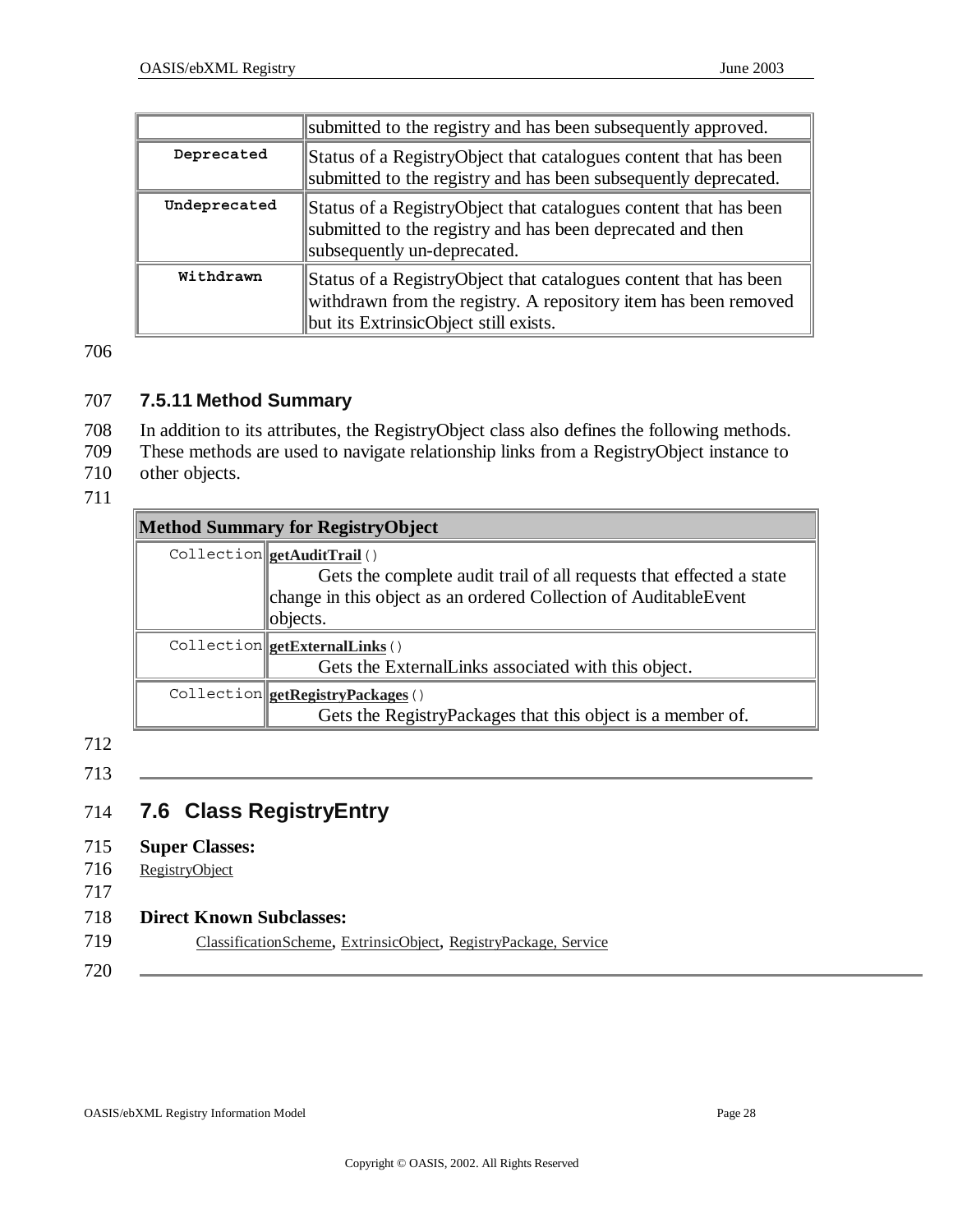|  | submitted to the registry and has been subsequently approved. |
|---|---|
| Deprecated | Status of a RegistryObject that catalogues content that has been submitted to the registry and has been subsequently deprecated. |
| Undeprecated | Status of a RegistryObject that catalogues content that has been submitted to the registry and has been deprecated and then subsequently un-deprecated. |
| Withdrawn | Status of a RegistryObject that catalogues content that has been withdrawn from the registry. A repository item has been removed but its ExtrinsicObject still exists. |

### 7.5.11 Method Summary

In addition to its attributes, the RegistryObject class also defines the following methods. These methods are used to navigate relationship links from a RegistryObject instance to other objects.

| Method Summary for RegistryObject | |
|---|---|
| Collection | **getAuditTrail**() Gets the complete audit trail of all requests that effected a state change in this object as an ordered Collection of AuditableEvent objects. |
| Collection | **getExternalLinks**() Gets the ExternalLinks associated with this object. |
| Collection | **getRegistryPackages**() Gets the RegistryPackages that this object is a member of. |

---

## 7.6 Class RegistryEntry

**Super Classes:**

RegistryObject

**Direct Known Subclasses:**

ClassificationScheme, ExtrinsicObject, RegistryPackage, Service

---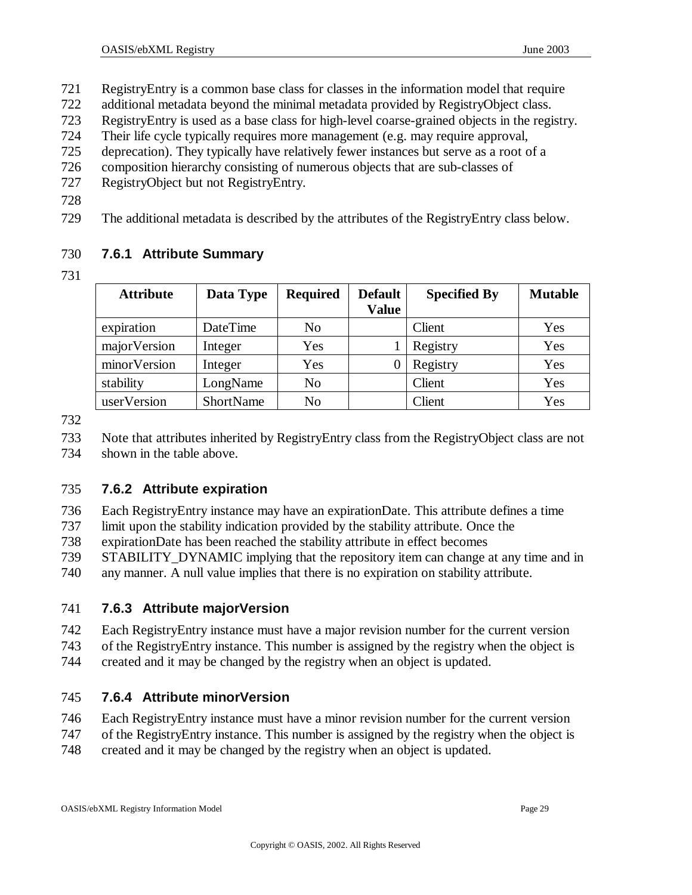RegistryEntry is a common base class for classes in the information model that require additional metadata beyond the minimal metadata provided by RegistryObject class. RegistryEntry is used as a base class for high-level coarse-grained objects in the registry. Their life cycle typically requires more management (e.g. may require approval, deprecation). They typically have relatively fewer instances but serve as a root of a composition hierarchy consisting of numerous objects that are sub-classes of RegistryObject but not RegistryEntry.

The additional metadata is described by the attributes of the RegistryEntry class below.

### 7.6.1 Attribute Summary

| Attribute | Data Type | Required | Default Value | Specified By | Mutable |
|---|---|---|---|---|---|
| expiration | DateTime | No | | Client | Yes |
| majorVersion | Integer | Yes | 1 | Registry | Yes |
| minorVersion | Integer | Yes | 0 | Registry | Yes |
| stability | LongName | No | | Client | Yes |
| userVersion | ShortName | No | | Client | Yes |

Note that attributes inherited by RegistryEntry class from the RegistryObject class are not shown in the table above.

### 7.6.2 Attribute expiration

Each RegistryEntry instance may have an expirationDate. This attribute defines a time limit upon the stability indication provided by the stability attribute. Once the expirationDate has been reached the stability attribute in effect becomes STABILITY_DYNAMIC implying that the repository item can change at any time and in any manner. A null value implies that there is no expiration on stability attribute.

### 7.6.3 Attribute majorVersion

Each RegistryEntry instance must have a major revision number for the current version of the RegistryEntry instance. This number is assigned by the registry when the object is created and it may be changed by the registry when an object is updated.

### 7.6.4 Attribute minorVersion

Each RegistryEntry instance must have a minor revision number for the current version of the RegistryEntry instance. This number is assigned by the registry when the object is created and it may be changed by the registry when an object is updated.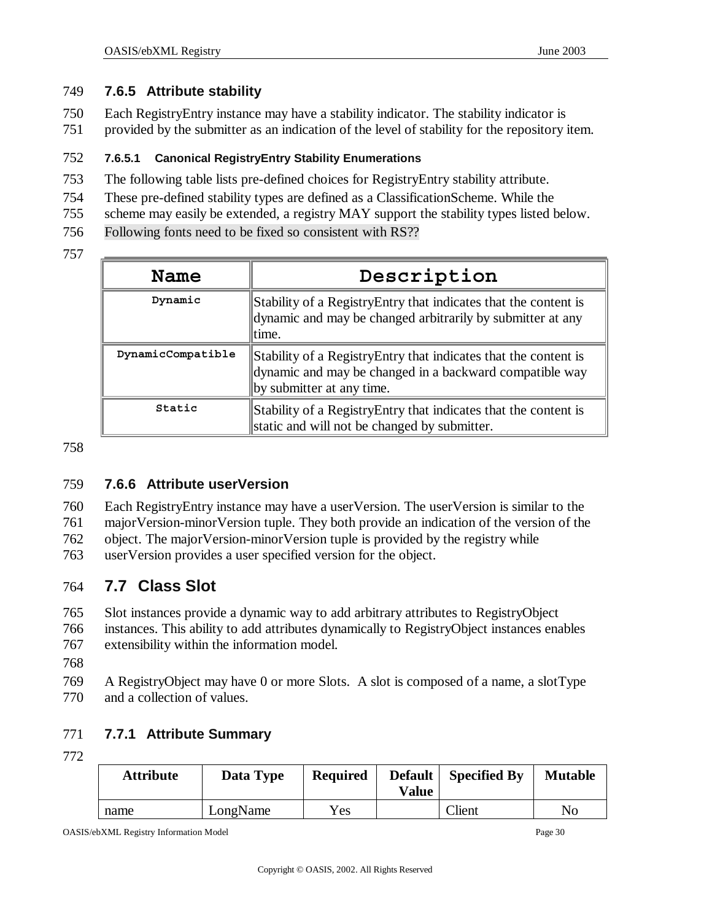### 7.6.5 Attribute stability

Each RegistryEntry instance may have a stability indicator. The stability indicator is provided by the submitter as an indication of the level of stability for the repository item.

#### 7.6.5.1 Canonical RegistryEntry Stability Enumerations

The following table lists pre-defined choices for RegistryEntry stability attribute. These pre-defined stability types are defined as a ClassificationScheme. While the scheme may easily be extended, a registry MAY support the stability types listed below.

Following fonts need to be fixed so consistent with RS??

| Name | Description |
|---|---|
| Dynamic | Stability of a RegistryEntry that indicates that the content is dynamic and may be changed arbitrarily by submitter at any time. |
| DynamicCompatible | Stability of a RegistryEntry that indicates that the content is dynamic and may be changed in a backward compatible way by submitter at any time. |
| Static | Stability of a RegistryEntry that indicates that the content is static and will not be changed by submitter. |

### 7.6.6 Attribute userVersion

Each RegistryEntry instance may have a userVersion. The userVersion is similar to the majorVersion-minorVersion tuple. They both provide an indication of the version of the object. The majorVersion-minorVersion tuple is provided by the registry while userVersion provides a user specified version for the object.

## 7.7 Class Slot

Slot instances provide a dynamic way to add arbitrary attributes to RegistryObject instances. This ability to add attributes dynamically to RegistryObject instances enables extensibility within the information model.

A RegistryObject may have 0 or more Slots. A slot is composed of a name, a slotType and a collection of values.

### 7.7.1 Attribute Summary

| Attribute | Data Type | Required | Default Value | Specified By | Mutable |
|---|---|---|---|---|---|
| name | LongName | Yes | | Client | No |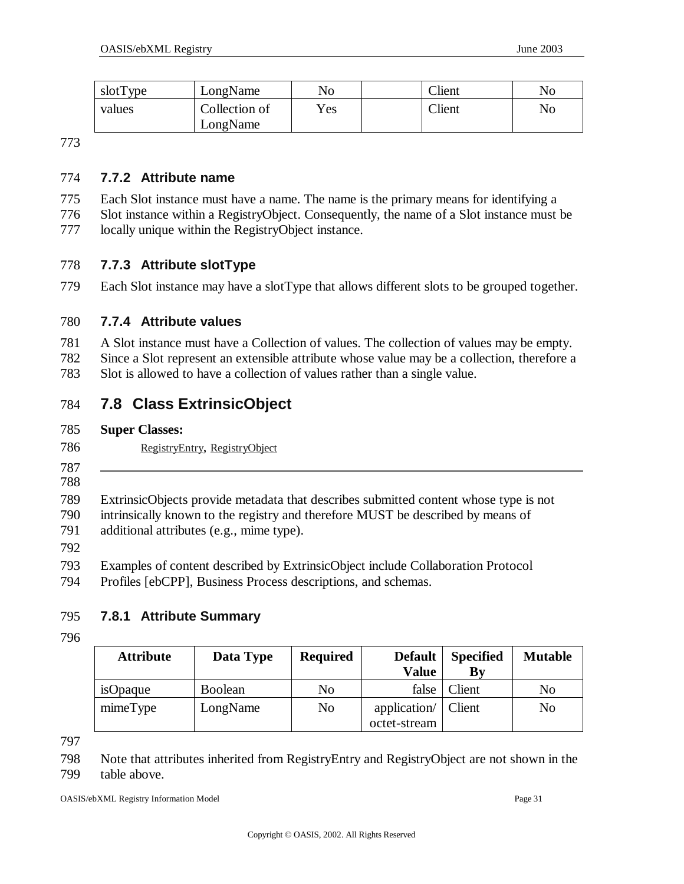| slotType | LongName | No | | Client | No |
|---|---|---|---|---|---|
| values | Collection of LongName | Yes | | Client | No |

### 7.7.2 Attribute name

Each Slot instance must have a name. The name is the primary means for identifying a Slot instance within a RegistryObject. Consequently, the name of a Slot instance must be locally unique within the RegistryObject instance.

### 7.7.3 Attribute slotType

Each Slot instance may have a slotType that allows different slots to be grouped together.

### 7.7.4 Attribute values

A Slot instance must have a Collection of values. The collection of values may be empty. Since a Slot represent an extensible attribute whose value may be a collection, therefore a Slot is allowed to have a collection of values rather than a single value.

## 7.8 Class ExtrinsicObject

**Super Classes:**

RegistryEntry, RegistryObject

---

ExtrinsicObjects provide metadata that describes submitted content whose type is not intrinsically known to the registry and therefore MUST be described by means of additional attributes (e.g., mime type).

Examples of content described by ExtrinsicObject include Collaboration Protocol Profiles [ebCPP], Business Process descriptions, and schemas.

### 7.8.1 Attribute Summary

| Attribute | Data Type | Required | Default Value | Specified By | Mutable |
|---|---|---|---|---|---|
| isOpaque | Boolean | No | false | Client | No |
| mimeType | LongName | No | application/octet-stream | Client | No |

Note that attributes inherited from RegistryEntry and RegistryObject are not shown in the table above.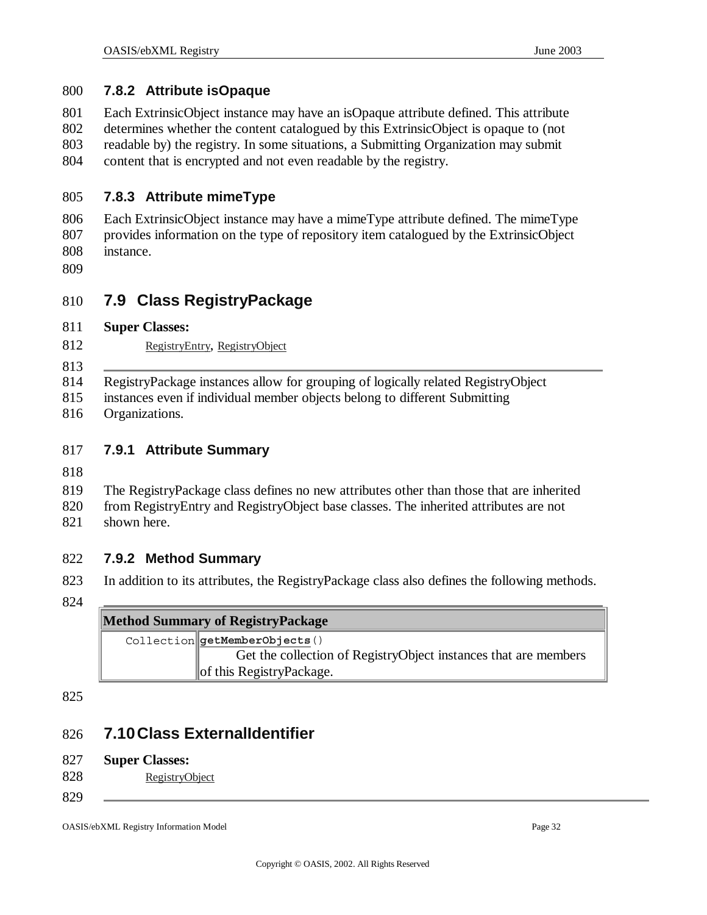### 7.8.2 Attribute isOpaque

Each ExtrinsicObject instance may have an isOpaque attribute defined. This attribute determines whether the content catalogued by this ExtrinsicObject is opaque to (not readable by) the registry. In some situations, a Submitting Organization may submit content that is encrypted and not even readable by the registry.

### 7.8.3 Attribute mimeType

Each ExtrinsicObject instance may have a mimeType attribute defined. The mimeType provides information on the type of repository item catalogued by the ExtrinsicObject instance.

## 7.9 Class RegistryPackage

**Super Classes:**

RegistryEntry, RegistryObject

---

RegistryPackage instances allow for grouping of logically related RegistryObject instances even if individual member objects belong to different Submitting Organizations.

### 7.9.1 Attribute Summary

The RegistryPackage class defines no new attributes other than those that are inherited from RegistryEntry and RegistryObject base classes. The inherited attributes are not shown here.

### 7.9.2 Method Summary

In addition to its attributes, the RegistryPackage class also defines the following methods.

| Method Summary of RegistryPackage | |
|---|---|
| `Collection` | **`getMemberObjects`**`()` <br> Get the collection of RegistryObject instances that are members of this RegistryPackage. |

## 7.10 Class ExternalIdentifier

**Super Classes:**

RegistryObject

---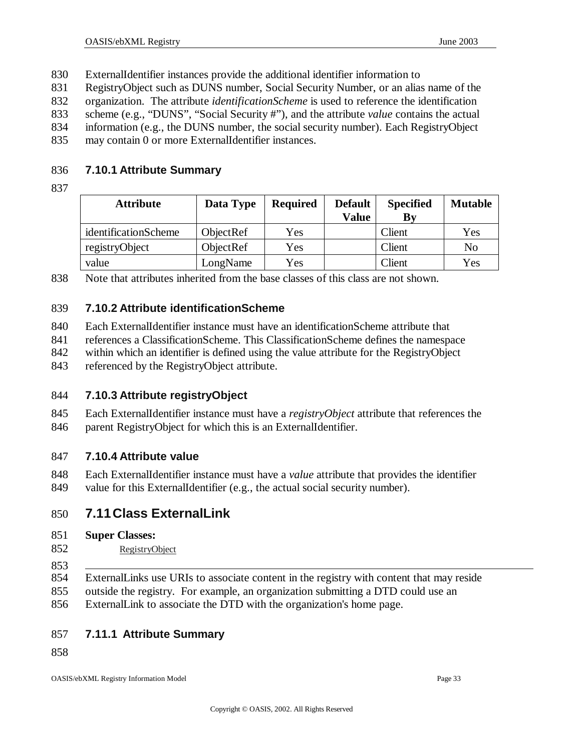ExternalIdentifier instances provide the additional identifier information to RegistryObject such as DUNS number, Social Security Number, or an alias name of the organization. The attribute *identificationScheme* is used to reference the identification scheme (e.g., "DUNS", "Social Security #"), and the attribute *value* contains the actual information (e.g., the DUNS number, the social security number). Each RegistryObject may contain 0 or more ExternalIdentifier instances.

### 7.10.1 Attribute Summary

| Attribute | Data Type | Required | Default Value | Specified By | Mutable |
|---|---|---|---|---|---|
| identificationScheme | ObjectRef | Yes | | Client | Yes |
| registryObject | ObjectRef | Yes | | Client | No |
| value | LongName | Yes | | Client | Yes |

Note that attributes inherited from the base classes of this class are not shown.

### 7.10.2 Attribute identificationScheme

Each ExternalIdentifier instance must have an identificationScheme attribute that references a ClassificationScheme. This ClassificationScheme defines the namespace within which an identifier is defined using the value attribute for the RegistryObject referenced by the RegistryObject attribute.

### 7.10.3 Attribute registryObject

Each ExternalIdentifier instance must have a *registryObject* attribute that references the parent RegistryObject for which this is an ExternalIdentifier.

### 7.10.4 Attribute value

Each ExternalIdentifier instance must have a *value* attribute that provides the identifier value for this ExternalIdentifier (e.g., the actual social security number).

## 7.11 Class ExternalLink

**Super Classes:**

RegistryObject

---

ExternalLinks use URIs to associate content in the registry with content that may reside outside the registry. For example, an organization submitting a DTD could use an ExternalLink to associate the DTD with the organization's home page.

### 7.11.1 Attribute Summary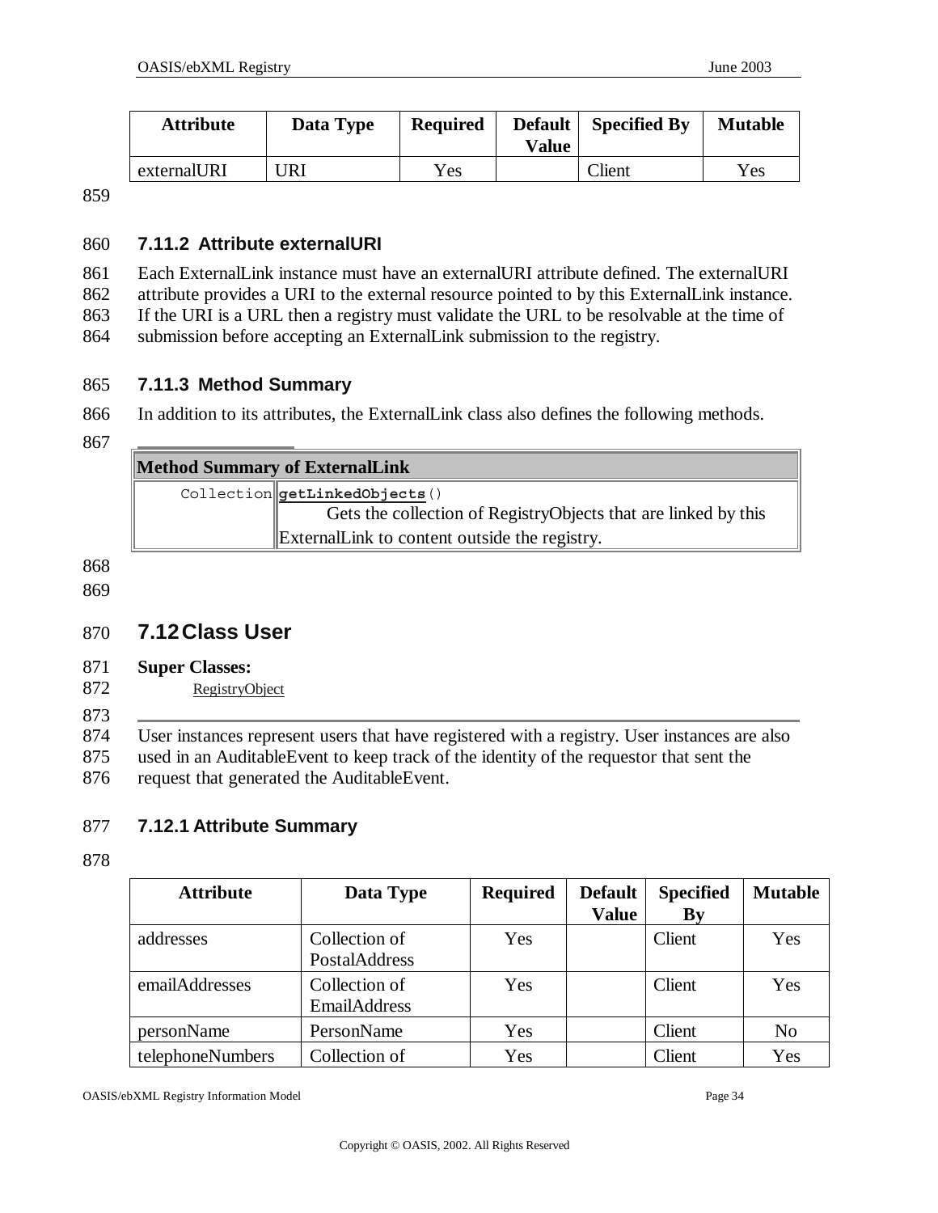| Attribute | Data Type | Required | Default Value | Specified By | Mutable |
|---|---|---|---|---|---|
| externalURI | URI | Yes | | Client | Yes |

### 7.11.2 Attribute externalURI

Each ExternalLink instance must have an externalURI attribute defined. The externalURI attribute provides a URI to the external resource pointed to by this ExternalLink instance. If the URI is a URL then a registry must validate the URL to be resolvable at the time of submission before accepting an ExternalLink submission to the registry.

### 7.11.3 Method Summary

In addition to its attributes, the ExternalLink class also defines the following methods.

| Method Summary of ExternalLink | |
|---|---|
| Collection | **getLinkedObjects**() Gets the collection of RegistryObjects that are linked by this ExternalLink to content outside the registry. |

## 7.12 Class User

**Super Classes:**

RegistryObject

User instances represent users that have registered with a registry. User instances are also used in an AuditableEvent to keep track of the identity of the requestor that sent the request that generated the AuditableEvent.

### 7.12.1 Attribute Summary

| Attribute | Data Type | Required | Default Value | Specified By | Mutable |
|---|---|---|---|---|---|
| addresses | Collection of PostalAddress | Yes | | Client | Yes |
| emailAddresses | Collection of EmailAddress | Yes | | Client | Yes |
| personName | PersonName | Yes | | Client | No |
| telephoneNumbers | Collection of | Yes | | Client | Yes |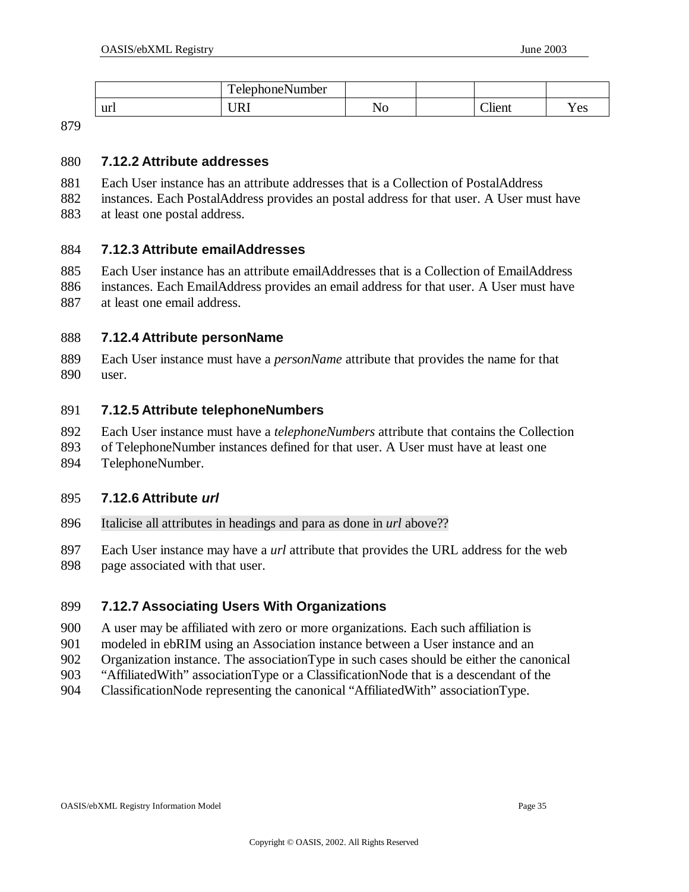| | TelephoneNumber | | | | |
|---|---|---|---|---|---|
| url | URI | No | | Client | Yes |

879

### 7.12.2 Attribute addresses

880

881 Each User instance has an attribute addresses that is a Collection of PostalAddress
882 instances. Each PostalAddress provides an postal address for that user. A User must have
883 at least one postal address.

### 7.12.3 Attribute emailAddresses

884

885 Each User instance has an attribute emailAddresses that is a Collection of EmailAddress
886 instances. Each EmailAddress provides an email address for that user. A User must have
887 at least one email address.

### 7.12.4 Attribute personName

888

889 Each User instance must have a *personName* attribute that provides the name for that
890 user.

### 7.12.5 Attribute telephoneNumbers

891

892 Each User instance must have a *telephoneNumbers* attribute that contains the Collection
893 of TelephoneNumber instances defined for that user. A User must have at least one
894 TelephoneNumber.

### 7.12.6 Attribute *url*

895

896 Italicise all attributes in headings and para as done in *url* above??

897 Each User instance may have a *url* attribute that provides the URL address for the web
898 page associated with that user.

### 7.12.7 Associating Users With Organizations

899

900 A user may be affiliated with zero or more organizations. Each such affiliation is
901 modeled in ebRIM using an Association instance between a User instance and an
902 Organization instance. The associationType in such cases should be either the canonical
903 “AffiliatedWith” associationType or a ClassificationNode that is a descendant of the
904 ClassificationNode representing the canonical “AffiliatedWith” associationType.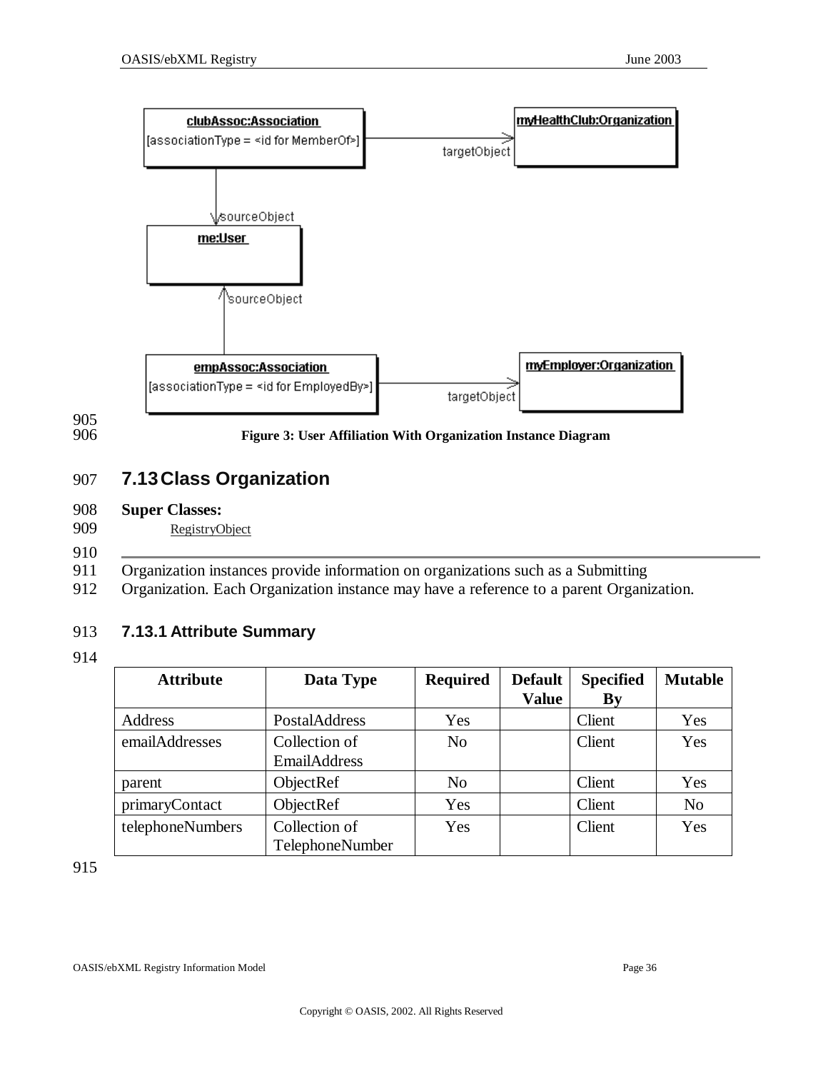Figure 3: User Affiliation With Organization Instance Diagram

## 7.13 Class Organization

**Super Classes:**

RegistryObject

---

Organization instances provide information on organizations such as a Submitting Organization. Each Organization instance may have a reference to a parent Organization.

### 7.13.1 Attribute Summary

| Attribute | Data Type | Required | Default Value | Specified By | Mutable |
|---|---|---|---|---|---|
| Address | PostalAddress | Yes | | Client | Yes |
| emailAddresses | Collection of EmailAddress | No | | Client | Yes |
| parent | ObjectRef | No | | Client | Yes |
| primaryContact | ObjectRef | Yes | | Client | No |
| telephoneNumbers | Collection of TelephoneNumber | Yes | | Client | Yes |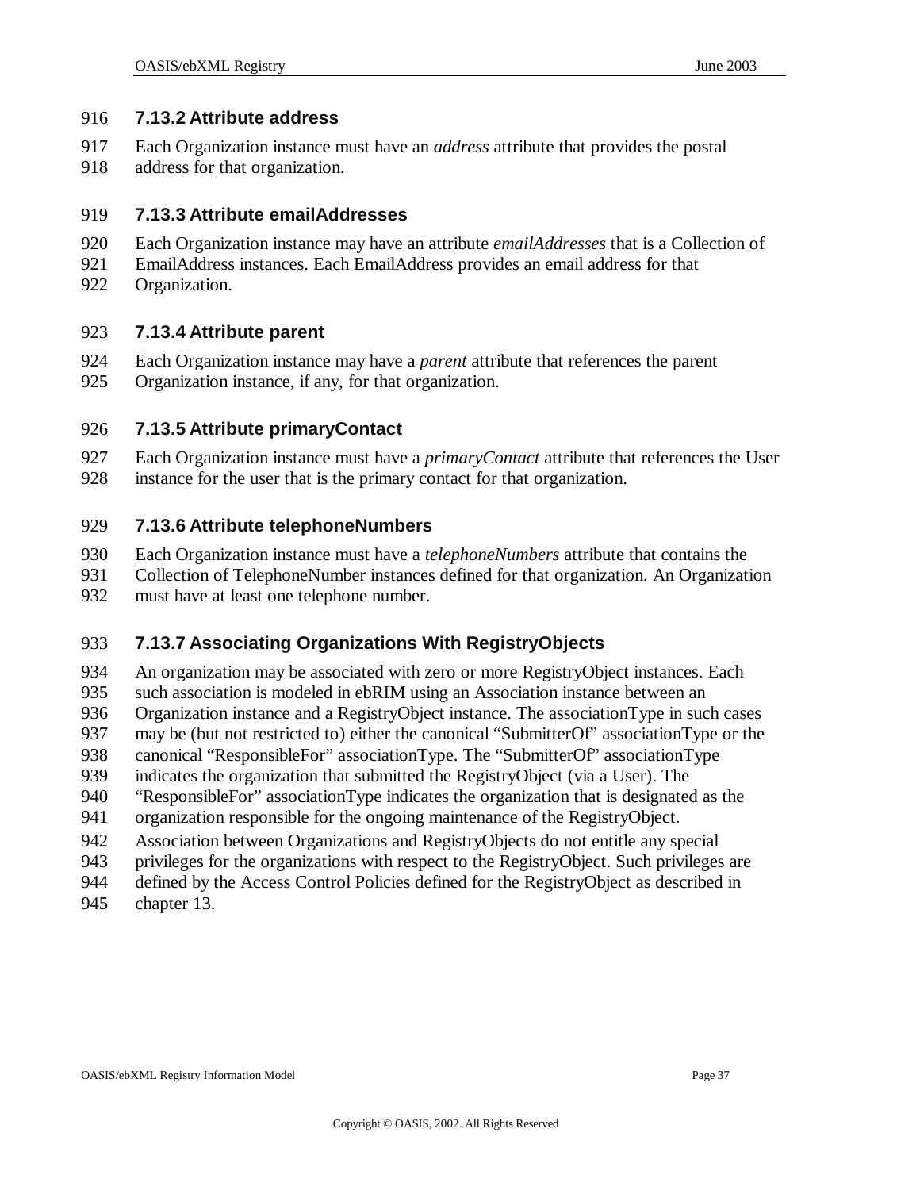### 7.13.2 Attribute address

Each Organization instance must have an *address* attribute that provides the postal address for that organization.

### 7.13.3 Attribute emailAddresses

Each Organization instance may have an attribute *emailAddresses* that is a Collection of EmailAddress instances. Each EmailAddress provides an email address for that Organization.

### 7.13.4 Attribute parent

Each Organization instance may have a *parent* attribute that references the parent Organization instance, if any, for that organization.

### 7.13.5 Attribute primaryContact

Each Organization instance must have a *primaryContact* attribute that references the User instance for the user that is the primary contact for that organization.

### 7.13.6 Attribute telephoneNumbers

Each Organization instance must have a *telephoneNumbers* attribute that contains the Collection of TelephoneNumber instances defined for that organization. An Organization must have at least one telephone number.

### 7.13.7 Associating Organizations With RegistryObjects

An organization may be associated with zero or more RegistryObject instances. Each such association is modeled in ebRIM using an Association instance between an Organization instance and a RegistryObject instance. The associationType in such cases may be (but not restricted to) either the canonical "SubmitterOf" associationType or the canonical "ResponsibleFor" associationType. The "SubmitterOf" associationType indicates the organization that submitted the RegistryObject (via a User). The "ResponsibleFor" associationType indicates the organization that is designated as the organization responsible for the ongoing maintenance of the RegistryObject.

Association between Organizations and RegistryObjects do not entitle any special privileges for the organizations with respect to the RegistryObject. Such privileges are defined by the Access Control Policies defined for the RegistryObject as described in chapter 13.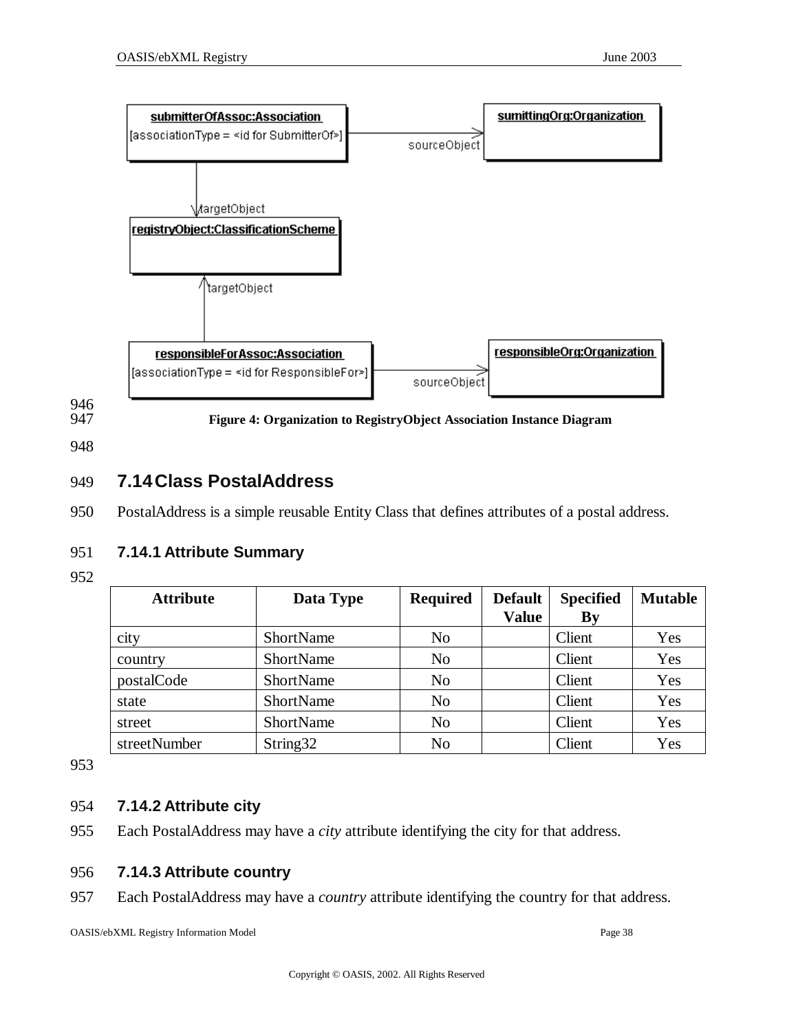Figure 4: Organization to RegistryObject Association Instance Diagram

## 7.14 Class PostalAddress

PostalAddress is a simple reusable Entity Class that defines attributes of a postal address.

### 7.14.1 Attribute Summary

| Attribute | Data Type | Required | Default Value | Specified By | Mutable |
|---|---|---|---|---|---|
| city | ShortName | No | | Client | Yes |
| country | ShortName | No | | Client | Yes |
| postalCode | ShortName | No | | Client | Yes |
| state | ShortName | No | | Client | Yes |
| street | ShortName | No | | Client | Yes |
| streetNumber | String32 | No | | Client | Yes |

### 7.14.2 Attribute city

Each PostalAddress may have a *city* attribute identifying the city for that address.

### 7.14.3 Attribute country

Each PostalAddress may have a *country* attribute identifying the country for that address.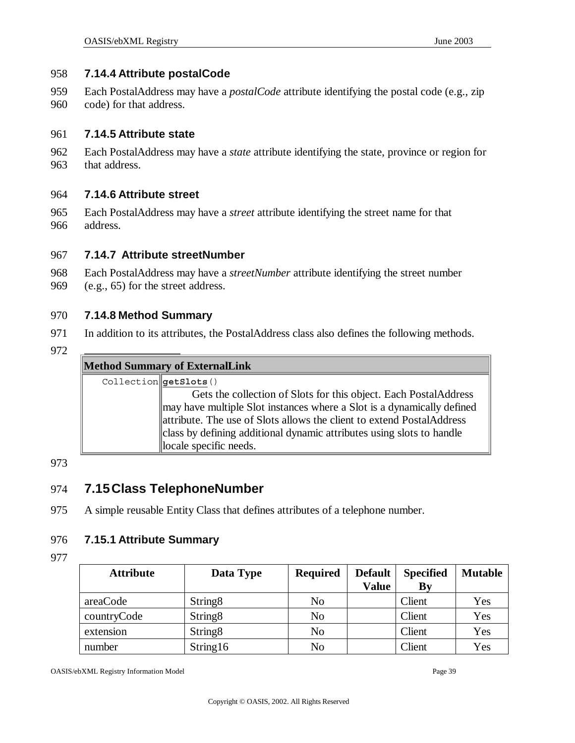### 7.14.4 Attribute postalCode

Each PostalAddress may have a *postalCode* attribute identifying the postal code (e.g., zip code) for that address.

### 7.14.5 Attribute state

Each PostalAddress may have a *state* attribute identifying the state, province or region for that address.

### 7.14.6 Attribute street

Each PostalAddress may have a *street* attribute identifying the street name for that address.

### 7.14.7 Attribute streetNumber

Each PostalAddress may have a *streetNumber* attribute identifying the street number (e.g., 65) for the street address.

### 7.14.8 Method Summary

In addition to its attributes, the PostalAddress class also defines the following methods.

| Method Summary of ExternalLink | |
|---|---|
| Collection | **getSlots**() Gets the collection of Slots for this object. Each PostalAddress may have multiple Slot instances where a Slot is a dynamically defined attribute. The use of Slots allows the client to extend PostalAddress class by defining additional dynamic attributes using slots to handle locale specific needs. |

## 7.15 Class TelephoneNumber

A simple reusable Entity Class that defines attributes of a telephone number.

### 7.15.1 Attribute Summary

| Attribute | Data Type | Required | Default Value | Specified By | Mutable |
|---|---|---|---|---|---|
| areaCode | String8 | No | | Client | Yes |
| countryCode | String8 | No | | Client | Yes |
| extension | String8 | No | | Client | Yes |
| number | String16 | No | | Client | Yes |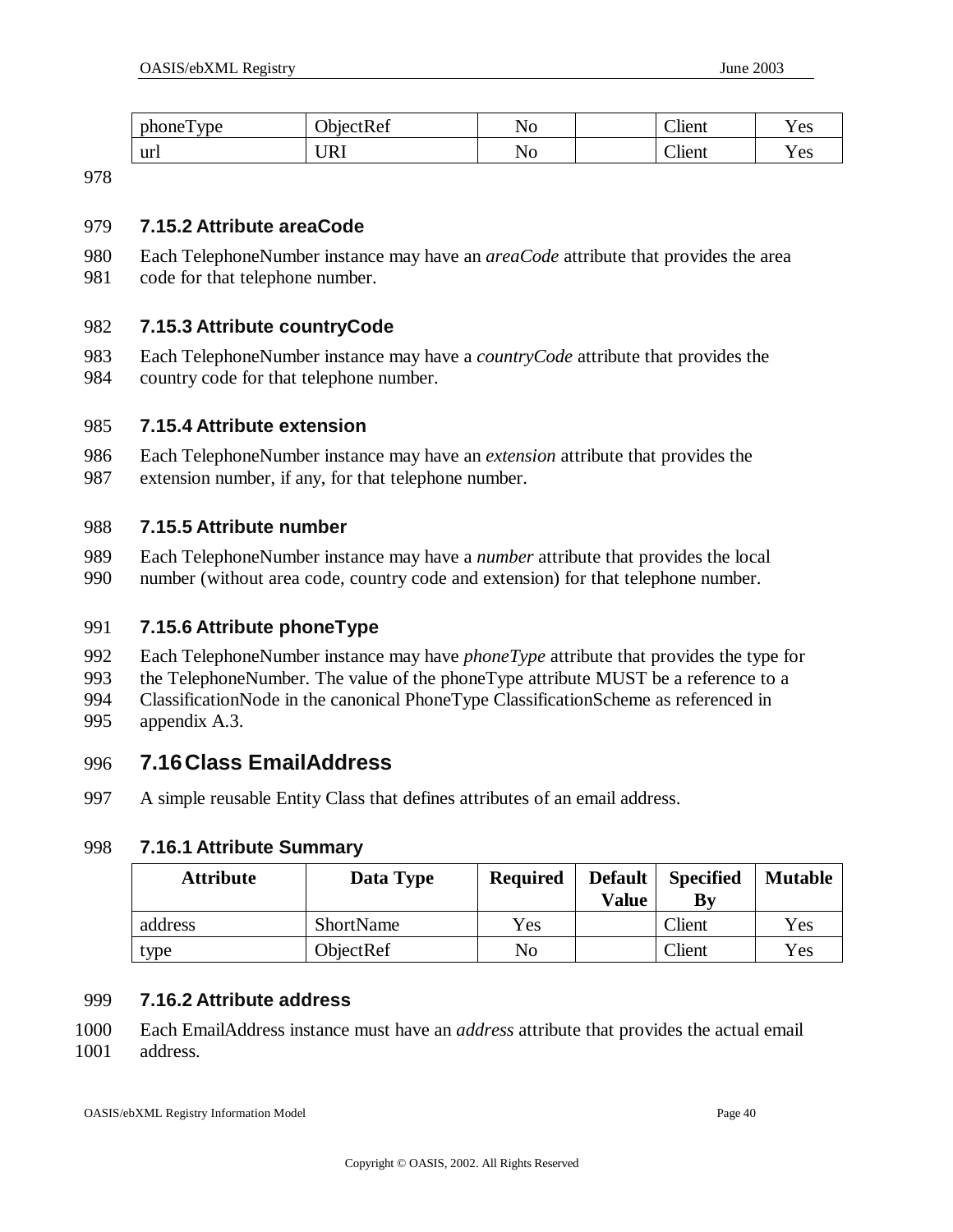| phoneType | ObjectRef | No | | Client | Yes |
|---|---|---|---|---|---|
| url | URI | No | | Client | Yes |

### 7.15.2 Attribute areaCode

Each TelephoneNumber instance may have an *areaCode* attribute that provides the area code for that telephone number.

### 7.15.3 Attribute countryCode

Each TelephoneNumber instance may have a *countryCode* attribute that provides the country code for that telephone number.

### 7.15.4 Attribute extension

Each TelephoneNumber instance may have an *extension* attribute that provides the extension number, if any, for that telephone number.

### 7.15.5 Attribute number

Each TelephoneNumber instance may have a *number* attribute that provides the local number (without area code, country code and extension) for that telephone number.

### 7.15.6 Attribute phoneType

Each TelephoneNumber instance may have *phoneType* attribute that provides the type for the TelephoneNumber. The value of the phoneType attribute MUST be a reference to a ClassificationNode in the canonical PhoneType ClassificationScheme as referenced in appendix A.3.

## 7.16 Class EmailAddress

A simple reusable Entity Class that defines attributes of an email address.

### 7.16.1 Attribute Summary

| Attribute | Data Type | Required | Default Value | Specified By | Mutable |
|---|---|---|---|---|---|
| address | ShortName | Yes | | Client | Yes |
| type | ObjectRef | No | | Client | Yes |

### 7.16.2 Attribute address

Each EmailAddress instance must have an *address* attribute that provides the actual email address.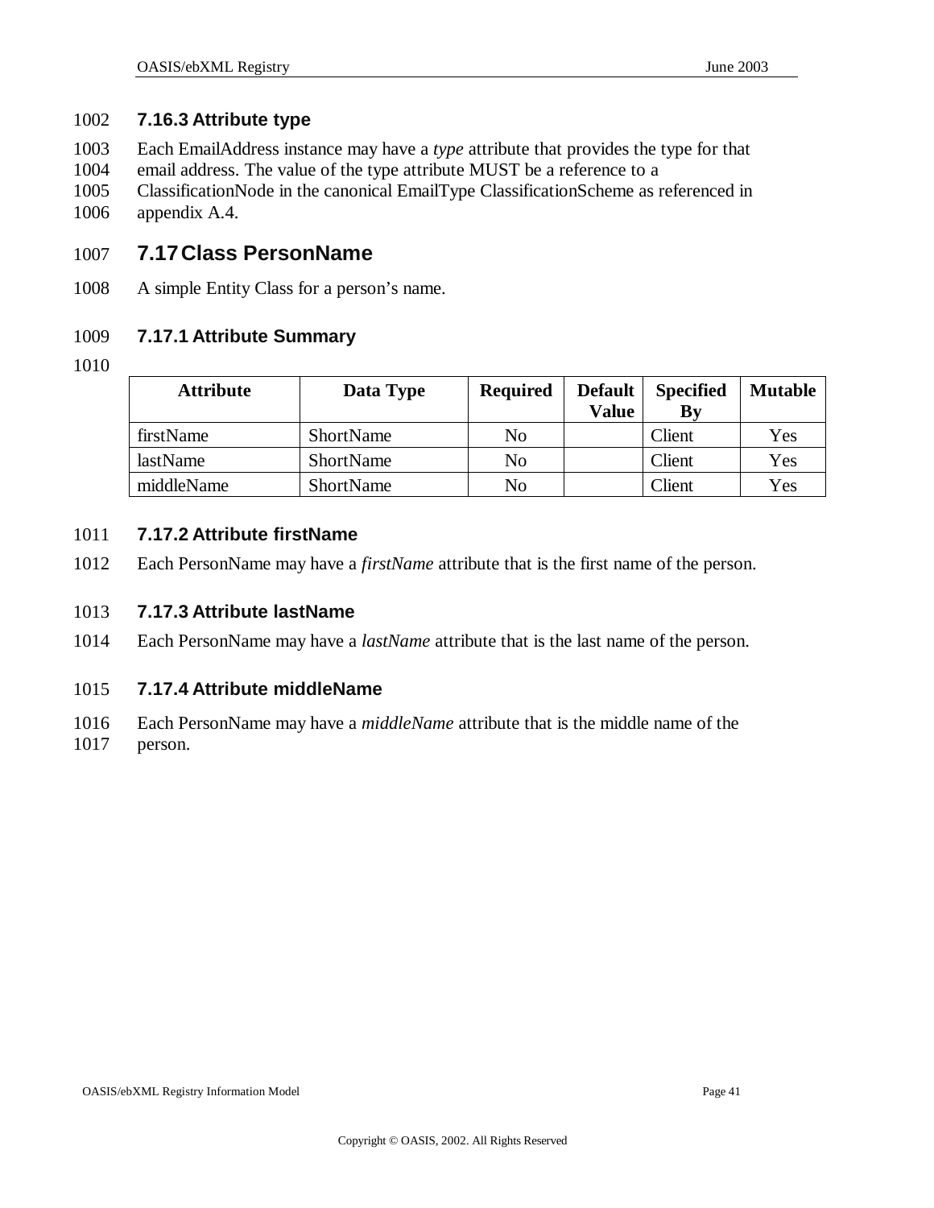### 7.16.3 Attribute type

Each EmailAddress instance may have a *type* attribute that provides the type for that email address. The value of the type attribute MUST be a reference to a ClassificationNode in the canonical EmailType ClassificationScheme as referenced in appendix A.4.

## 7.17 Class PersonName

A simple Entity Class for a person's name.

### 7.17.1 Attribute Summary

| Attribute | Data Type | Required | Default Value | Specified By | Mutable |
|---|---|---|---|---|---|
| firstName | ShortName | No | | Client | Yes |
| lastName | ShortName | No | | Client | Yes |
| middleName | ShortName | No | | Client | Yes |

### 7.17.2 Attribute firstName

Each PersonName may have a *firstName* attribute that is the first name of the person.

### 7.17.3 Attribute lastName

Each PersonName may have a *lastName* attribute that is the last name of the person.

### 7.17.4 Attribute middleName

Each PersonName may have a *middleName* attribute that is the middle name of the person.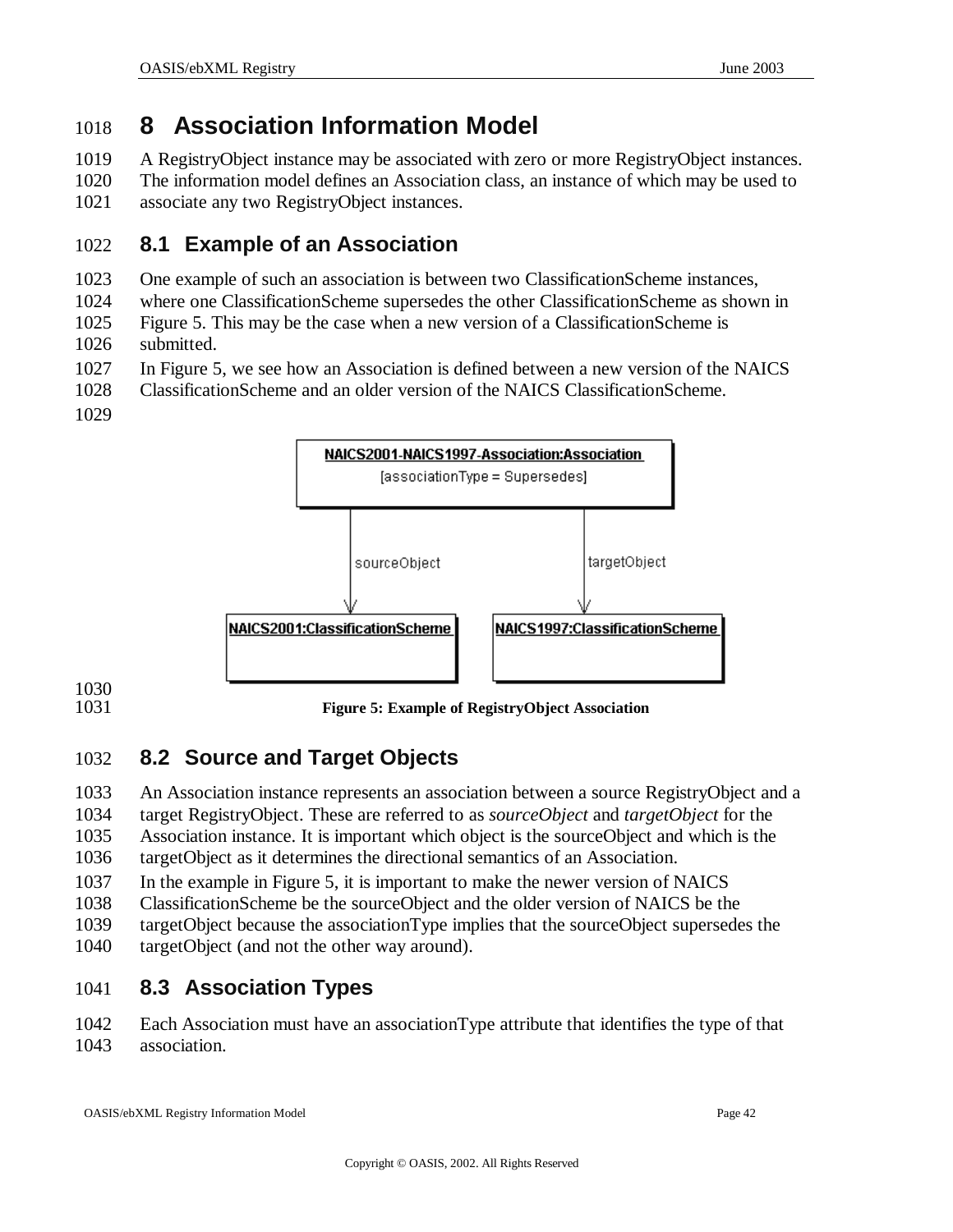# 8 Association Information Model

A RegistryObject instance may be associated with zero or more RegistryObject instances. The information model defines an Association class, an instance of which may be used to associate any two RegistryObject instances.

## 8.1 Example of an Association

One example of such an association is between two ClassificationScheme instances, where one ClassificationScheme supersedes the other ClassificationScheme as shown in Figure 5. This may be the case when a new version of a ClassificationScheme is submitted.

In Figure 5, we see how an Association is defined between a new version of the NAICS ClassificationScheme and an older version of the NAICS ClassificationScheme.

**Figure 5: Example of RegistryObject Association**

## 8.2 Source and Target Objects

An Association instance represents an association between a source RegistryObject and a target RegistryObject. These are referred to as *sourceObject* and *targetObject* for the Association instance. It is important which object is the sourceObject and which is the targetObject as it determines the directional semantics of an Association.

In the example in Figure 5, it is important to make the newer version of NAICS ClassificationScheme be the sourceObject and the older version of NAICS be the targetObject because the associationType implies that the sourceObject supersedes the targetObject (and not the other way around).

## 8.3 Association Types

Each Association must have an associationType attribute that identifies the type of that association.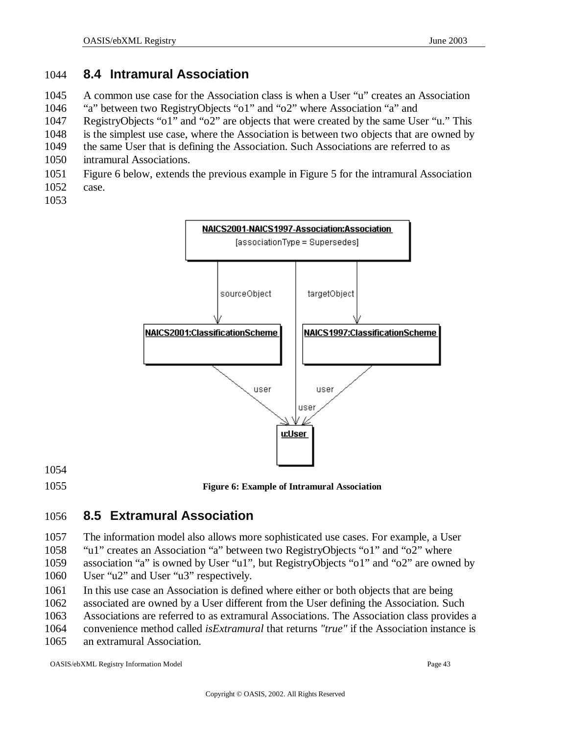## 8.4 Intramural Association

A common use case for the Association class is when a User "u" creates an Association "a" between two RegistryObjects "o1" and "o2" where Association "a" and RegistryObjects "o1" and "o2" are objects that were created by the same User "u." This is the simplest use case, where the Association is between two objects that are owned by the same User that is defining the Association. Such Associations are referred to as intramural Associations.

Figure 6 below, extends the previous example in Figure 5 for the intramural Association case.

**Figure 6: Example of Intramural Association**

## 8.5 Extramural Association

The information model also allows more sophisticated use cases. For example, a User "u1" creates an Association "a" between two RegistryObjects "o1" and "o2" where association "a" is owned by User "u1", but RegistryObjects "o1" and "o2" are owned by User "u2" and User "u3" respectively.

In this use case an Association is defined where either or both objects that are being associated are owned by a User different from the User defining the Association. Such Associations are referred to as extramural Associations. The Association class provides a convenience method called *isExtramural* that returns *"true"* if the Association instance is an extramural Association.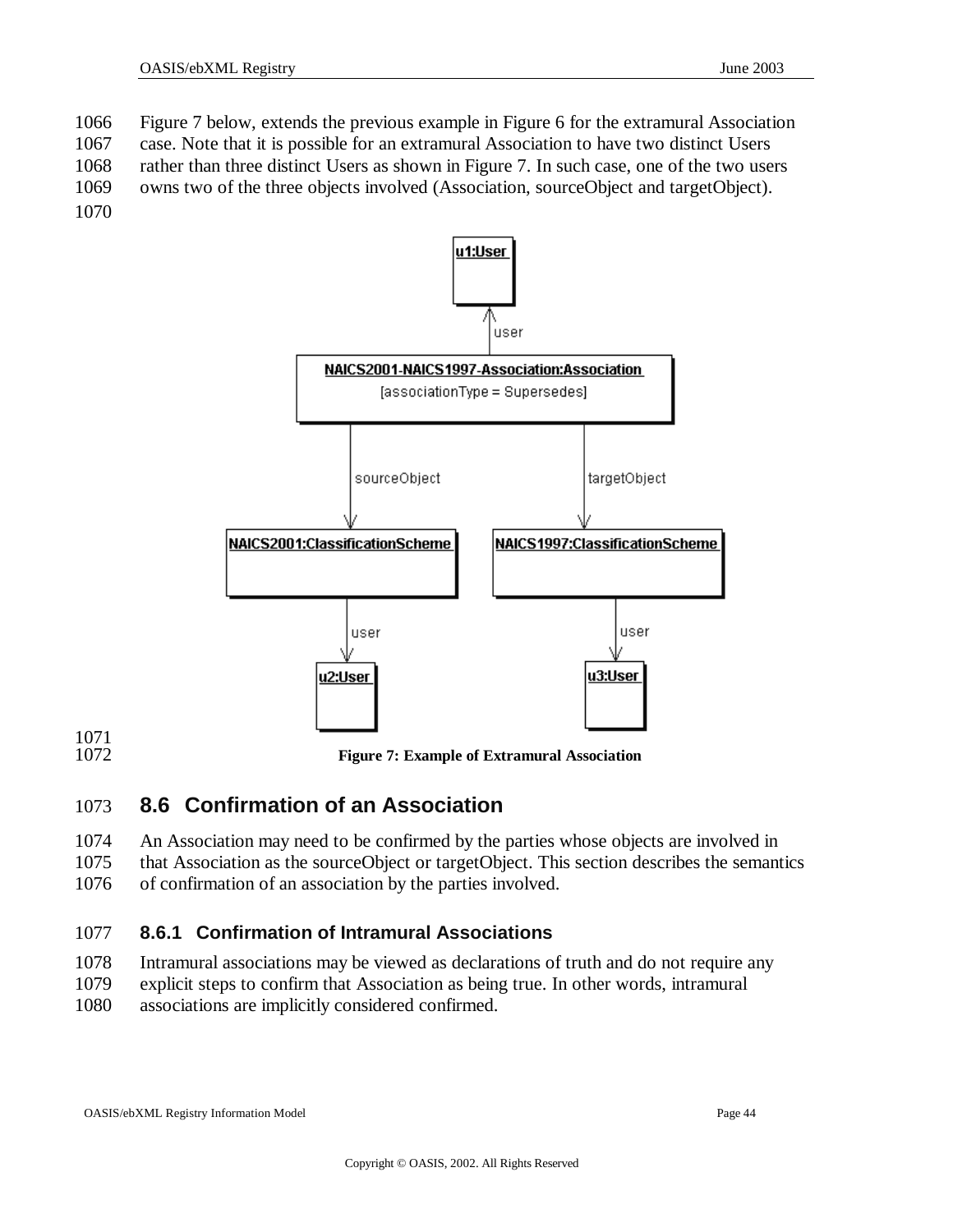Figure 7 below, extends the previous example in Figure 6 for the extramural Association case. Note that it is possible for an extramural Association to have two distinct Users rather than three distinct Users as shown in Figure 7. In such case, one of the two users owns two of the three objects involved (Association, sourceObject and targetObject).

**Figure 7: Example of Extramural Association**

## 8.6 Confirmation of an Association

An Association may need to be confirmed by the parties whose objects are involved in that Association as the sourceObject or targetObject. This section describes the semantics of confirmation of an association by the parties involved.

### 8.6.1 Confirmation of Intramural Associations

Intramural associations may be viewed as declarations of truth and do not require any explicit steps to confirm that Association as being true. In other words, intramural associations are implicitly considered confirmed.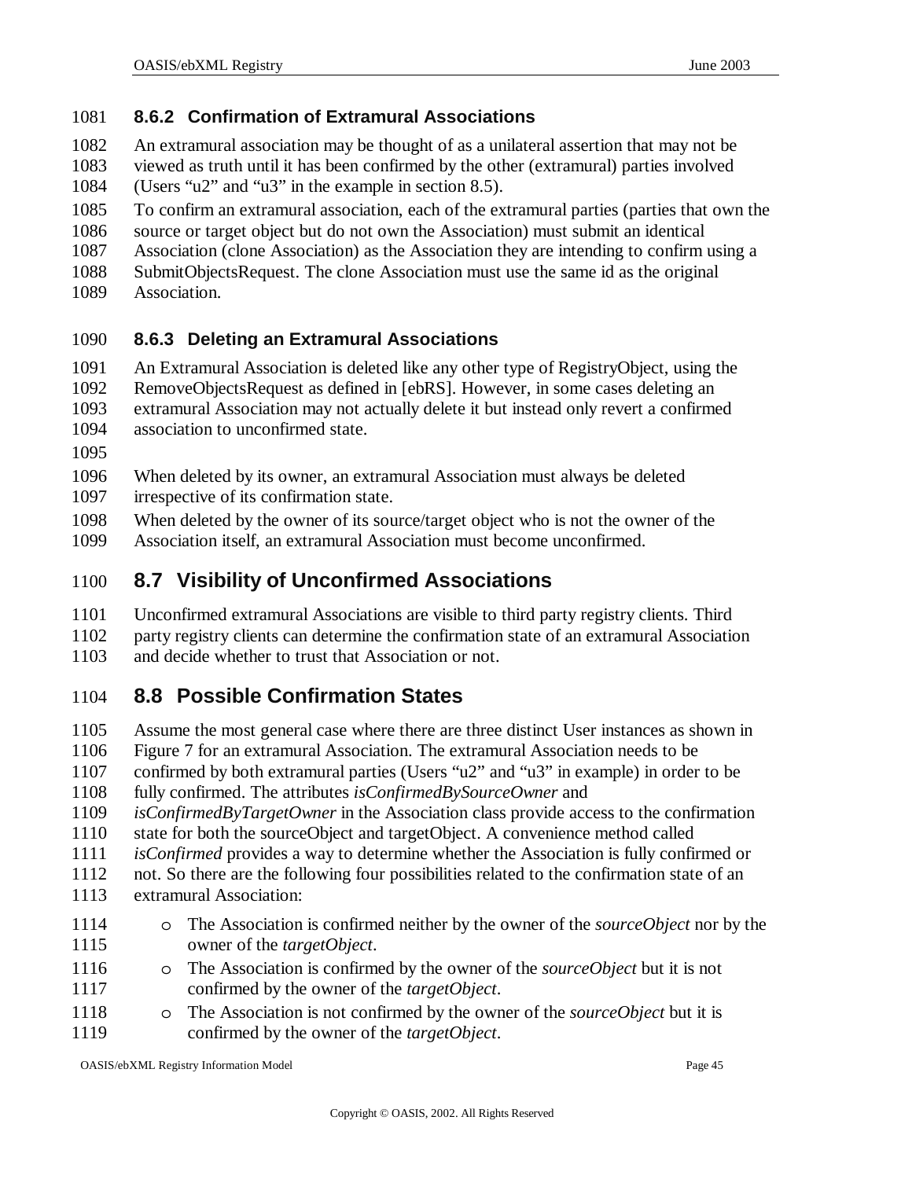### 8.6.2 Confirmation of Extramural Associations

An extramural association may be thought of as a unilateral assertion that may not be viewed as truth until it has been confirmed by the other (extramural) parties involved (Users "u2" and "u3" in the example in section 8.5).

To confirm an extramural association, each of the extramural parties (parties that own the source or target object but do not own the Association) must submit an identical Association (clone Association) as the Association they are intending to confirm using a SubmitObjectsRequest. The clone Association must use the same id as the original Association.

### 8.6.3 Deleting an Extramural Associations

An Extramural Association is deleted like any other type of RegistryObject, using the RemoveObjectsRequest as defined in [ebRS]. However, in some cases deleting an extramural Association may not actually delete it but instead only revert a confirmed association to unconfirmed state.

When deleted by its owner, an extramural Association must always be deleted irrespective of its confirmation state.

When deleted by the owner of its source/target object who is not the owner of the Association itself, an extramural Association must become unconfirmed.

## 8.7 Visibility of Unconfirmed Associations

Unconfirmed extramural Associations are visible to third party registry clients. Third party registry clients can determine the confirmation state of an extramural Association and decide whether to trust that Association or not.

## 8.8 Possible Confirmation States

Assume the most general case where there are three distinct User instances as shown in Figure 7 for an extramural Association. The extramural Association needs to be confirmed by both extramural parties (Users "u2" and "u3" in example) in order to be fully confirmed. The attributes *isConfirmedBySourceOwner* and *isConfirmedByTargetOwner* in the Association class provide access to the confirmation state for both the sourceObject and targetObject. A convenience method called *isConfirmed* provides a way to determine whether the Association is fully confirmed or not. So there are the following four possibilities related to the confirmation state of an extramural Association:

- The Association is confirmed neither by the owner of the *sourceObject* nor by the owner of the *targetObject*.
- The Association is confirmed by the owner of the *sourceObject* but it is not confirmed by the owner of the *targetObject*.
- The Association is not confirmed by the owner of the *sourceObject* but it is confirmed by the owner of the *targetObject*.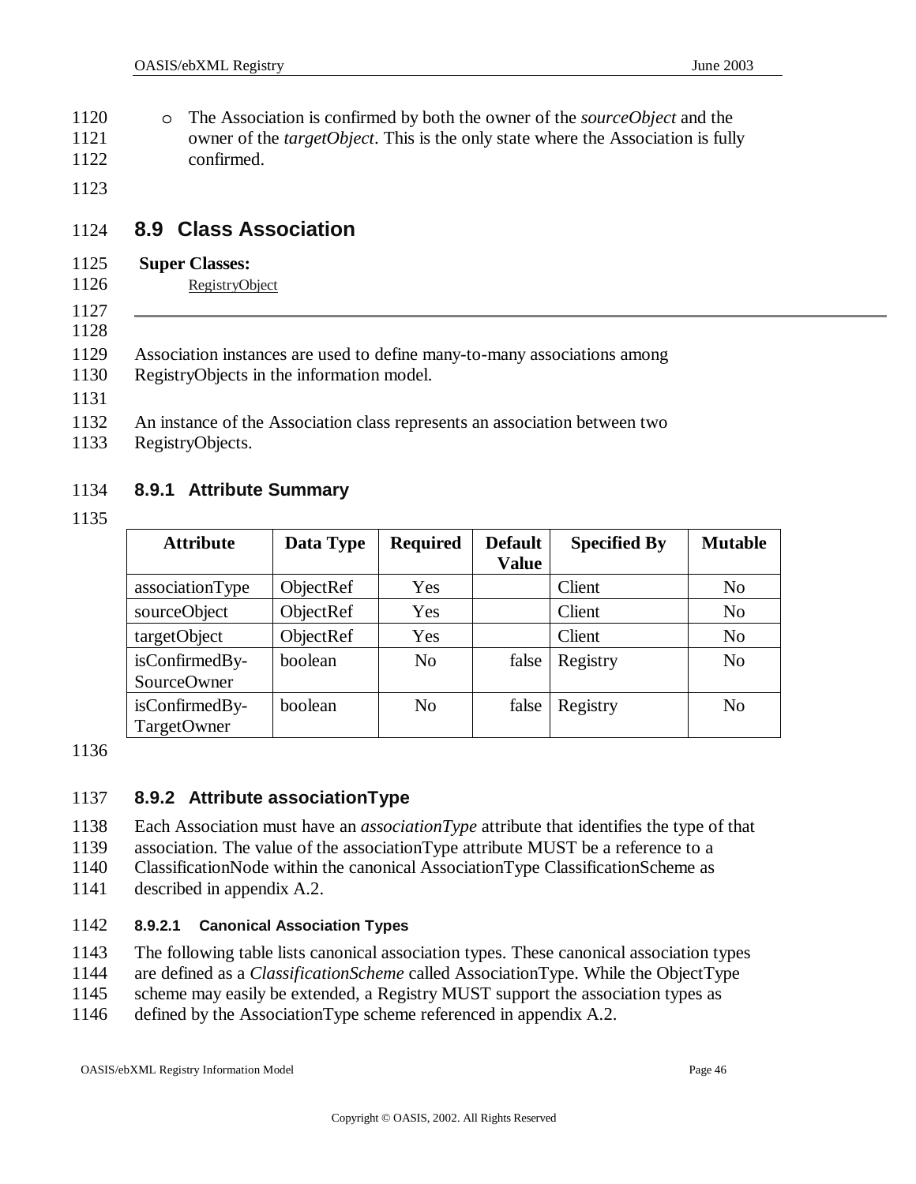- The Association is confirmed by both the owner of the *sourceObject* and the owner of the *targetObject*. This is the only state where the Association is fully confirmed.

## 8.9 Class Association

**Super Classes:**

RegistryObject

---

Association instances are used to define many-to-many associations among RegistryObjects in the information model.

An instance of the Association class represents an association between two RegistryObjects.

### 8.9.1 Attribute Summary

| Attribute | Data Type | Required | Default Value | Specified By | Mutable |
|---|---|---|---|---|---|
| associationType | ObjectRef | Yes | | Client | No |
| sourceObject | ObjectRef | Yes | | Client | No |
| targetObject | ObjectRef | Yes | | Client | No |
| isConfirmedBy-SourceOwner | boolean | No | false | Registry | No |
| isConfirmedBy-TargetOwner | boolean | No | false | Registry | No |

### 8.9.2 Attribute associationType

Each Association must have an *associationType* attribute that identifies the type of that association. The value of the associationType attribute MUST be a reference to a ClassificationNode within the canonical AssociationType ClassificationScheme as described in appendix A.2.

#### 8.9.2.1 Canonical Association Types

The following table lists canonical association types. These canonical association types are defined as a *ClassificationScheme* called AssociationType. While the ObjectType scheme may easily be extended, a Registry MUST support the association types as defined by the AssociationType scheme referenced in appendix A.2.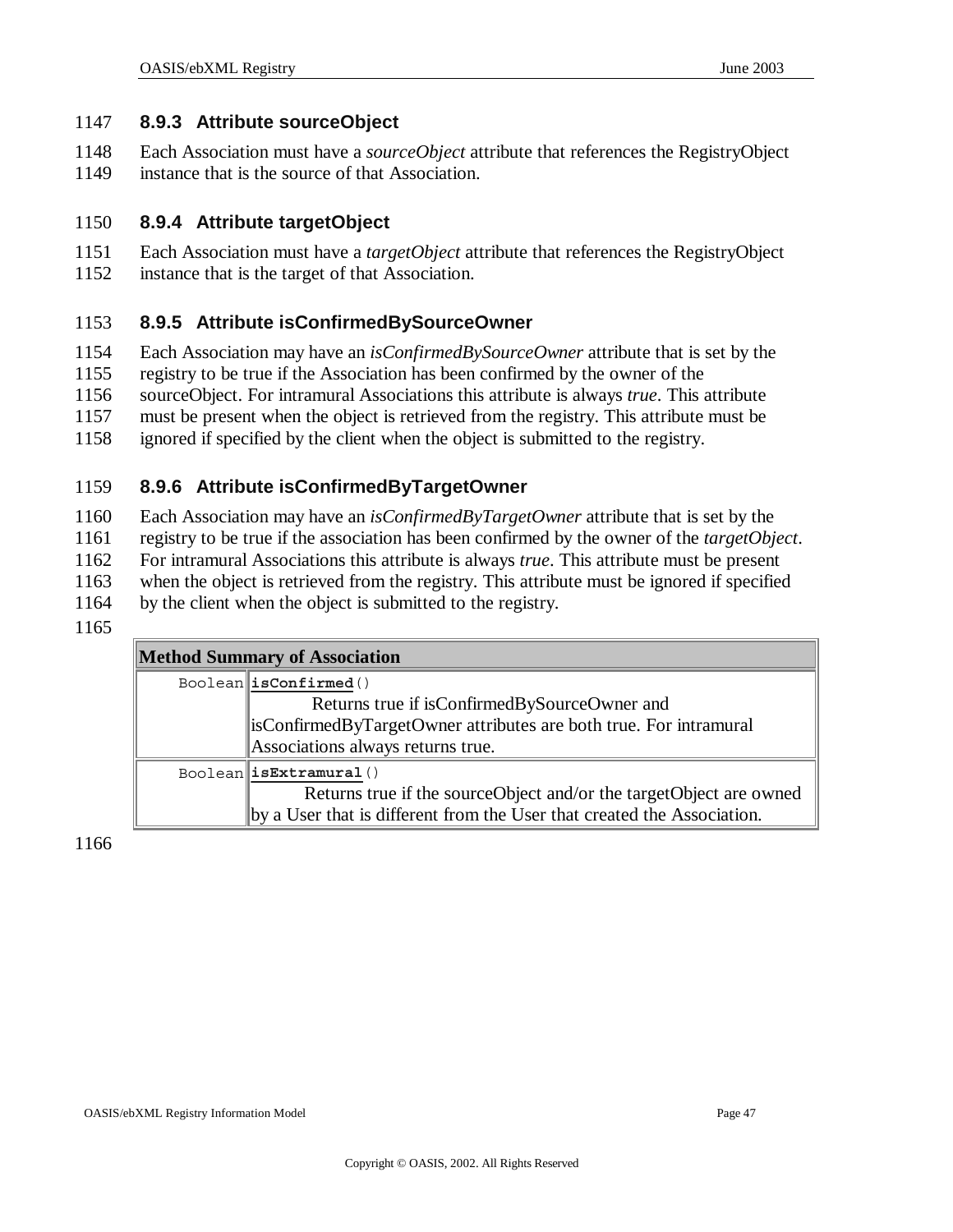### 8.9.3 Attribute sourceObject

Each Association must have a *sourceObject* attribute that references the RegistryObject instance that is the source of that Association.

### 8.9.4 Attribute targetObject

Each Association must have a *targetObject* attribute that references the RegistryObject instance that is the target of that Association.

### 8.9.5 Attribute isConfirmedBySourceOwner

Each Association may have an *isConfirmedBySourceOwner* attribute that is set by the registry to be true if the Association has been confirmed by the owner of the sourceObject. For intramural Associations this attribute is always *true*. This attribute must be present when the object is retrieved from the registry. This attribute must be ignored if specified by the client when the object is submitted to the registry.

### 8.9.6 Attribute isConfirmedByTargetOwner

Each Association may have an *isConfirmedByTargetOwner* attribute that is set by the registry to be true if the association has been confirmed by the owner of the *targetObject*. For intramural Associations this attribute is always *true*. This attribute must be present when the object is retrieved from the registry. This attribute must be ignored if specified by the client when the object is submitted to the registry.

| Method Summary of Association | |
|---|---|
| `Boolean` | **`isConfirmed`**`()` Returns true if isConfirmedBySourceOwner and isConfirmedByTargetOwner attributes are both true. For intramural Associations always returns true. |
| `Boolean` | **`isExtramural`**`()` Returns true if the sourceObject and/or the targetObject are owned by a User that is different from the User that created the Association. |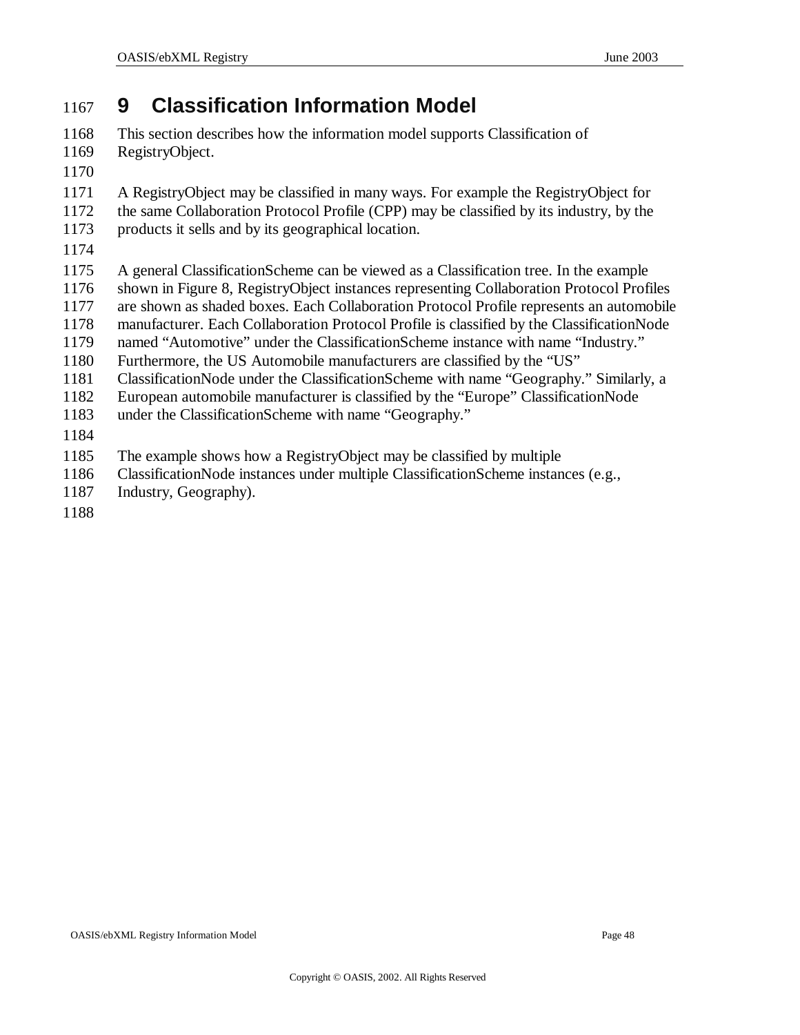# 9 Classification Information Model

This section describes how the information model supports Classification of RegistryObject.

A RegistryObject may be classified in many ways. For example the RegistryObject for the same Collaboration Protocol Profile (CPP) may be classified by its industry, by the products it sells and by its geographical location.

A general ClassificationScheme can be viewed as a Classification tree. In the example shown in Figure 8, RegistryObject instances representing Collaboration Protocol Profiles are shown as shaded boxes. Each Collaboration Protocol Profile represents an automobile manufacturer. Each Collaboration Protocol Profile is classified by the ClassificationNode named "Automotive" under the ClassificationScheme instance with name "Industry." Furthermore, the US Automobile manufacturers are classified by the "US" ClassificationNode under the ClassificationScheme with name "Geography." Similarly, a European automobile manufacturer is classified by the "Europe" ClassificationNode under the ClassificationScheme with name "Geography."

The example shows how a RegistryObject may be classified by multiple ClassificationNode instances under multiple ClassificationScheme instances (e.g., Industry, Geography).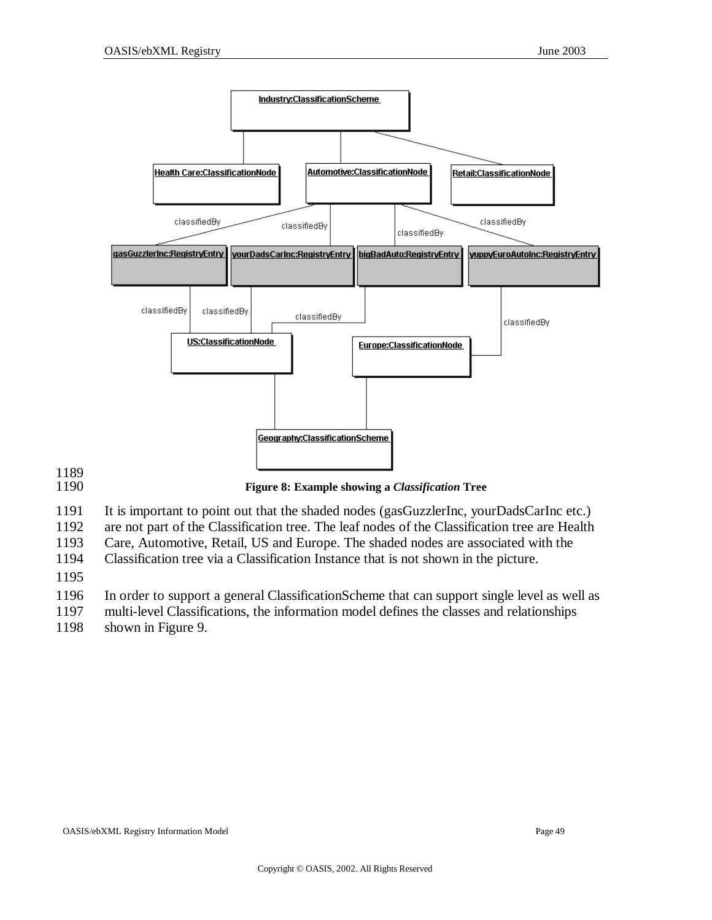**Figure 8: Example showing a *Classification* Tree**

It is important to point out that the shaded nodes (gasGuzzlerInc, yourDadsCarInc etc.) are not part of the Classification tree. The leaf nodes of the Classification tree are Health Care, Automotive, Retail, US and Europe. The shaded nodes are associated with the Classification tree via a Classification Instance that is not shown in the picture.

In order to support a general ClassificationScheme that can support single level as well as multi-level Classifications, the information model defines the classes and relationships shown in Figure 9.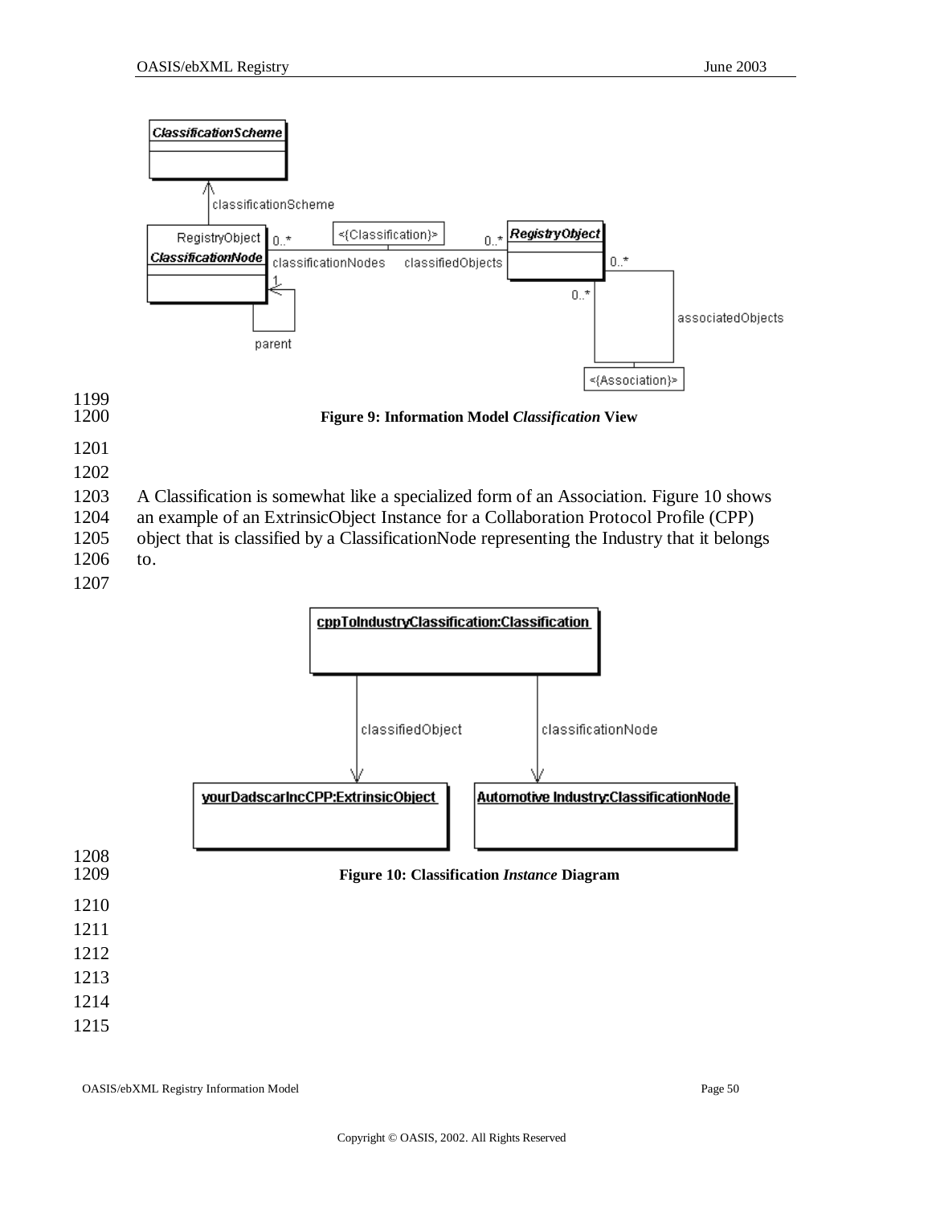**Figure 9: Information Model *Classification* View**

A Classification is somewhat like a specialized form of an Association. Figure 10 shows an example of an ExtrinsicObject Instance for a Collaboration Protocol Profile (CPP) object that is classified by a ClassificationNode representing the Industry that it belongs to.

**Figure 10: Classification *Instance* Diagram**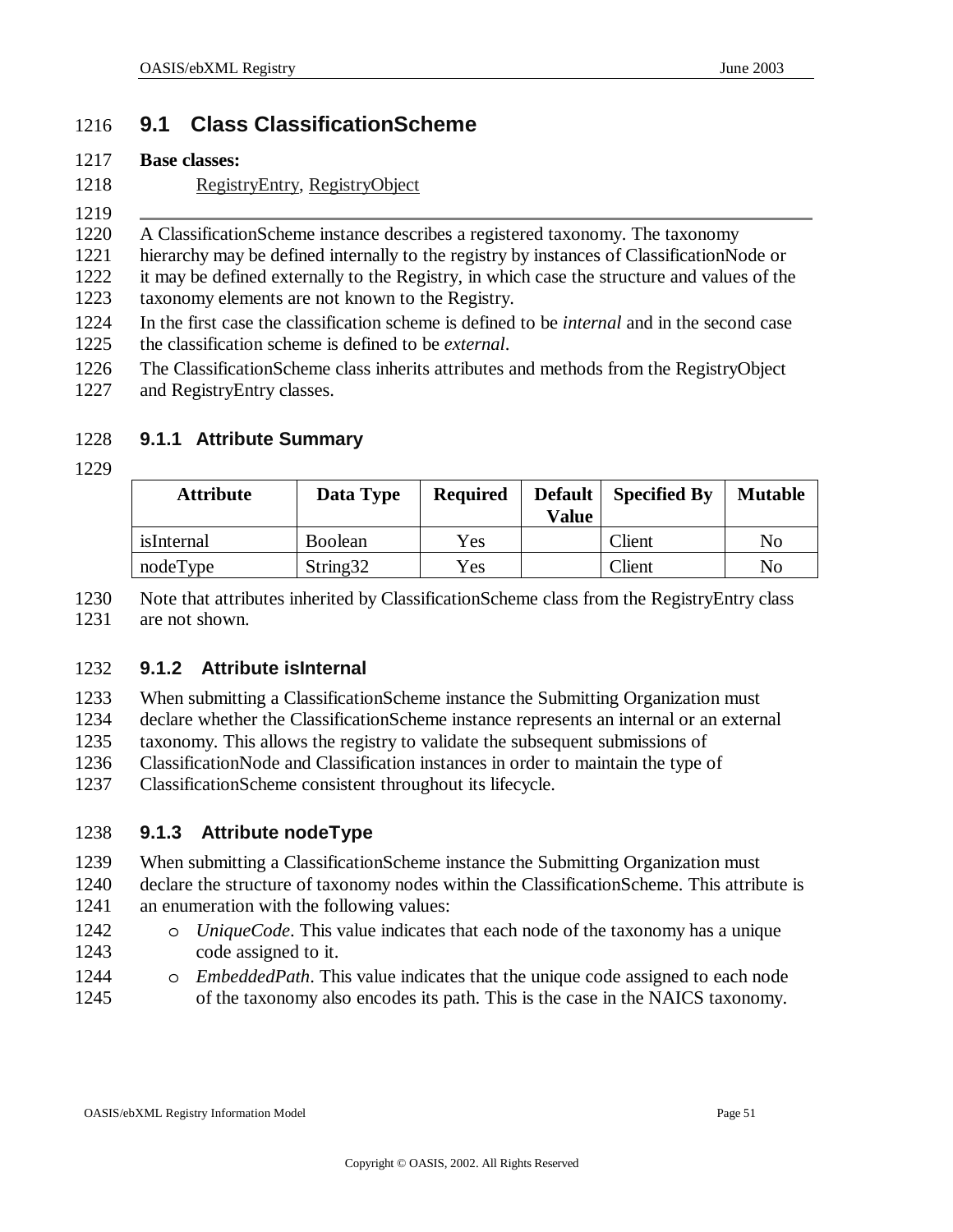## 9.1 Class ClassificationScheme

**Base classes:**

RegistryEntry, RegistryObject

---

A ClassificationScheme instance describes a registered taxonomy. The taxonomy hierarchy may be defined internally to the registry by instances of ClassificationNode or it may be defined externally to the Registry, in which case the structure and values of the taxonomy elements are not known to the Registry.

In the first case the classification scheme is defined to be *internal* and in the second case the classification scheme is defined to be *external*.

The ClassificationScheme class inherits attributes and methods from the RegistryObject and RegistryEntry classes.

### 9.1.1 Attribute Summary

| Attribute | Data Type | Required | Default Value | Specified By | Mutable |
|---|---|---|---|---|---|
| isInternal | Boolean | Yes | | Client | No |
| nodeType | String32 | Yes | | Client | No |

Note that attributes inherited by ClassificationScheme class from the RegistryEntry class are not shown.

### 9.1.2 Attribute isInternal

When submitting a ClassificationScheme instance the Submitting Organization must declare whether the ClassificationScheme instance represents an internal or an external taxonomy. This allows the registry to validate the subsequent submissions of ClassificationNode and Classification instances in order to maintain the type of ClassificationScheme consistent throughout its lifecycle.

### 9.1.3 Attribute nodeType

When submitting a ClassificationScheme instance the Submitting Organization must declare the structure of taxonomy nodes within the ClassificationScheme. This attribute is an enumeration with the following values:

- *UniqueCode*. This value indicates that each node of the taxonomy has a unique code assigned to it.
- *EmbeddedPath*. This value indicates that the unique code assigned to each node of the taxonomy also encodes its path. This is the case in the NAICS taxonomy.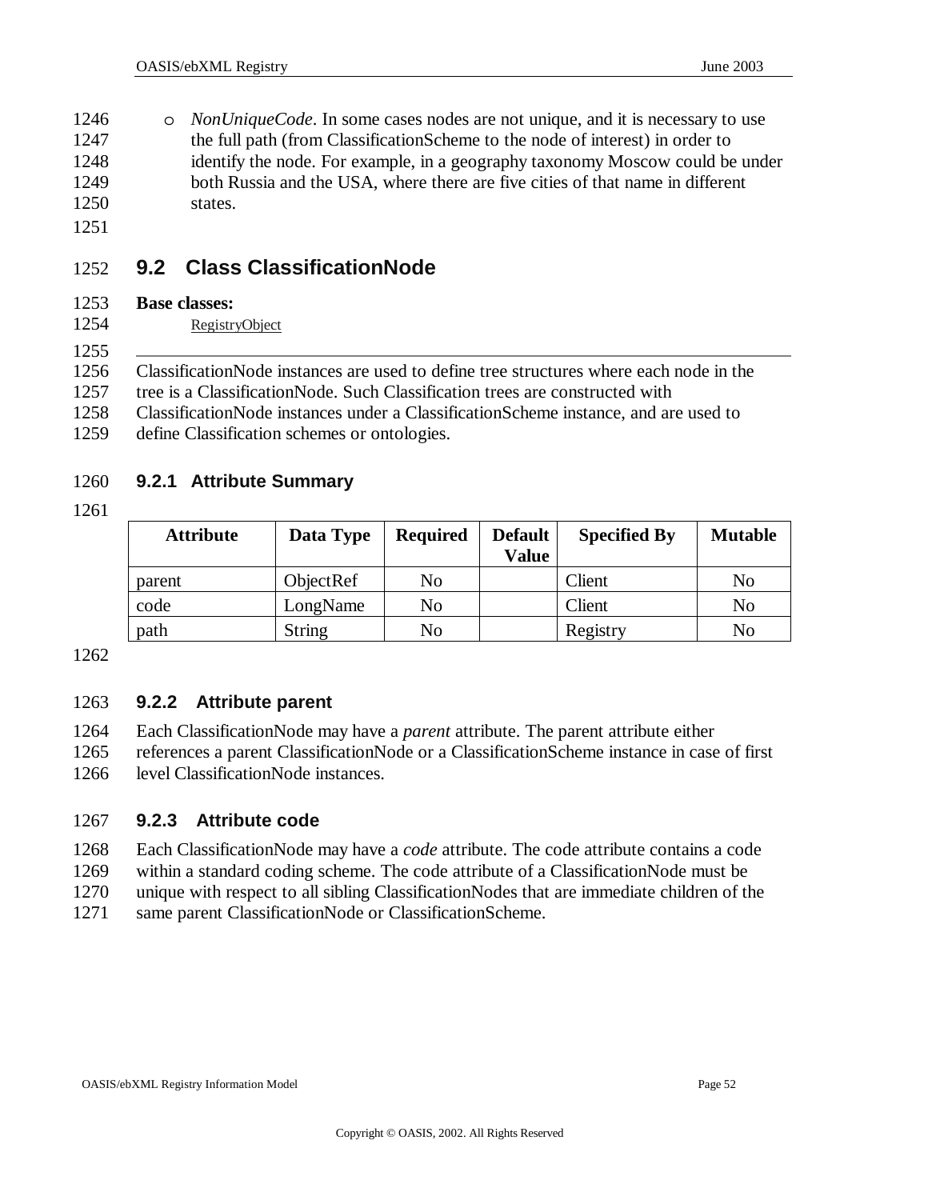- *NonUniqueCode*. In some cases nodes are not unique, and it is necessary to use the full path (from ClassificationScheme to the node of interest) in order to identify the node. For example, in a geography taxonomy Moscow could be under both Russia and the USA, where there are five cities of that name in different states.

## 9.2 Class ClassificationNode

**Base classes:**

RegistryObject

---

ClassificationNode instances are used to define tree structures where each node in the tree is a ClassificationNode. Such Classification trees are constructed with ClassificationNode instances under a ClassificationScheme instance, and are used to define Classification schemes or ontologies.

### 9.2.1 Attribute Summary

| Attribute | Data Type | Required | Default Value | Specified By | Mutable |
|---|---|---|---|---|---|
| parent | ObjectRef | No | | Client | No |
| code | LongName | No | | Client | No |
| path | String | No | | Registry | No |

### 9.2.2 Attribute parent

Each ClassificationNode may have a *parent* attribute. The parent attribute either references a parent ClassificationNode or a ClassificationScheme instance in case of first level ClassificationNode instances.

### 9.2.3 Attribute code

Each ClassificationNode may have a *code* attribute. The code attribute contains a code within a standard coding scheme. The code attribute of a ClassificationNode must be unique with respect to all sibling ClassificationNodes that are immediate children of the same parent ClassificationNode or ClassificationScheme.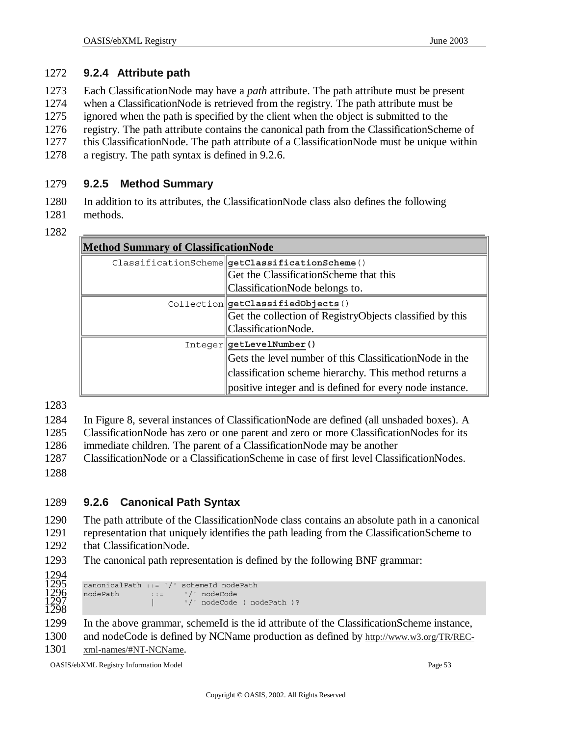### 9.2.4 Attribute path

Each ClassificationNode may have a *path* attribute. The path attribute must be present when a ClassificationNode is retrieved from the registry. The path attribute must be ignored when the path is specified by the client when the object is submitted to the registry. The path attribute contains the canonical path from the ClassificationScheme of this ClassificationNode. The path attribute of a ClassificationNode must be unique within a registry. The path syntax is defined in 9.2.6.

### 9.2.5 Method Summary

In addition to its attributes, the ClassificationNode class also defines the following methods.

| **Method Summary of ClassificationNode** | |
|---|---|
| ClassificationScheme | **getClassificationScheme**()<br>Get the ClassificationScheme that this ClassificationNode belongs to. |
| Collection | **getClassifiedObjects**()<br>Get the collection of RegistryObjects classified by this ClassificationNode. |
| Integer | **getLevelNumber()**<br>Gets the level number of this ClassificationNode in the classification scheme hierarchy. This method returns a positive integer and is defined for every node instance. |

In Figure 8, several instances of ClassificationNode are defined (all unshaded boxes). A ClassificationNode has zero or one parent and zero or more ClassificationNodes for its immediate children. The parent of a ClassificationNode may be another ClassificationNode or a ClassificationScheme in case of first level ClassificationNodes.

### 9.2.6 Canonical Path Syntax

The path attribute of the ClassificationNode class contains an absolute path in a canonical representation that uniquely identifies the path leading from the ClassificationScheme to that ClassificationNode.

The canonical path representation is defined by the following BNF grammar:

```
canonicalPath ::= '/' schemeId nodePath
nodePath       ::=    '/' nodeCode
               |      '/' nodeCode ( nodePath )?
```

In the above grammar, schemeId is the id attribute of the ClassificationScheme instance, and nodeCode is defined by NCName production as defined by http://www.w3.org/TR/REC-xml-names/#NT-NCName.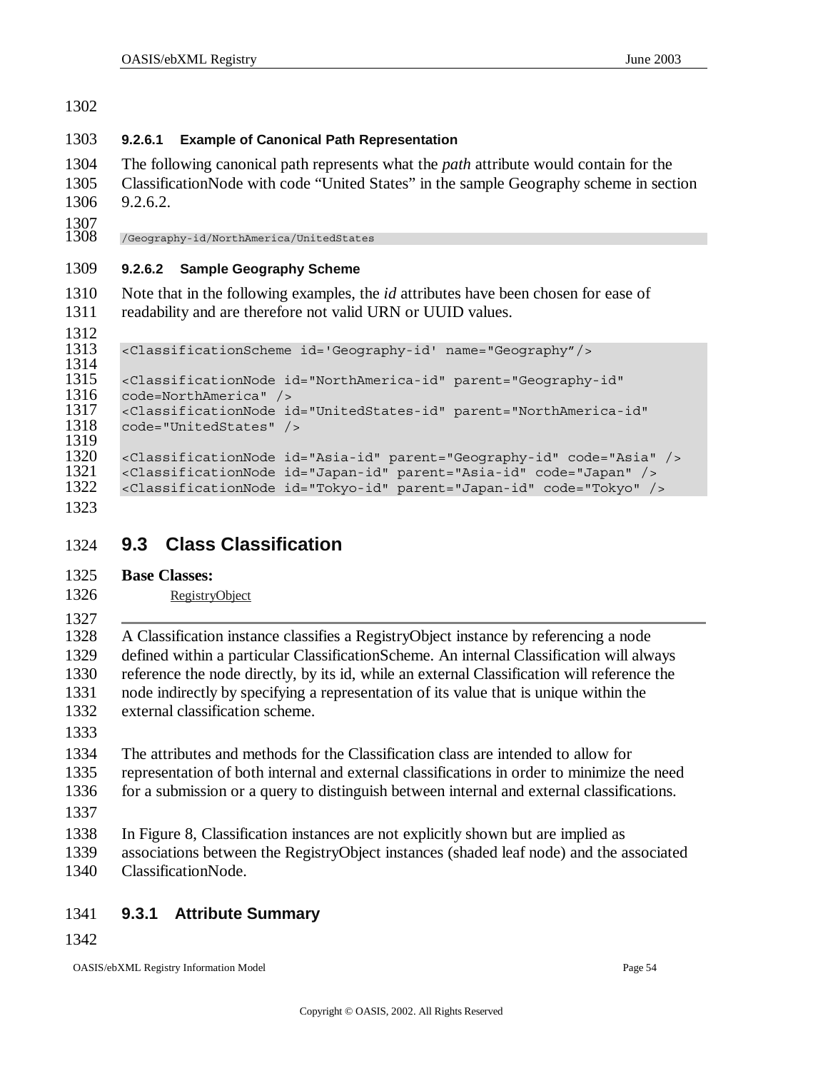#### 9.2.6.1 Example of Canonical Path Representation

The following canonical path represents what the *path* attribute would contain for the ClassificationNode with code "United States" in the sample Geography scheme in section 9.2.6.2.

```
/Geography-id/NorthAmerica/UnitedStates
```

#### 9.2.6.2 Sample Geography Scheme

Note that in the following examples, the *id* attributes have been chosen for ease of readability and are therefore not valid URN or UUID values.

```
<ClassificationScheme id='Geography-id' name="Geography"/>

<ClassificationNode id="NorthAmerica-id" parent="Geography-id"
code=NorthAmerica" />
<ClassificationNode id="UnitedStates-id" parent="NorthAmerica-id"
code="UnitedStates" />

<ClassificationNode id="Asia-id" parent="Geography-id" code="Asia" />
<ClassificationNode id="Japan-id" parent="Asia-id" code="Japan" />
<ClassificationNode id="Tokyo-id" parent="Japan-id" code="Tokyo" />
```

## 9.3 Class Classification

**Base Classes:**

RegistryObject

---

A Classification instance classifies a RegistryObject instance by referencing a node defined within a particular ClassificationScheme. An internal Classification will always reference the node directly, by its id, while an external Classification will reference the node indirectly by specifying a representation of its value that is unique within the external classification scheme.

The attributes and methods for the Classification class are intended to allow for representation of both internal and external classifications in order to minimize the need for a submission or a query to distinguish between internal and external classifications.

In Figure 8, Classification instances are not explicitly shown but are implied as associations between the RegistryObject instances (shaded leaf node) and the associated ClassificationNode.

### 9.3.1 Attribute Summary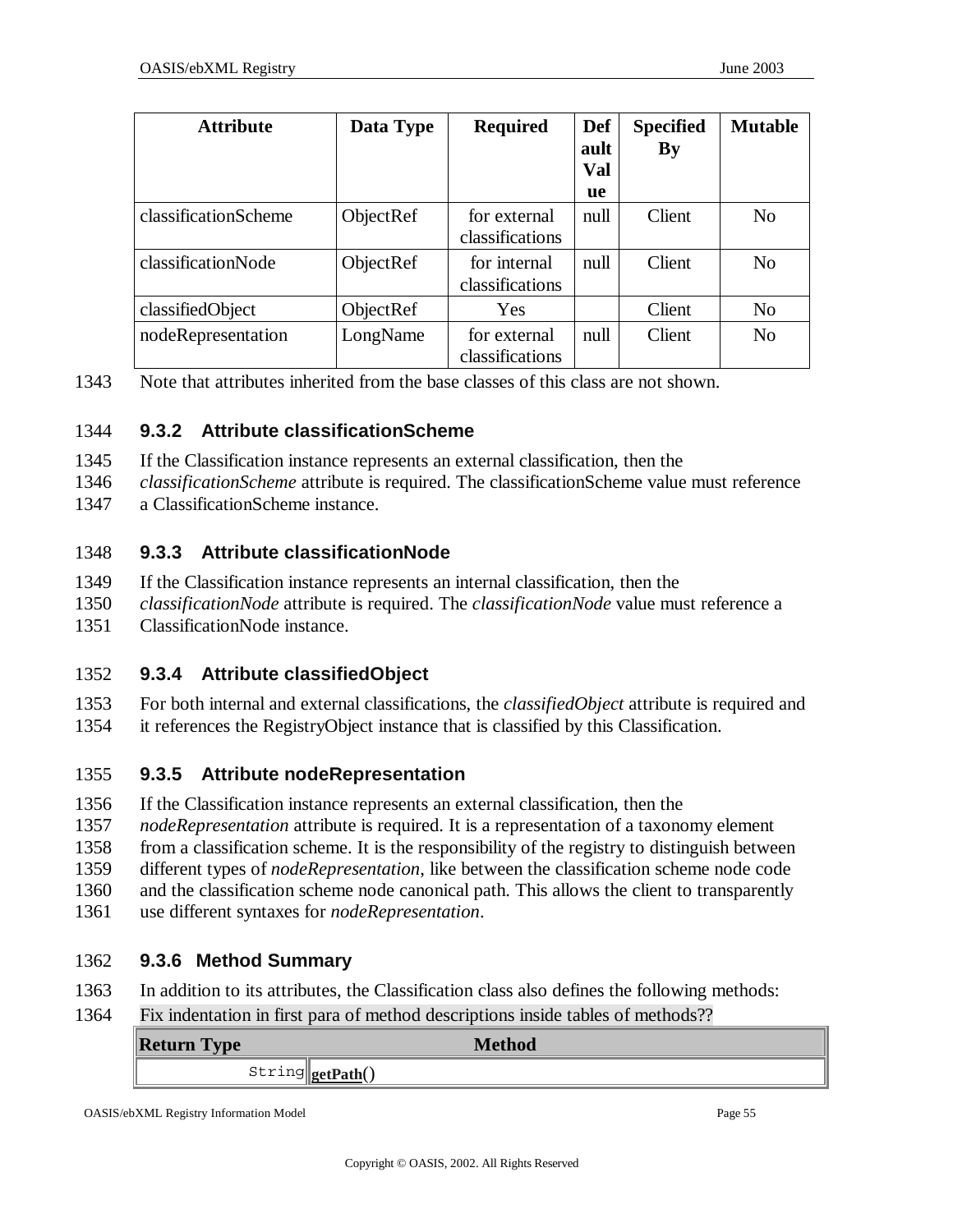| Attribute | Data Type | Required | Default Value | Specified By | Mutable |
|---|---|---|---|---|---|
| classificationScheme | ObjectRef | for external classifications | null | Client | No |
| classificationNode | ObjectRef | for internal classifications | null | Client | No |
| classifiedObject | ObjectRef | Yes | | Client | No |
| nodeRepresentation | LongName | for external classifications | null | Client | No |

Note that attributes inherited from the base classes of this class are not shown.

### 9.3.2 Attribute classificationScheme

If the Classification instance represents an external classification, then the *classificationScheme* attribute is required. The classificationScheme value must reference a ClassificationScheme instance.

### 9.3.3 Attribute classificationNode

If the Classification instance represents an internal classification, then the *classificationNode* attribute is required. The *classificationNode* value must reference a ClassificationNode instance.

### 9.3.4 Attribute classifiedObject

For both internal and external classifications, the *classifiedObject* attribute is required and it references the RegistryObject instance that is classified by this Classification.

### 9.3.5 Attribute nodeRepresentation

If the Classification instance represents an external classification, then the *nodeRepresentation* attribute is required. It is a representation of a taxonomy element from a classification scheme. It is the responsibility of the registry to distinguish between different types of *nodeRepresentation*, like between the classification scheme node code and the classification scheme node canonical path. This allows the client to transparently use different syntaxes for *nodeRepresentation*.

### 9.3.6 Method Summary

In addition to its attributes, the Classification class also defines the following methods:

Fix indentation in first para of method descriptions inside tables of methods??

| Return Type | Method |
|---|---|
| `String` | **getPath**() |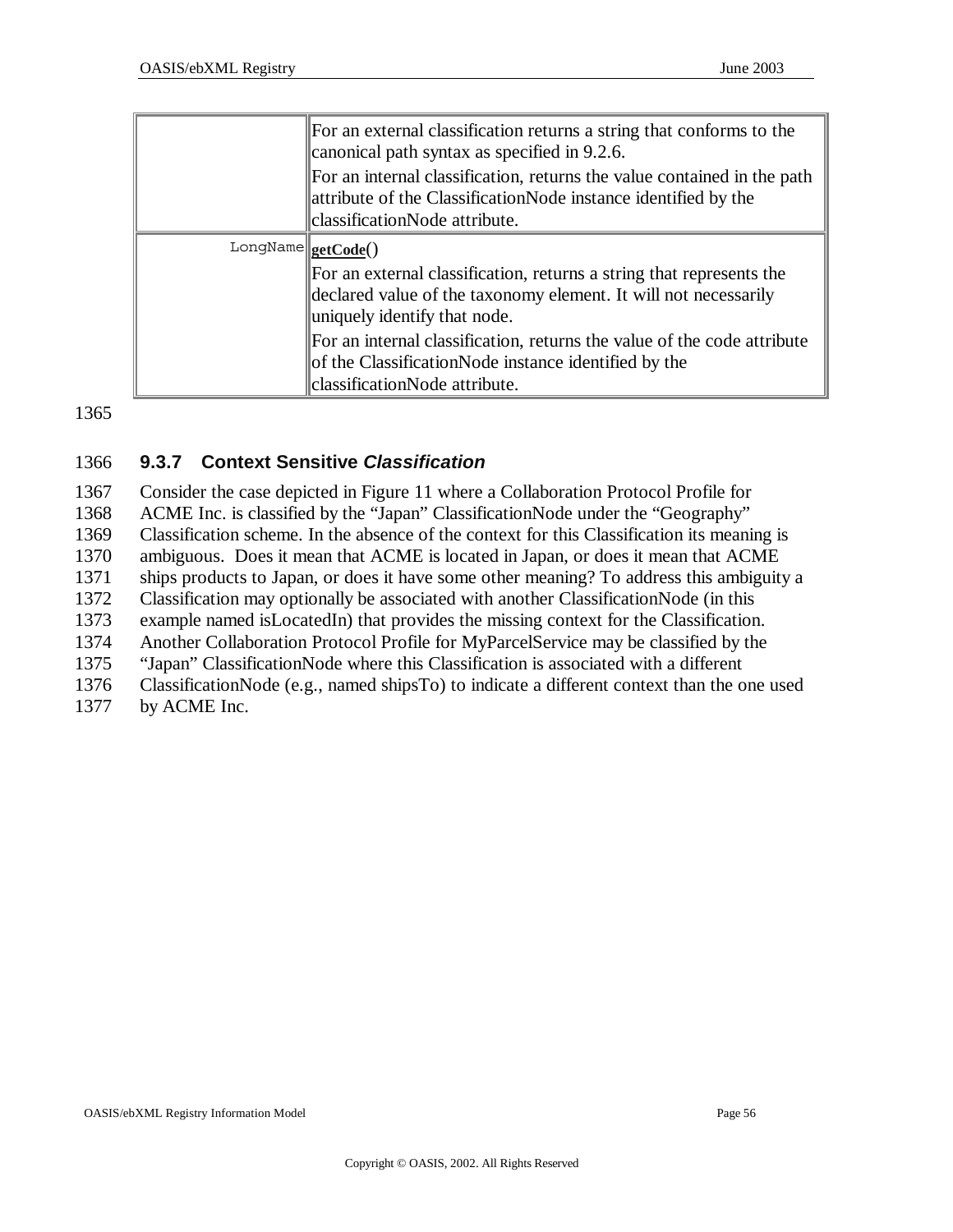| | |
|---|---|
| | For an external classification returns a string that conforms to the canonical path syntax as specified in 9.2.6.<br>For an internal classification, returns the value contained in the path attribute of the ClassificationNode instance identified by the classificationNode attribute. |
| LongName | **getCode**()<br>For an external classification, returns a string that represents the declared value of the taxonomy element. It will not necessarily uniquely identify that node.<br>For an internal classification, returns the value of the code attribute of the ClassificationNode instance identified by the classificationNode attribute. |

1365

### 1366 9.3.7 Context Sensitive *Classification*

1367 Consider the case depicted in Figure 11 where a Collaboration Protocol Profile for
1368 ACME Inc. is classified by the "Japan" ClassificationNode under the "Geography"
1369 Classification scheme. In the absence of the context for this Classification its meaning is
1370 ambiguous. Does it mean that ACME is located in Japan, or does it mean that ACME
1371 ships products to Japan, or does it have some other meaning? To address this ambiguity a
1372 Classification may optionally be associated with another ClassificationNode (in this
1373 example named isLocatedIn) that provides the missing context for the Classification.
1374 Another Collaboration Protocol Profile for MyParcelService may be classified by the
1375 "Japan" ClassificationNode where this Classification is associated with a different
1376 ClassificationNode (e.g., named shipsTo) to indicate a different context than the one used
1377 by ACME Inc.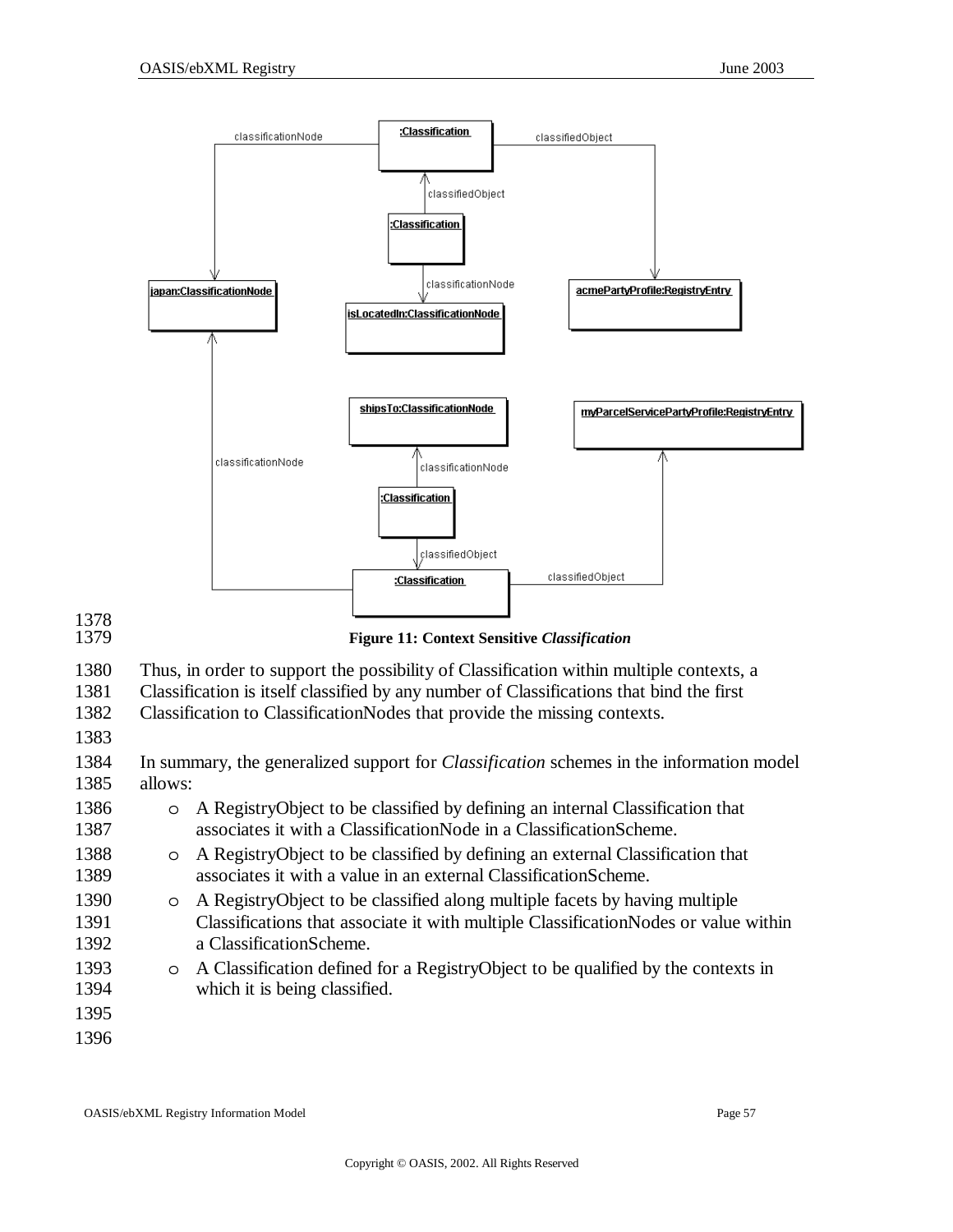Figure 11: Context Sensitive *Classification*

Thus, in order to support the possibility of Classification within multiple contexts, a Classification is itself classified by any number of Classifications that bind the first Classification to ClassificationNodes that provide the missing contexts.

In summary, the generalized support for *Classification* schemes in the information model allows:

- A RegistryObject to be classified by defining an internal Classification that associates it with a ClassificationNode in a ClassificationScheme.
- A RegistryObject to be classified by defining an external Classification that associates it with a value in an external ClassificationScheme.
- A RegistryObject to be classified along multiple facets by having multiple Classifications that associate it with multiple ClassificationNodes or value within a ClassificationScheme.
- A Classification defined for a RegistryObject to be qualified by the contexts in which it is being classified.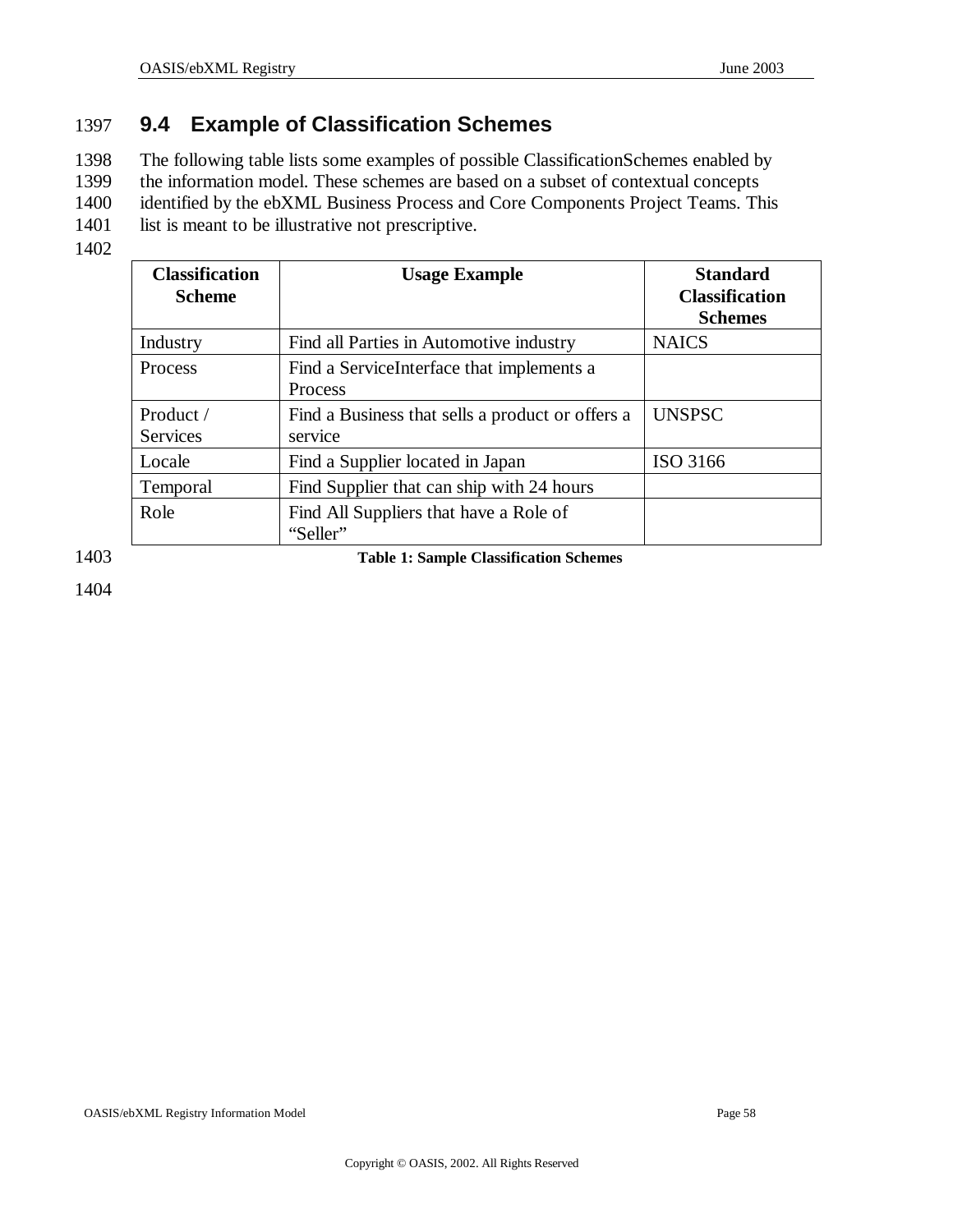## 9.4 Example of Classification Schemes

The following table lists some examples of possible ClassificationSchemes enabled by the information model. These schemes are based on a subset of contextual concepts identified by the ebXML Business Process and Core Components Project Teams. This list is meant to be illustrative not prescriptive.

| Classification Scheme | Usage Example | Standard Classification Schemes |
|---|---|---|
| Industry | Find all Parties in Automotive industry | NAICS |
| Process | Find a ServiceInterface that implements a Process | |
| Product / Services | Find a Business that sells a product or offers a service | UNSPSC |
| Locale | Find a Supplier located in Japan | ISO 3166 |
| Temporal | Find Supplier that can ship with 24 hours | |
| Role | Find All Suppliers that have a Role of "Seller" | |

**Table 1: Sample Classification Schemes**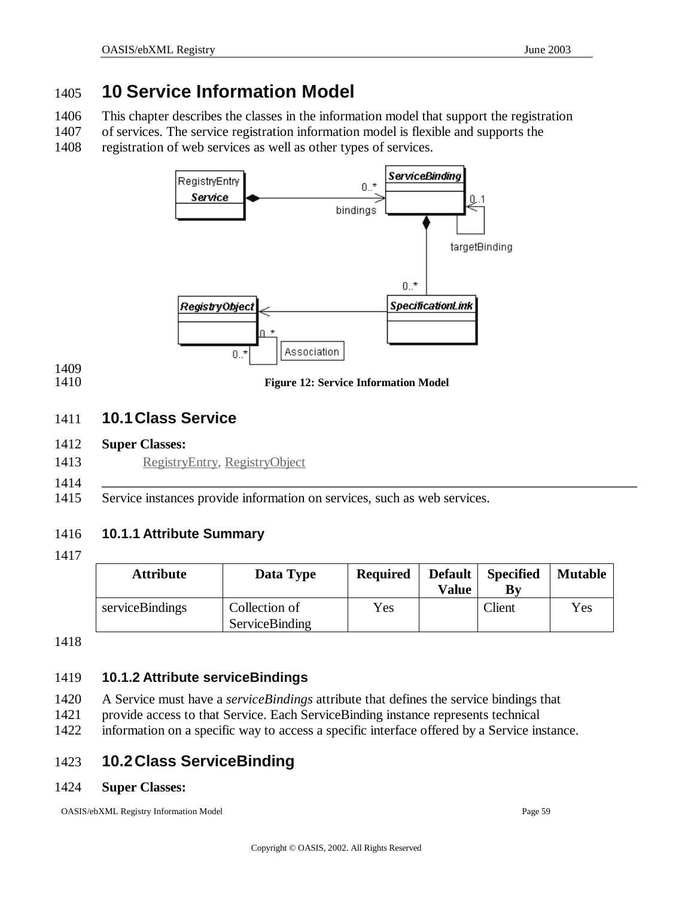# 10 Service Information Model

This chapter describes the classes in the information model that support the registration of services. The service registration information model is flexible and supports the registration of web services as well as other types of services.

**Figure 12: Service Information Model**

## 10.1 Class Service

**Super Classes:**

RegistryEntry, RegistryObject

---

Service instances provide information on services, such as web services.

### 10.1.1 Attribute Summary

| Attribute | Data Type | Required | Default Value | Specified By | Mutable |
|---|---|---|---|---|---|
| serviceBindings | Collection of ServiceBinding | Yes | | Client | Yes |

### 10.1.2 Attribute serviceBindings

A Service must have a *serviceBindings* attribute that defines the service bindings that provide access to that Service. Each ServiceBinding instance represents technical information on a specific way to access a specific interface offered by a Service instance.

## 10.2 Class ServiceBinding

**Super Classes:**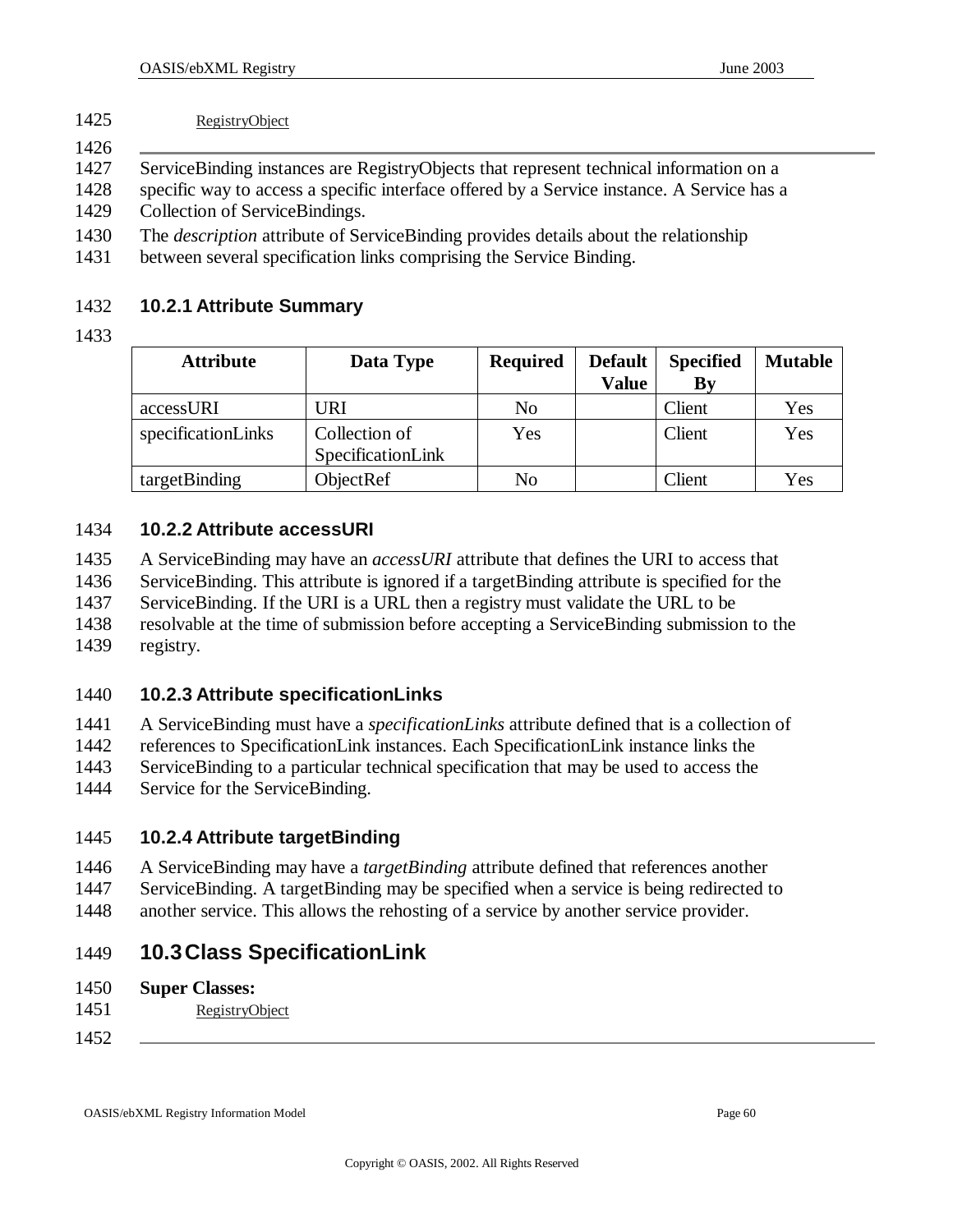RegistryObject

---

ServiceBinding instances are RegistryObjects that represent technical information on a specific way to access a specific interface offered by a Service instance. A Service has a Collection of ServiceBindings.

The *description* attribute of ServiceBinding provides details about the relationship between several specification links comprising the Service Binding.

### 10.2.1 Attribute Summary

| Attribute | Data Type | Required | Default Value | Specified By | Mutable |
|---|---|---|---|---|---|
| accessURI | URI | No | | Client | Yes |
| specificationLinks | Collection of SpecificationLink | Yes | | Client | Yes |
| targetBinding | ObjectRef | No | | Client | Yes |

### 10.2.2 Attribute accessURI

A ServiceBinding may have an *accessURI* attribute that defines the URI to access that ServiceBinding. This attribute is ignored if a targetBinding attribute is specified for the ServiceBinding. If the URI is a URL then a registry must validate the URL to be resolvable at the time of submission before accepting a ServiceBinding submission to the registry.

### 10.2.3 Attribute specificationLinks

A ServiceBinding must have a *specificationLinks* attribute defined that is a collection of references to SpecificationLink instances. Each SpecificationLink instance links the ServiceBinding to a particular technical specification that may be used to access the Service for the ServiceBinding.

### 10.2.4 Attribute targetBinding

A ServiceBinding may have a *targetBinding* attribute defined that references another ServiceBinding. A targetBinding may be specified when a service is being redirected to another service. This allows the rehosting of a service by another service provider.

## 10.3 Class SpecificationLink

**Super Classes:**

RegistryObject

---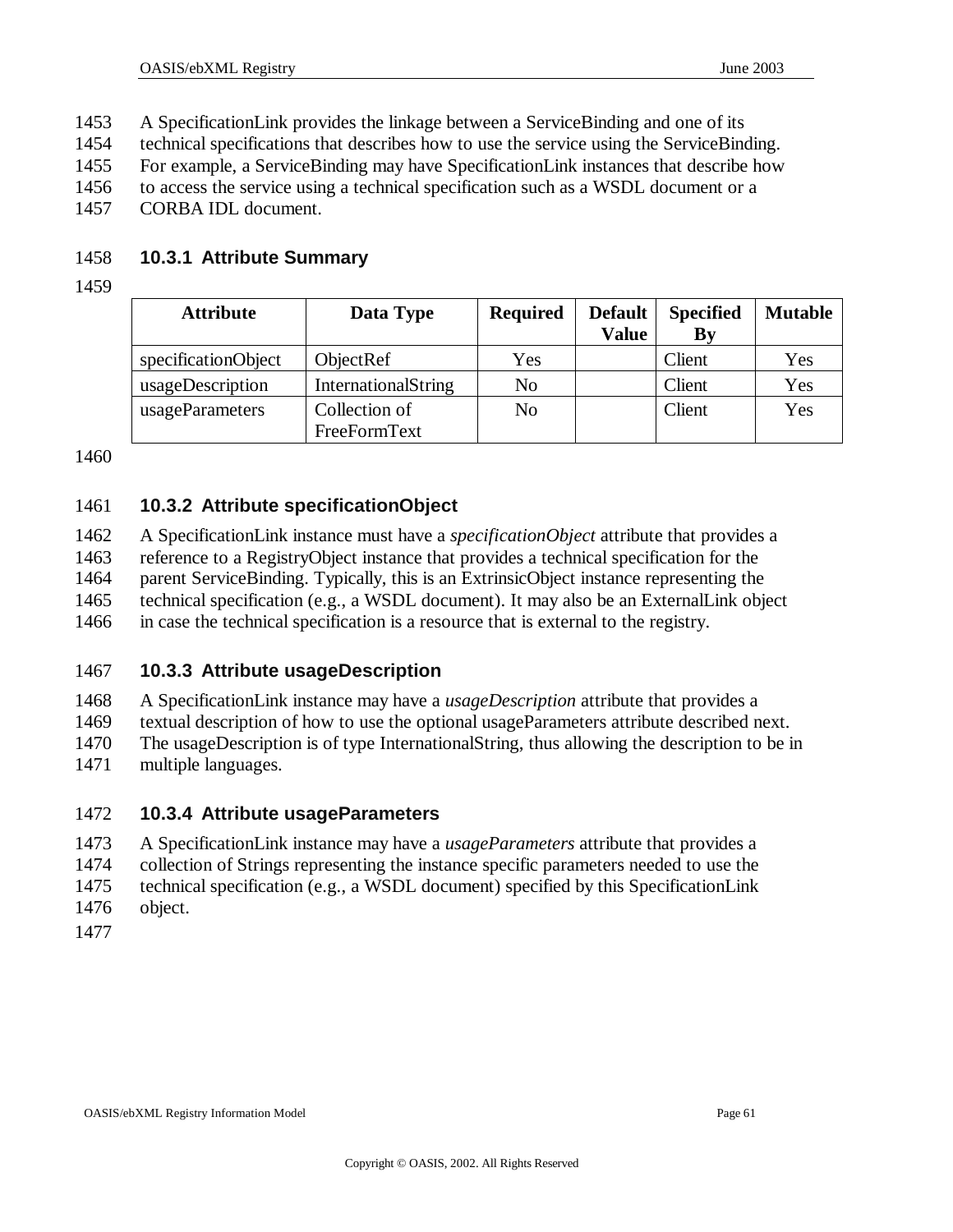A SpecificationLink provides the linkage between a ServiceBinding and one of its technical specifications that describes how to use the service using the ServiceBinding. For example, a ServiceBinding may have SpecificationLink instances that describe how to access the service using a technical specification such as a WSDL document or a CORBA IDL document.

### 10.3.1 Attribute Summary

| Attribute | Data Type | Required | Default Value | Specified By | Mutable |
|---|---|---|---|---|---|
| specificationObject | ObjectRef | Yes | | Client | Yes |
| usageDescription | InternationalString | No | | Client | Yes |
| usageParameters | Collection of FreeFormText | No | | Client | Yes |

### 10.3.2 Attribute specificationObject

A SpecificationLink instance must have a *specificationObject* attribute that provides a reference to a RegistryObject instance that provides a technical specification for the parent ServiceBinding. Typically, this is an ExtrinsicObject instance representing the technical specification (e.g., a WSDL document). It may also be an ExternalLink object in case the technical specification is a resource that is external to the registry.

### 10.3.3 Attribute usageDescription

A SpecificationLink instance may have a *usageDescription* attribute that provides a textual description of how to use the optional usageParameters attribute described next. The usageDescription is of type InternationalString, thus allowing the description to be in multiple languages.

### 10.3.4 Attribute usageParameters

A SpecificationLink instance may have a *usageParameters* attribute that provides a collection of Strings representing the instance specific parameters needed to use the technical specification (e.g., a WSDL document) specified by this SpecificationLink object.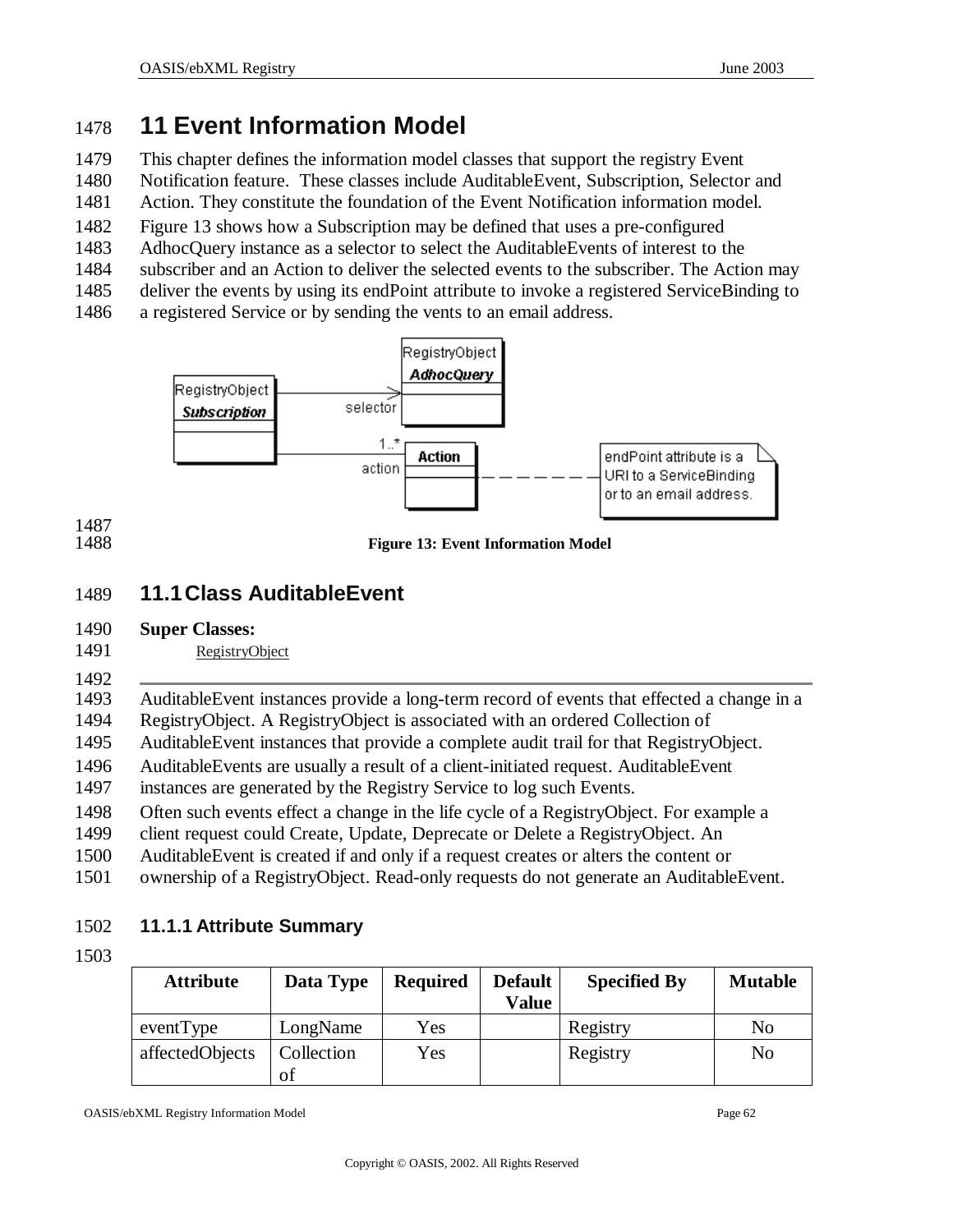# 11 Event Information Model

This chapter defines the information model classes that support the registry Event Notification feature. These classes include AuditableEvent, Subscription, Selector and Action. They constitute the foundation of the Event Notification information model.

Figure 13 shows how a Subscription may be defined that uses a pre-configured AdhocQuery instance as a selector to select the AuditableEvents of interest to the subscriber and an Action to deliver the selected events to the subscriber. The Action may deliver the events by using its endPoint attribute to invoke a registered ServiceBinding to a registered Service or by sending the vents to an email address.

**Figure 13: Event Information Model**

## 11.1 Class AuditableEvent

**Super Classes:**

RegistryObject

---

AuditableEvent instances provide a long-term record of events that effected a change in a RegistryObject. A RegistryObject is associated with an ordered Collection of AuditableEvent instances that provide a complete audit trail for that RegistryObject.

AuditableEvents are usually a result of a client-initiated request. AuditableEvent instances are generated by the Registry Service to log such Events.

Often such events effect a change in the life cycle of a RegistryObject. For example a client request could Create, Update, Deprecate or Delete a RegistryObject. An AuditableEvent is created if and only if a request creates or alters the content or ownership of a RegistryObject. Read-only requests do not generate an AuditableEvent.

### 11.1.1 Attribute Summary

| Attribute | Data Type | Required | Default Value | Specified By | Mutable |
|---|---|---|---|---|---|
| eventType | LongName | Yes | | Registry | No |
| affectedObjects | Collection of | Yes | | Registry | No |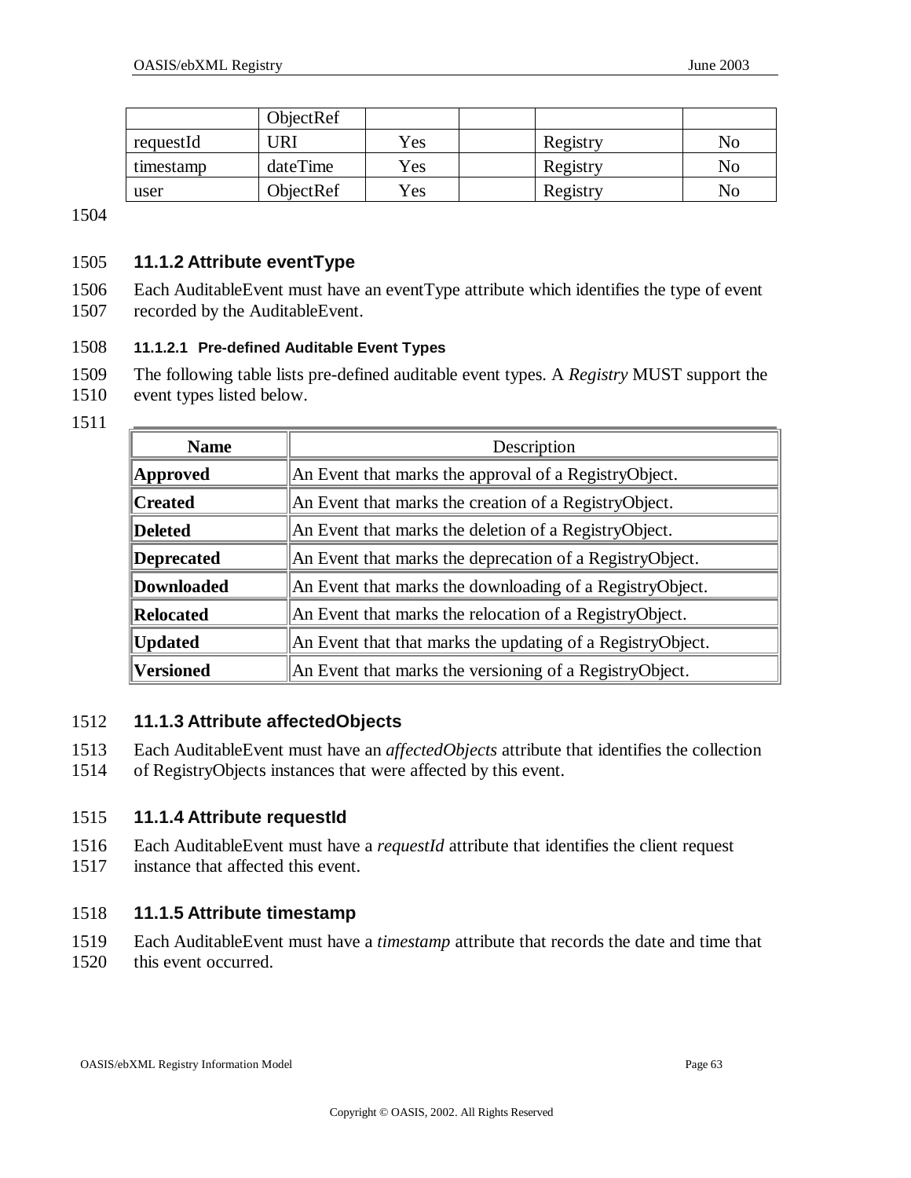|  | ObjectRef |  |  |  |  |
| --- | --- | --- | --- | --- | --- |
| requestId | URI | Yes |  | Registry | No |
| timestamp | dateTime | Yes |  | Registry | No |
| user | ObjectRef | Yes |  | Registry | No |

1504

1505 **11.1.2 Attribute eventType**

1506 Each AuditableEvent must have an eventType attribute which identifies the type of event
1507 recorded by the AuditableEvent.

1508 **11.1.2.1 Pre-defined Auditable Event Types**

1509 The following table lists pre-defined auditable event types. A *Registry* MUST support the
1510 event types listed below.

1511

| Name | Description |
| --- | --- |
| **Approved** | An Event that marks the approval of a RegistryObject. |
| **Created** | An Event that marks the creation of a RegistryObject. |
| **Deleted** | An Event that marks the deletion of a RegistryObject. |
| **Deprecated** | An Event that marks the deprecation of a RegistryObject. |
| **Downloaded** | An Event that marks the downloading of a RegistryObject. |
| **Relocated** | An Event that marks the relocation of a RegistryObject. |
| **Updated** | An Event that that marks the updating of a RegistryObject. |
| **Versioned** | An Event that marks the versioning of a RegistryObject. |

1512 **11.1.3 Attribute affectedObjects**

1513 Each AuditableEvent must have an *affectedObjects* attribute that identifies the collection
1514 of RegistryObjects instances that were affected by this event.

1515 **11.1.4 Attribute requestId**

1516 Each AuditableEvent must have a *requestId* attribute that identifies the client request
1517 instance that affected this event.

1518 **11.1.5 Attribute timestamp**

1519 Each AuditableEvent must have a *timestamp* attribute that records the date and time that
1520 this event occurred.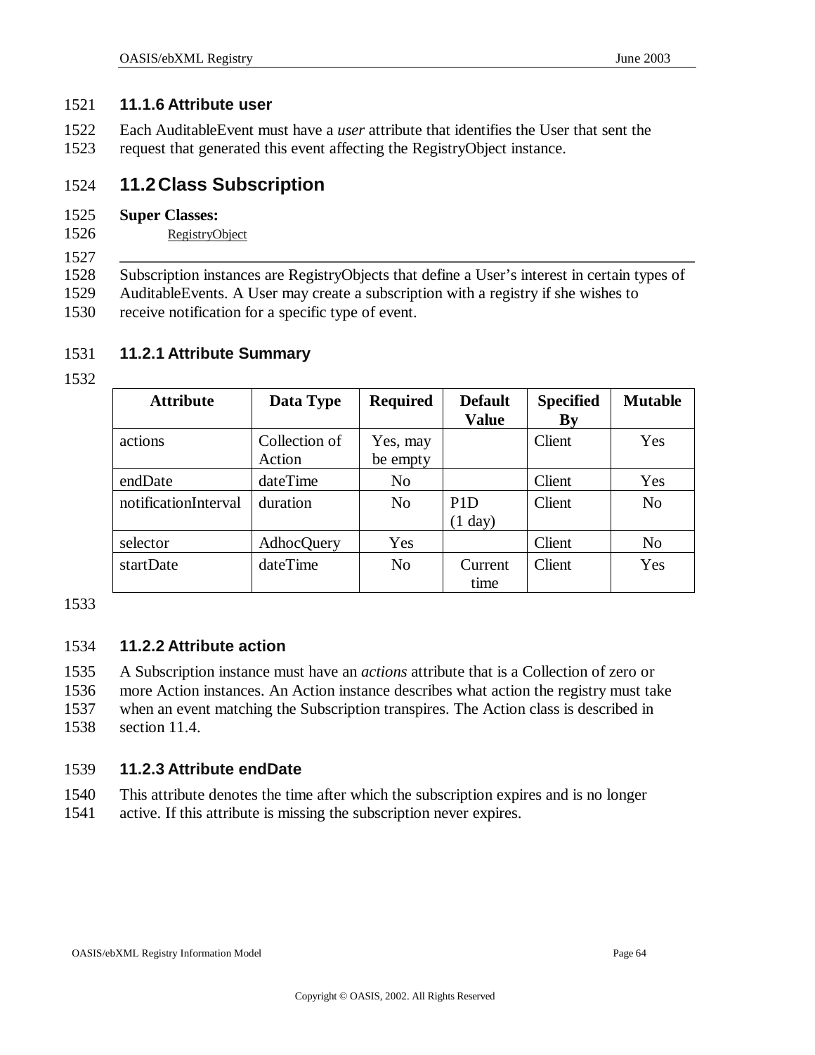### 11.1.6 Attribute user

Each AuditableEvent must have a *user* attribute that identifies the User that sent the request that generated this event affecting the RegistryObject instance.

## 11.2 Class Subscription

**Super Classes:**

RegistryObject

---

Subscription instances are RegistryObjects that define a User's interest in certain types of AuditableEvents. A User may create a subscription with a registry if she wishes to receive notification for a specific type of event.

### 11.2.1 Attribute Summary

| Attribute | Data Type | Required | Default Value | Specified By | Mutable |
|---|---|---|---|---|---|
| actions | Collection of Action | Yes, may be empty | | Client | Yes |
| endDate | dateTime | No | | Client | Yes |
| notificationInterval | duration | No | P1D (1 day) | Client | No |
| selector | AdhocQuery | Yes | | Client | No |
| startDate | dateTime | No | Current time | Client | Yes |

### 11.2.2 Attribute action

A Subscription instance must have an *actions* attribute that is a Collection of zero or more Action instances. An Action instance describes what action the registry must take when an event matching the Subscription transpires. The Action class is described in section 11.4.

### 11.2.3 Attribute endDate

This attribute denotes the time after which the subscription expires and is no longer active. If this attribute is missing the subscription never expires.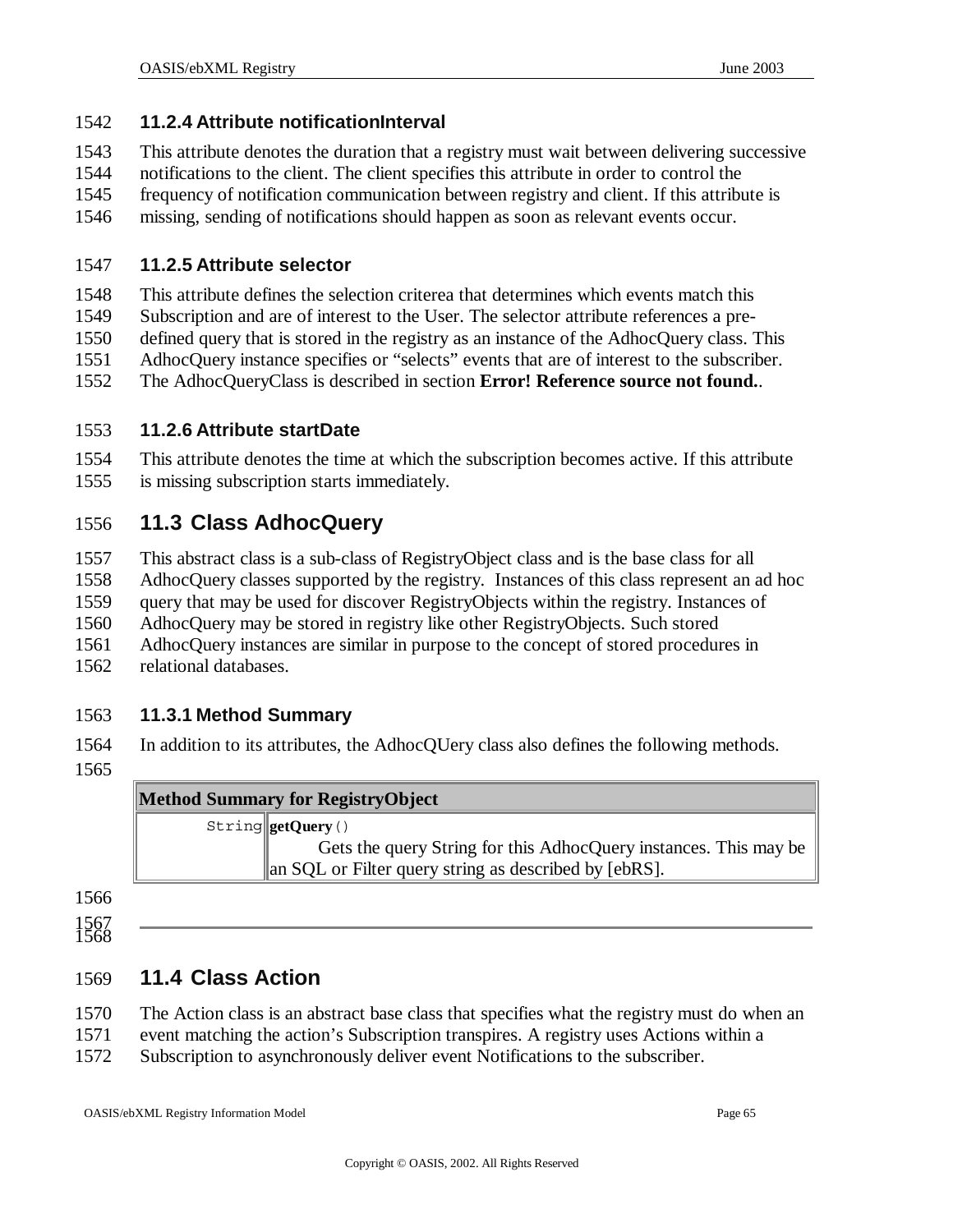### 11.2.4 Attribute notificationInterval

This attribute denotes the duration that a registry must wait between delivering successive notifications to the client. The client specifies this attribute in order to control the frequency of notification communication between registry and client. If this attribute is missing, sending of notifications should happen as soon as relevant events occur.

### 11.2.5 Attribute selector

This attribute defines the selection criterea that determines which events match this Subscription and are of interest to the User. The selector attribute references a pre-defined query that is stored in the registry as an instance of the AdhocQuery class. This AdhocQuery instance specifies or "selects" events that are of interest to the subscriber. The AdhocQueryClass is described in section **Error! Reference source not found.**.

### 11.2.6 Attribute startDate

This attribute denotes the time at which the subscription becomes active. If this attribute is missing subscription starts immediately.

## 11.3 Class AdhocQuery

This abstract class is a sub-class of RegistryObject class and is the base class for all AdhocQuery classes supported by the registry. Instances of this class represent an ad hoc query that may be used for discover RegistryObjects within the registry. Instances of AdhocQuery may be stored in registry like other RegistryObjects. Such stored AdhocQuery instances are similar in purpose to the concept of stored procedures in relational databases.

### 11.3.1 Method Summary

In addition to its attributes, the AdhocQUery class also defines the following methods.

| **Method Summary for RegistryObject** | |
|---|---|
| `String` | **getQuery**`()`<br>Gets the query String for this AdhocQuery instances. This may be an SQL or Filter query string as described by [ebRS]. |

---

## 11.4 Class Action

The Action class is an abstract base class that specifies what the registry must do when an event matching the action's Subscription transpires. A registry uses Actions within a Subscription to asynchronously deliver event Notifications to the subscriber.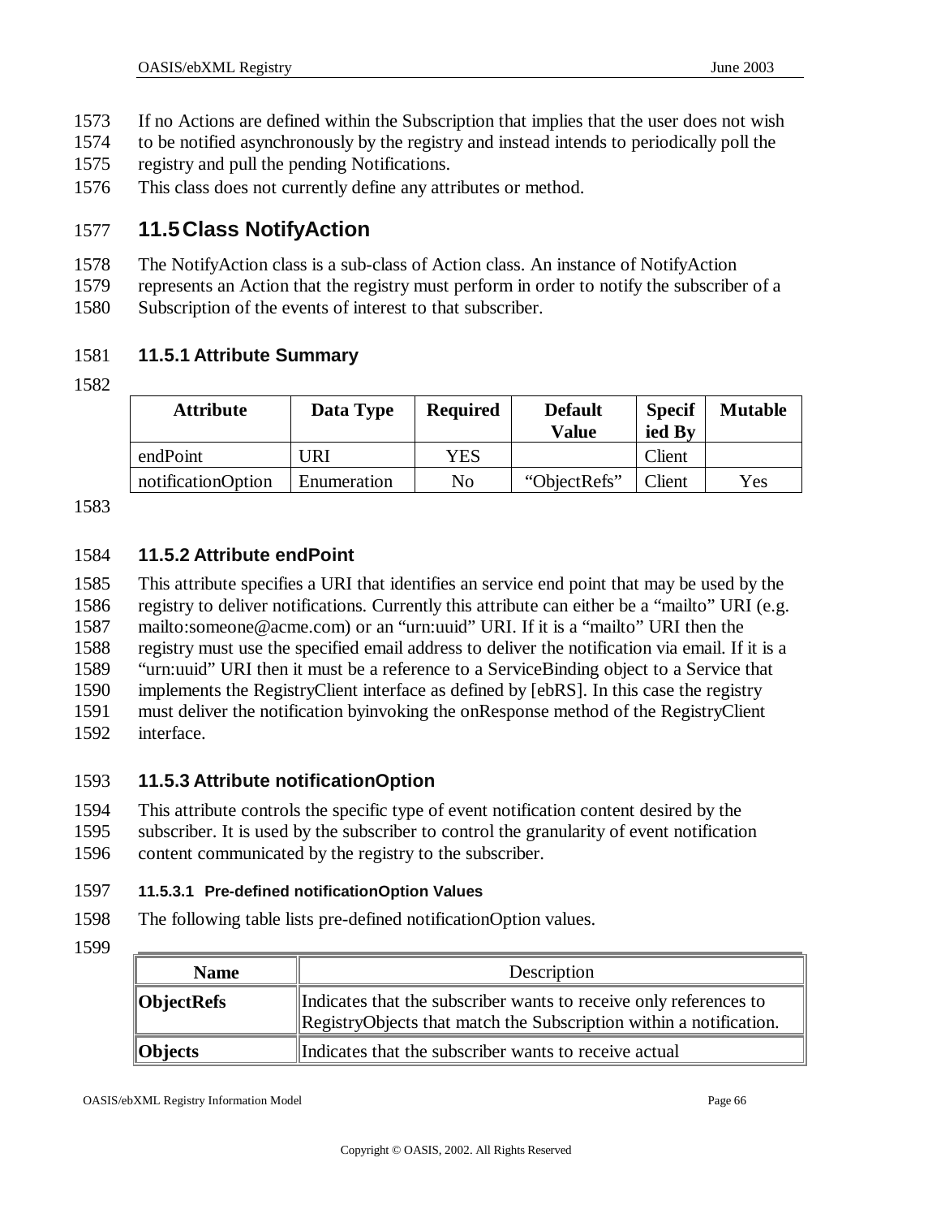If no Actions are defined within the Subscription that implies that the user does not wish to be notified asynchronously by the registry and instead intends to periodically poll the registry and pull the pending Notifications.

This class does not currently define any attributes or method.

## 11.5 Class NotifyAction

The NotifyAction class is a sub-class of Action class. An instance of NotifyAction represents an Action that the registry must perform in order to notify the subscriber of a Subscription of the events of interest to that subscriber.

### 11.5.1 Attribute Summary

| Attribute | Data Type | Required | Default Value | Specified By | Mutable |
|---|---|---|---|---|---|
| endPoint | URI | YES | | Client | |
| notificationOption | Enumeration | No | "ObjectRefs" | Client | Yes |

### 11.5.2 Attribute endPoint

This attribute specifies a URI that identifies an service end point that may be used by the registry to deliver notifications. Currently this attribute can either be a "mailto" URI (e.g. mailto:someone@acme.com) or an "urn:uuid" URI. If it is a "mailto" URI then the registry must use the specified email address to deliver the notification via email. If it is a "urn:uuid" URI then it must be a reference to a ServiceBinding object to a Service that implements the RegistryClient interface as defined by [ebRS]. In this case the registry must deliver the notification byinvoking the onResponse method of the RegistryClient interface.

### 11.5.3 Attribute notificationOption

This attribute controls the specific type of event notification content desired by the subscriber. It is used by the subscriber to control the granularity of event notification content communicated by the registry to the subscriber.

#### 11.5.3.1 Pre-defined notificationOption Values

The following table lists pre-defined notificationOption values.

| Name | Description |
|---|---|
| **ObjectRefs** | Indicates that the subscriber wants to receive only references to RegistryObjects that match the Subscription within a notification. |
| **Objects** | Indicates that the subscriber wants to receive actual |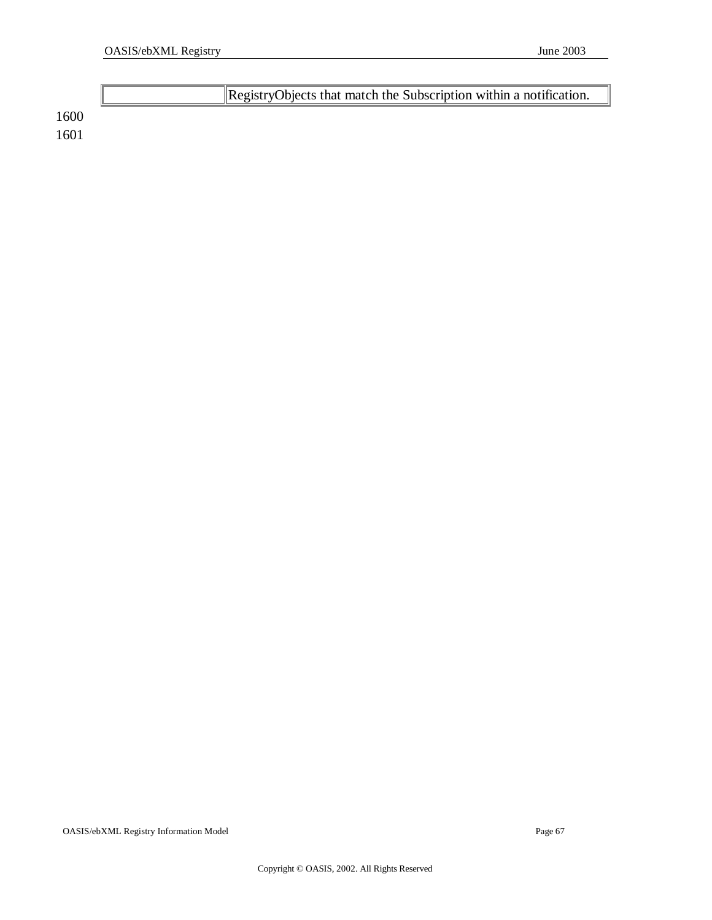| | |
|---|---|
| | RegistryObjects that match the Subscription within a notification. |

1600
1601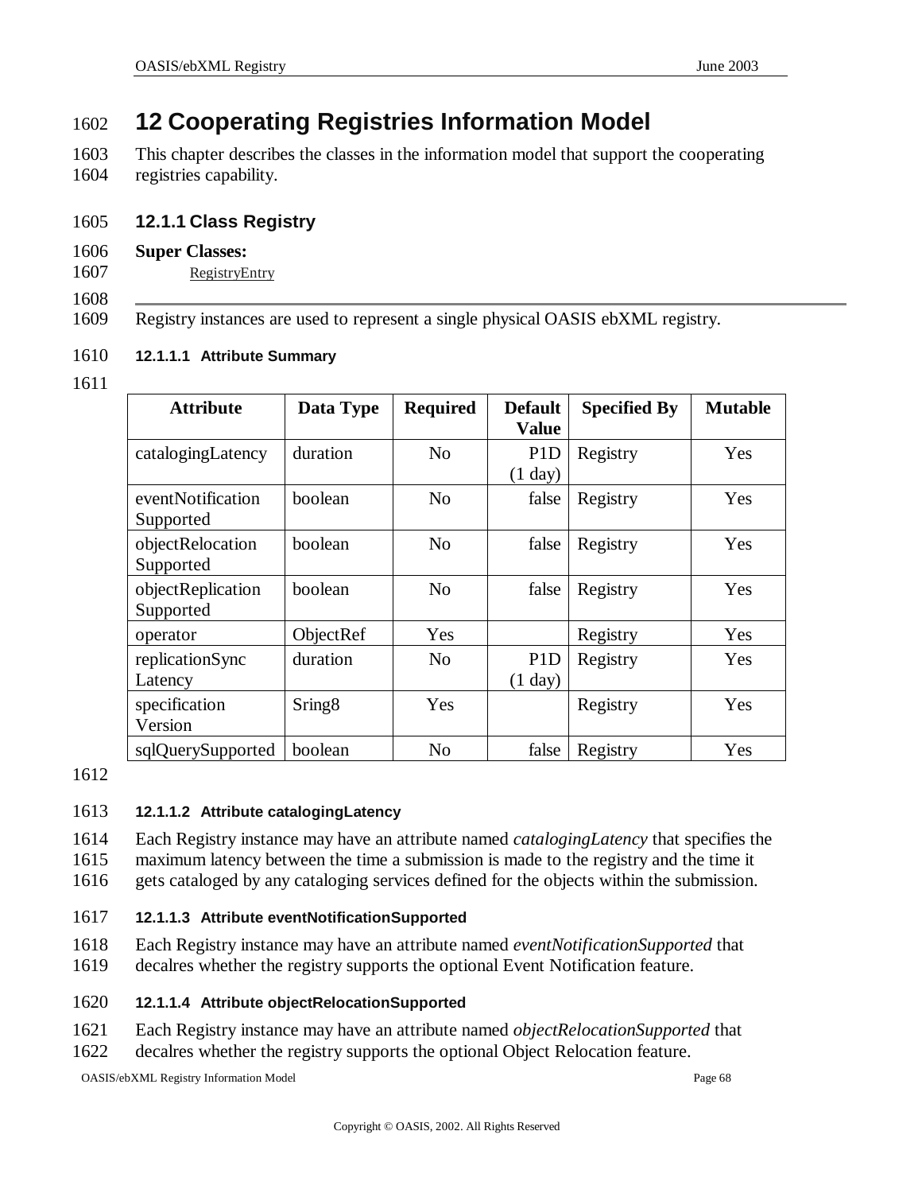# 12 Cooperating Registries Information Model

This chapter describes the classes in the information model that support the cooperating registries capability.

### 12.1.1 Class Registry

**Super Classes:**

RegistryEntry

---

Registry instances are used to represent a single physical OASIS ebXML registry.

#### 12.1.1.1 Attribute Summary

| Attribute | Data Type | Required | Default Value | Specified By | Mutable |
|---|---|---|---|---|---|
| catalogingLatency | duration | No | P1D (1 day) | Registry | Yes |
| eventNotification Supported | boolean | No | false | Registry | Yes |
| objectRelocation Supported | boolean | No | false | Registry | Yes |
| objectReplication Supported | boolean | No | false | Registry | Yes |
| operator | ObjectRef | Yes | | Registry | Yes |
| replicationSync Latency | duration | No | P1D (1 day) | Registry | Yes |
| specification Version | Sring8 | Yes | | Registry | Yes |
| sqlQuerySupported | boolean | No | false | Registry | Yes |

#### 12.1.1.2 Attribute catalogingLatency

Each Registry instance may have an attribute named *catalogingLatency* that specifies the maximum latency between the time a submission is made to the registry and the time it gets cataloged by any cataloging services defined for the objects within the submission.

#### 12.1.1.3 Attribute eventNotificationSupported

Each Registry instance may have an attribute named *eventNotificationSupported* that decalres whether the registry supports the optional Event Notification feature.

#### 12.1.1.4 Attribute objectRelocationSupported

Each Registry instance may have an attribute named *objectRelocationSupported* that decalres whether the registry supports the optional Object Relocation feature.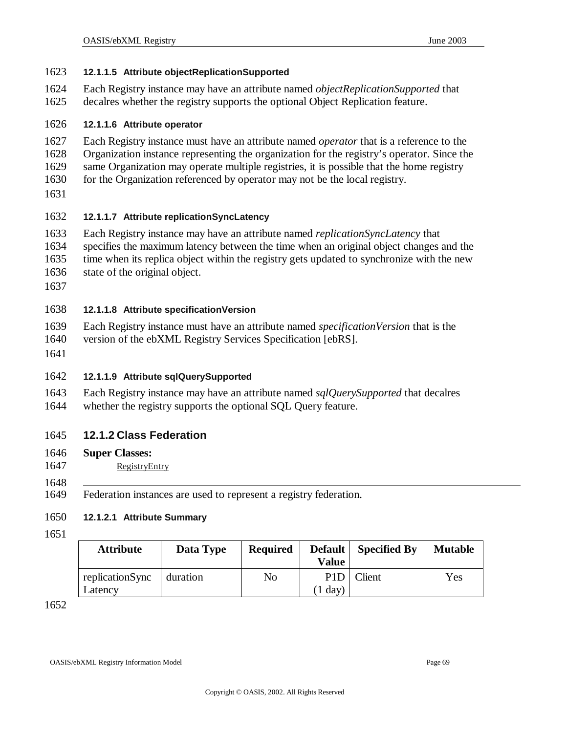#### 12.1.1.5 Attribute objectReplicationSupported

Each Registry instance may have an attribute named *objectReplicationSupported* that decalres whether the registry supports the optional Object Replication feature.

#### 12.1.1.6 Attribute operator

Each Registry instance must have an attribute named *operator* that is a reference to the Organization instance representing the organization for the registry's operator. Since the same Organization may operate multiple registries, it is possible that the home registry for the Organization referenced by operator may not be the local registry.

#### 12.1.1.7 Attribute replicationSyncLatency

Each Registry instance may have an attribute named *replicationSyncLatency* that specifies the maximum latency between the time when an original object changes and the time when its replica object within the registry gets updated to synchronize with the new state of the original object.

#### 12.1.1.8 Attribute specificationVersion

Each Registry instance must have an attribute named *specificationVersion* that is the version of the ebXML Registry Services Specification [ebRS].

#### 12.1.1.9 Attribute sqlQuerySupported

Each Registry instance may have an attribute named *sqlQuerySupported* that decalres whether the registry supports the optional SQL Query feature.

### 12.1.2 Class Federation

**Super Classes:**

RegistryEntry

---

Federation instances are used to represent a registry federation.

#### 12.1.2.1 Attribute Summary

| Attribute | Data Type | Required | Default Value | Specified By | Mutable |
|---|---|---|---|---|---|
| replicationSync Latency | duration | No | P1D (1 day) | Client | Yes |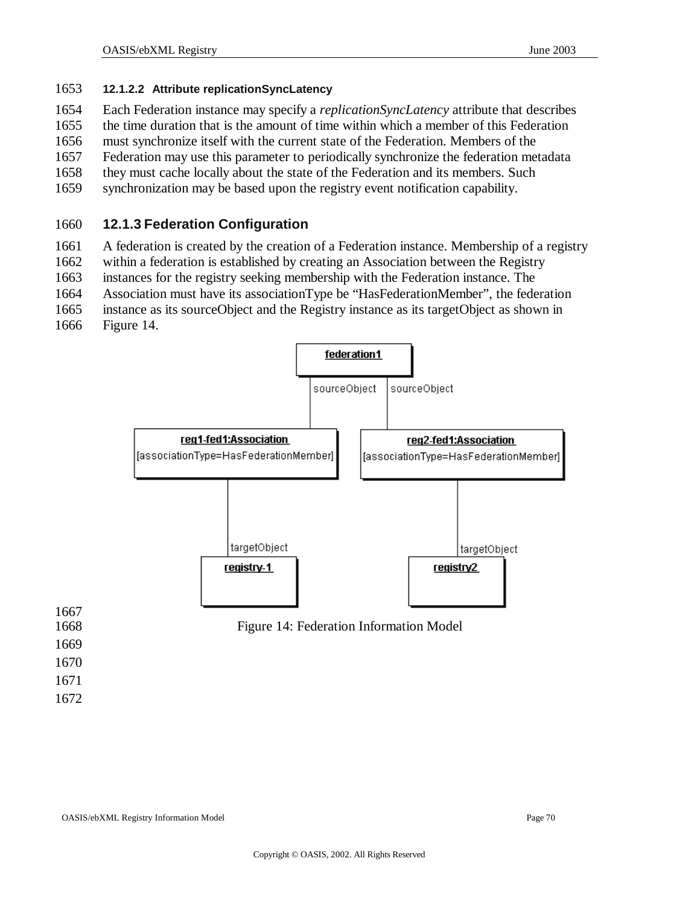#### 12.1.2.2 Attribute replicationSyncLatency

Each Federation instance may specify a *replicationSyncLatency* attribute that describes the time duration that is the amount of time within which a member of this Federation must synchronize itself with the current state of the Federation. Members of the Federation may use this parameter to periodically synchronize the federation metadata they must cache locally about the state of the Federation and its members. Such synchronization may be based upon the registry event notification capability.

### 12.1.3 Federation Configuration

A federation is created by the creation of a Federation instance. Membership of a registry within a federation is established by creating an Association between the Registry instances for the registry seeking membership with the Federation instance. The Association must have its associationType be "HasFederationMember", the federation instance as its sourceObject and the Registry instance as its targetObject as shown in Figure 14.

Figure 14: Federation Information Model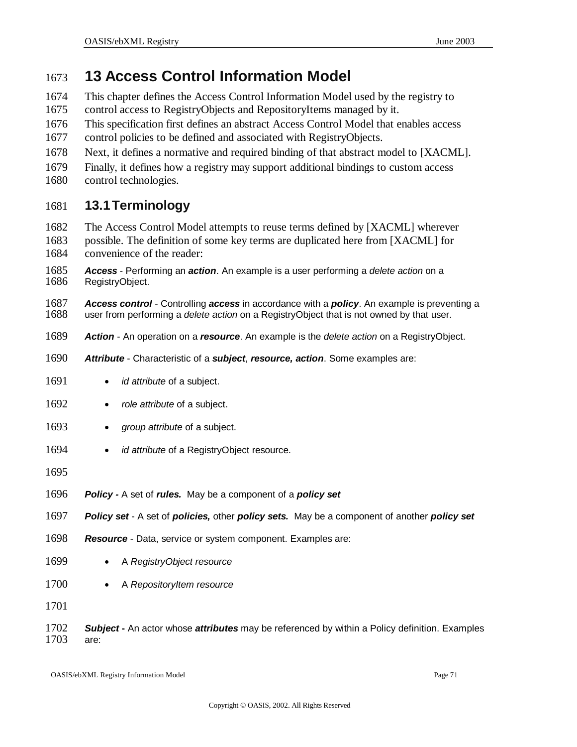# 13 Access Control Information Model

This chapter defines the Access Control Information Model used by the registry to control access to RegistryObjects and RepositoryItems managed by it.

This specification first defines an abstract Access Control Model that enables access control policies to be defined and associated with RegistryObjects.

Next, it defines a normative and required binding of that abstract model to [XACML].

Finally, it defines how a registry may support additional bindings to custom access control technologies.

## 13.1 Terminology

The Access Control Model attempts to reuse terms defined by [XACML] wherever possible. The definition of some key terms are duplicated here from [XACML] for convenience of the reader:

***Access*** - Performing an ***action***. An example is a user performing a *delete action* on a RegistryObject.

***Access control*** - Controlling ***access*** in accordance with a ***policy***. An example is preventing a user from performing a *delete action* on a RegistryObject that is not owned by that user.

***Action*** - An operation on a ***resource***. An example is the *delete action* on a RegistryObject.

***Attribute*** - Characteristic of a ***subject***, ***resource, action***. Some examples are:

- *id attribute* of a subject.
- *role attribute* of a subject.
- *group attribute* of a subject.
- *id attribute* of a RegistryObject resource.

***Policy -*** A set of ***rules.*** May be a component of a ***policy set***

***Policy set*** - A set of ***policies,*** other ***policy sets.*** May be a component of another ***policy set***

***Resource*** - Data, service or system component. Examples are:

- A *RegistryObject resource*
- A *RepositoryItem resource*

***Subject -*** An actor whose ***attributes*** may be referenced by within a Policy definition. Examples are: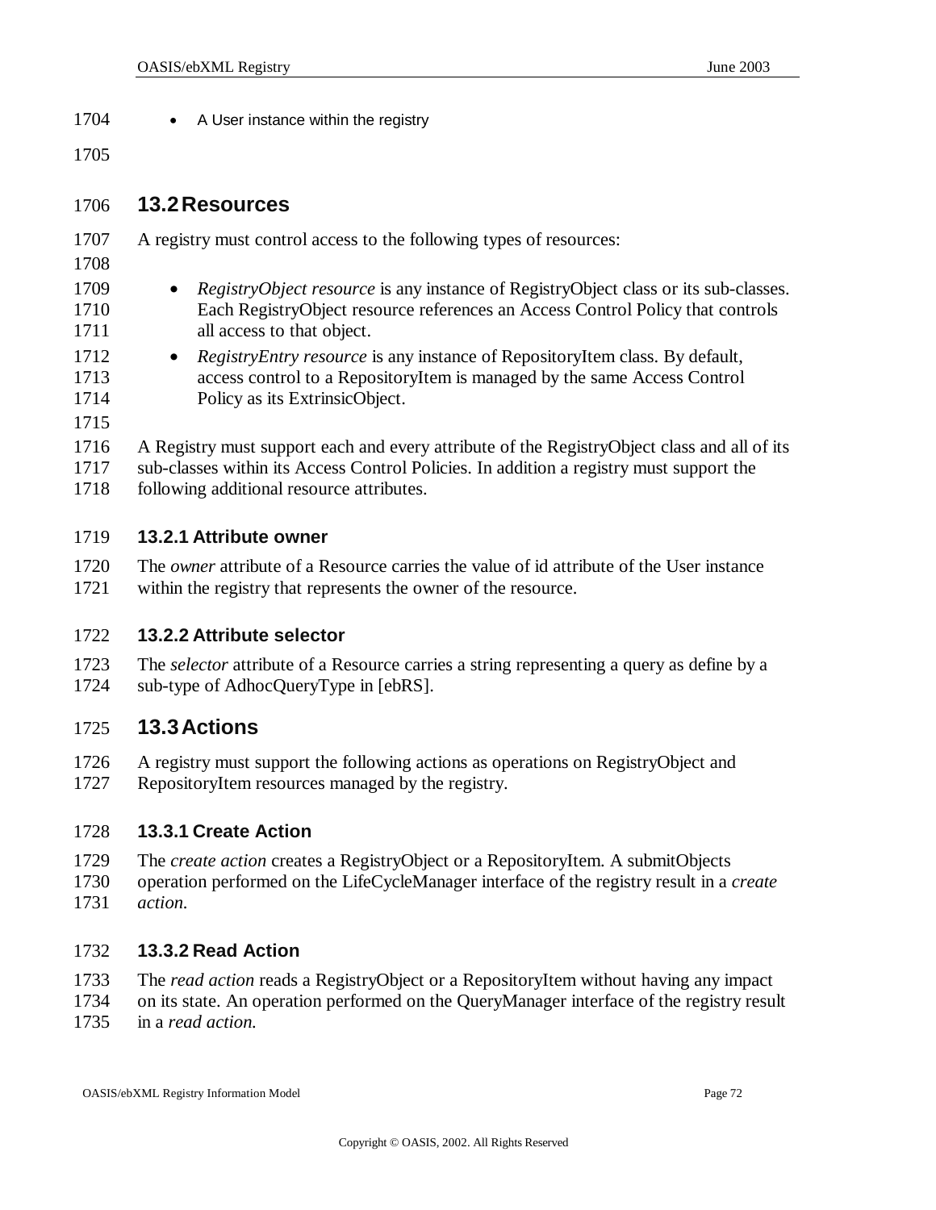- A User instance within the registry

## 13.2 Resources

A registry must control access to the following types of resources:

- *RegistryObject resource* is any instance of RegistryObject class or its sub-classes. Each RegistryObject resource references an Access Control Policy that controls all access to that object.
- *RegistryEntry resource* is any instance of RepositoryItem class. By default, access control to a RepositoryItem is managed by the same Access Control Policy as its ExtrinsicObject.

A Registry must support each and every attribute of the RegistryObject class and all of its sub-classes within its Access Control Policies. In addition a registry must support the following additional resource attributes.

### 13.2.1 Attribute owner

The *owner* attribute of a Resource carries the value of id attribute of the User instance within the registry that represents the owner of the resource.

### 13.2.2 Attribute selector

The *selector* attribute of a Resource carries a string representing a query as define by a sub-type of AdhocQueryType in [ebRS].

## 13.3 Actions

A registry must support the following actions as operations on RegistryObject and RepositoryItem resources managed by the registry.

### 13.3.1 Create Action

The *create action* creates a RegistryObject or a RepositoryItem. A submitObjects operation performed on the LifeCycleManager interface of the registry result in a *create action.*

### 13.3.2 Read Action

The *read action* reads a RegistryObject or a RepositoryItem without having any impact on its state. An operation performed on the QueryManager interface of the registry result in a *read action.*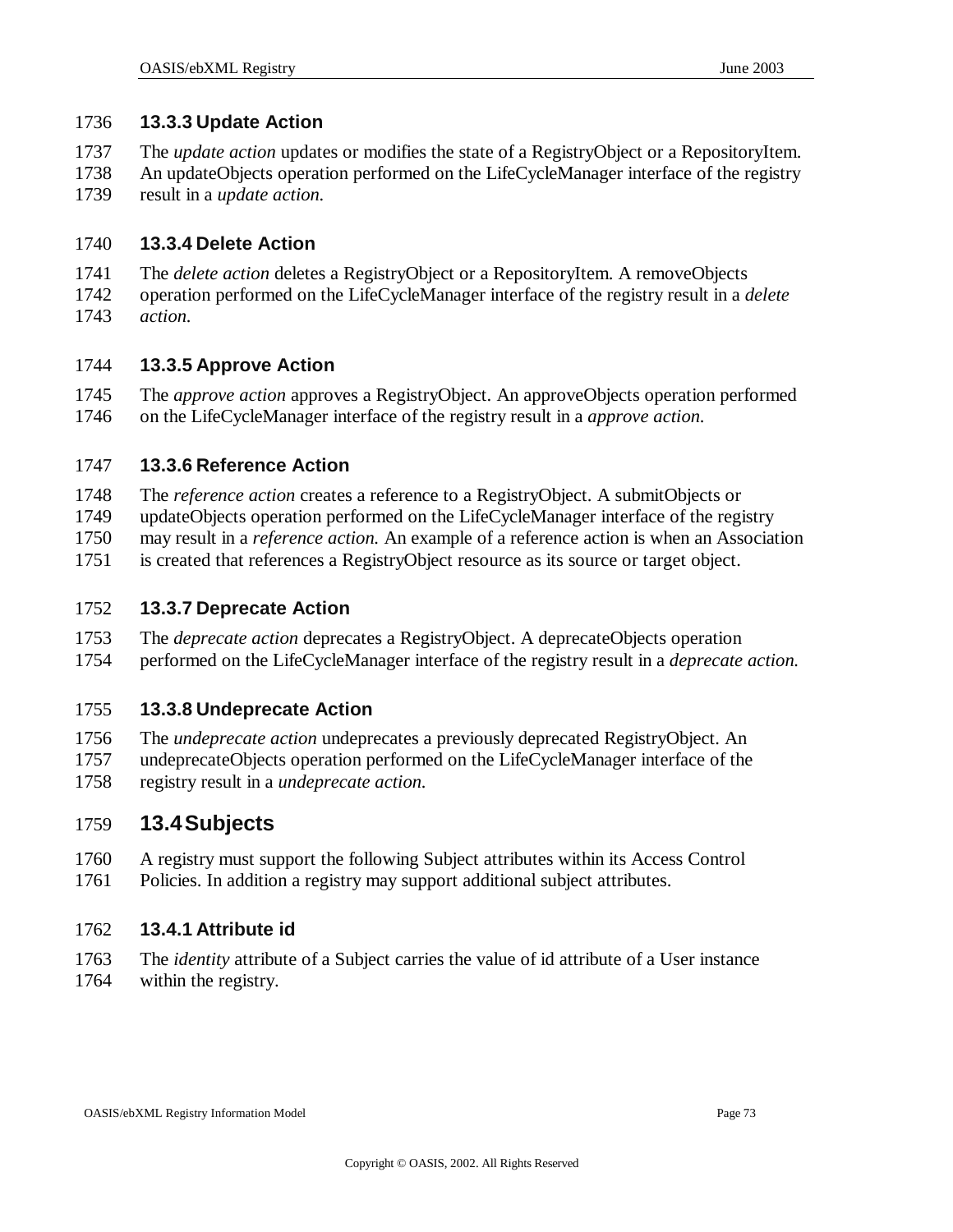### 13.3.3 Update Action

The *update action* updates or modifies the state of a RegistryObject or a RepositoryItem. An updateObjects operation performed on the LifeCycleManager interface of the registry result in a *update action.*

### 13.3.4 Delete Action

The *delete action* deletes a RegistryObject or a RepositoryItem. A removeObjects operation performed on the LifeCycleManager interface of the registry result in a *delete action.*

### 13.3.5 Approve Action

The *approve action* approves a RegistryObject. An approveObjects operation performed on the LifeCycleManager interface of the registry result in a *approve action.*

### 13.3.6 Reference Action

The *reference action* creates a reference to a RegistryObject. A submitObjects or updateObjects operation performed on the LifeCycleManager interface of the registry may result in a *reference action.* An example of a reference action is when an Association is created that references a RegistryObject resource as its source or target object.

### 13.3.7 Deprecate Action

The *deprecate action* deprecates a RegistryObject. A deprecateObjects operation performed on the LifeCycleManager interface of the registry result in a *deprecate action.*

### 13.3.8 Undeprecate Action

The *undeprecate action* undeprecates a previously deprecated RegistryObject. An undeprecateObjects operation performed on the LifeCycleManager interface of the registry result in a *undeprecate action.*

## 13.4 Subjects

A registry must support the following Subject attributes within its Access Control Policies. In addition a registry may support additional subject attributes.

### 13.4.1 Attribute id

The *identity* attribute of a Subject carries the value of id attribute of a User instance within the registry.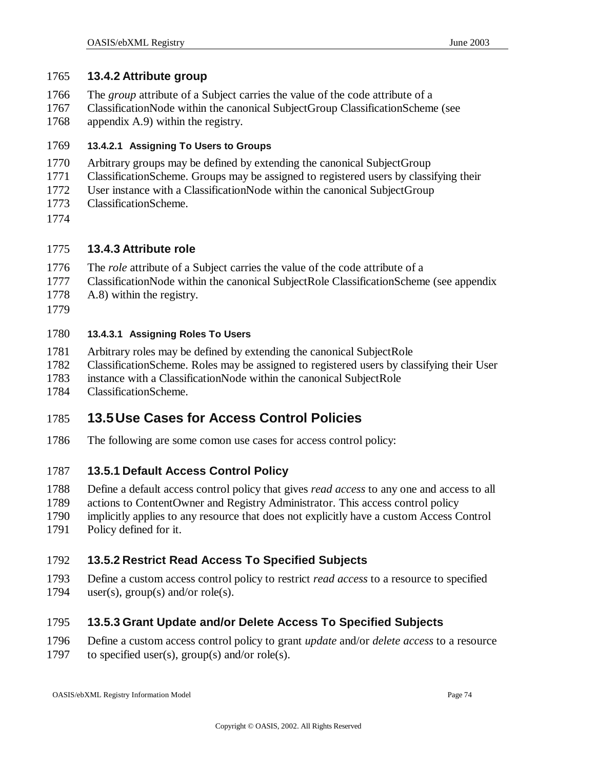### 13.4.2 Attribute group

The *group* attribute of a Subject carries the value of the code attribute of a ClassificationNode within the canonical SubjectGroup ClassificationScheme (see appendix A.9) within the registry.

#### 13.4.2.1 Assigning To Users to Groups

Arbitrary groups may be defined by extending the canonical SubjectGroup ClassificationScheme. Groups may be assigned to registered users by classifying their User instance with a ClassificationNode within the canonical SubjectGroup ClassificationScheme.

### 13.4.3 Attribute role

The *role* attribute of a Subject carries the value of the code attribute of a ClassificationNode within the canonical SubjectRole ClassificationScheme (see appendix A.8) within the registry.

#### 13.4.3.1 Assigning Roles To Users

Arbitrary roles may be defined by extending the canonical SubjectRole ClassificationScheme. Roles may be assigned to registered users by classifying their User instance with a ClassificationNode within the canonical SubjectRole ClassificationScheme.

## 13.5 Use Cases for Access Control Policies

The following are some comon use cases for access control policy:

### 13.5.1 Default Access Control Policy

Define a default access control policy that gives *read access* to any one and access to all actions to ContentOwner and Registry Administrator. This access control policy implicitly applies to any resource that does not explicitly have a custom Access Control Policy defined for it.

### 13.5.2 Restrict Read Access To Specified Subjects

Define a custom access control policy to restrict *read access* to a resource to specified user(s), group(s) and/or role(s).

### 13.5.3 Grant Update and/or Delete Access To Specified Subjects

Define a custom access control policy to grant *update* and/or *delete access* to a resource to specified user(s), group(s) and/or role(s).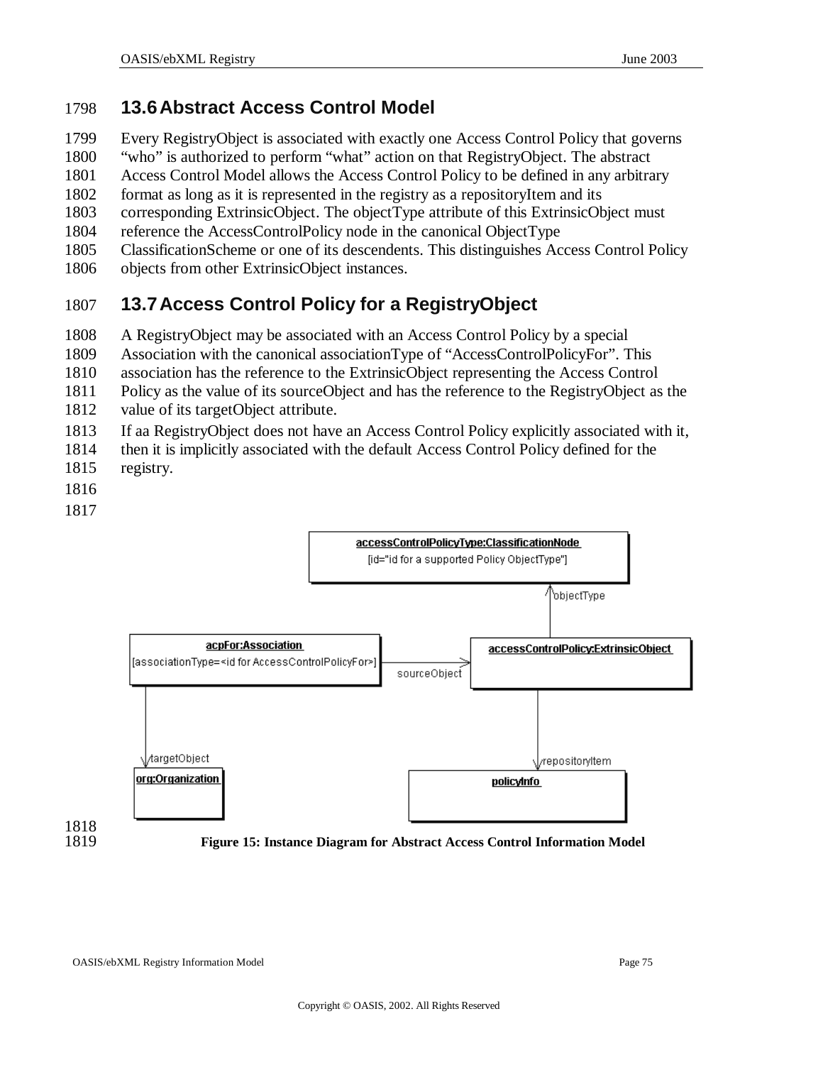## 13.6 Abstract Access Control Model

Every RegistryObject is associated with exactly one Access Control Policy that governs "who" is authorized to perform "what" action on that RegistryObject. The abstract Access Control Model allows the Access Control Policy to be defined in any arbitrary format as long as it is represented in the registry as a repositoryItem and its corresponding ExtrinsicObject. The objectType attribute of this ExtrinsicObject must reference the AccessControlPolicy node in the canonical ObjectType ClassificationScheme or one of its descendents. This distinguishes Access Control Policy objects from other ExtrinsicObject instances.

## 13.7 Access Control Policy for a RegistryObject

A RegistryObject may be associated with an Access Control Policy by a special Association with the canonical associationType of "AccessControlPolicyFor". This association has the reference to the ExtrinsicObject representing the Access Control Policy as the value of its sourceObject and has the reference to the RegistryObject as the value of its targetObject attribute.

If aa RegistryObject does not have an Access Control Policy explicitly associated with it, then it is implicitly associated with the default Access Control Policy defined for the registry.

**Figure 15: Instance Diagram for Abstract Access Control Information Model**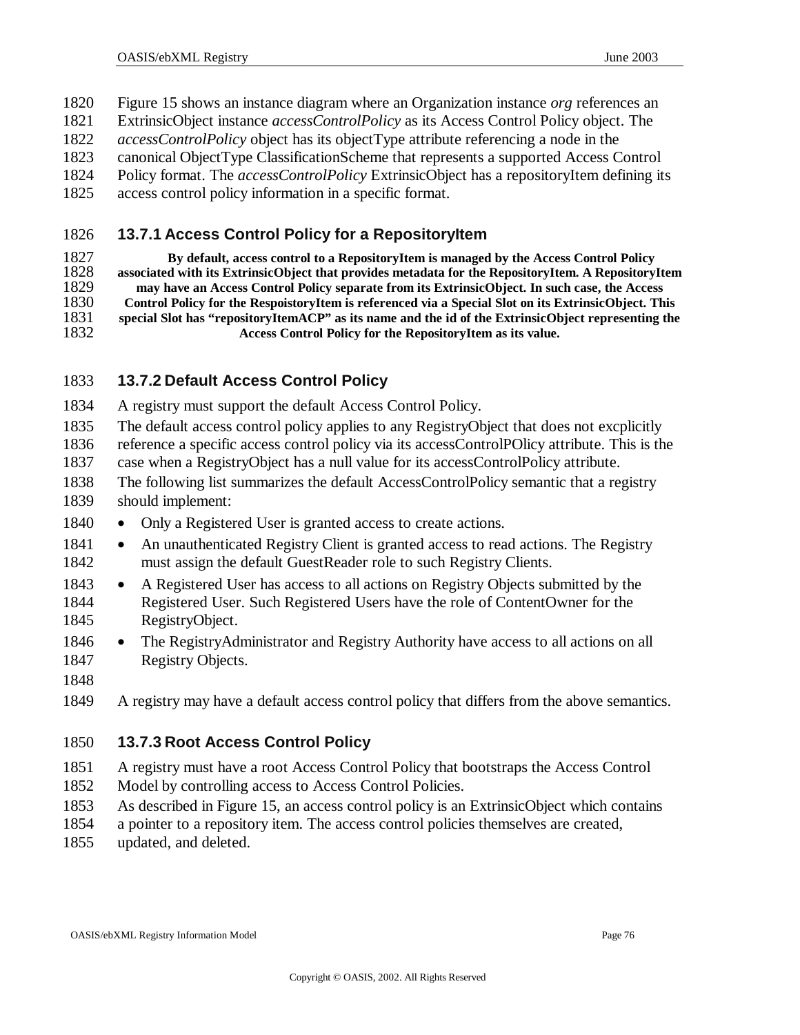Figure 15 shows an instance diagram where an Organization instance *org* references an ExtrinsicObject instance *accessControlPolicy* as its Access Control Policy object. The *accessControlPolicy* object has its objectType attribute referencing a node in the canonical ObjectType ClassificationScheme that represents a supported Access Control Policy format. The *accessControlPolicy* ExtrinsicObject has a repositoryItem defining its access control policy information in a specific format.

### 13.7.1 Access Control Policy for a RepositoryItem

**By default, access control to a RepositoryItem is managed by the Access Control Policy associated with its ExtrinsicObject that provides metadata for the RepositoryItem. A RepositoryItem may have an Access Control Policy separate from its ExtrinsicObject. In such case, the Access Control Policy for the RespoistoryItem is referenced via a Special Slot on its ExtrinsicObject. This special Slot has "repositoryItemACP" as its name and the id of the ExtrinsicObject representing the Access Control Policy for the RepositoryItem as its value.**

### 13.7.2 Default Access Control Policy

A registry must support the default Access Control Policy.

The default access control policy applies to any RegistryObject that does not excplicitly reference a specific access control policy via its accessControlPOlicy attribute. This is the case when a RegistryObject has a null value for its accessControlPolicy attribute.

The following list summarizes the default AccessControlPolicy semantic that a registry should implement:

- Only a Registered User is granted access to create actions.
- An unauthenticated Registry Client is granted access to read actions. The Registry must assign the default GuestReader role to such Registry Clients.
- A Registered User has access to all actions on Registry Objects submitted by the Registered User. Such Registered Users have the role of ContentOwner for the RegistryObject.
- The RegistryAdministrator and Registry Authority have access to all actions on all Registry Objects.

A registry may have a default access control policy that differs from the above semantics.

### 13.7.3 Root Access Control Policy

A registry must have a root Access Control Policy that bootstraps the Access Control Model by controlling access to Access Control Policies.

As described in Figure 15, an access control policy is an ExtrinsicObject which contains a pointer to a repository item. The access control policies themselves are created, updated, and deleted.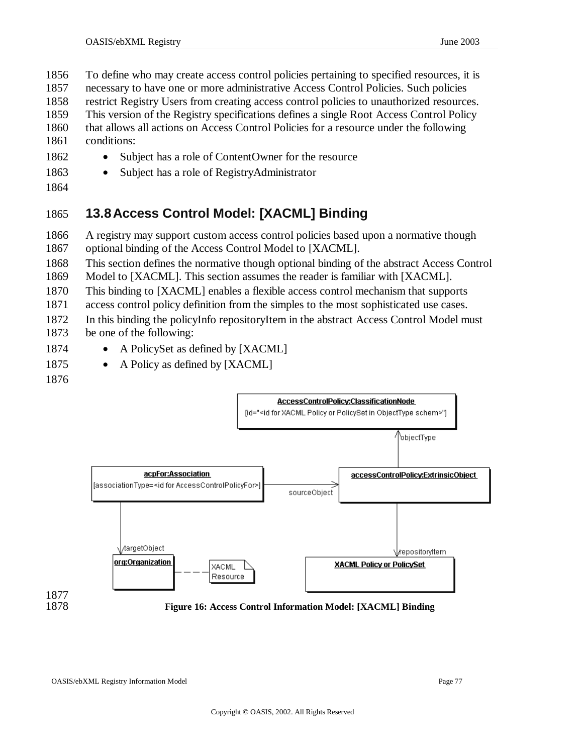To define who may create access control policies pertaining to specified resources, it is necessary to have one or more administrative Access Control Policies. Such policies restrict Registry Users from creating access control policies to unauthorized resources. This version of the Registry specifications defines a single Root Access Control Policy that allows all actions on Access Control Policies for a resource under the following conditions:

- Subject has a role of ContentOwner for the resource
- Subject has a role of RegistryAdministrator

## 13.8 Access Control Model: [XACML] Binding

A registry may support custom access control policies based upon a normative though optional binding of the Access Control Model to [XACML].

This section defines the normative though optional binding of the abstract Access Control Model to [XACML]. This section assumes the reader is familiar with [XACML].

This binding to [XACML] enables a flexible access control mechanism that supports access control policy definition from the simples to the most sophisticated use cases.

In this binding the policyInfo repositoryItem in the abstract Access Control Model must be one of the following:

- A PolicySet as defined by [XACML]
- A Policy as defined by [XACML]

**Figure 16: Access Control Information Model: [XACML] Binding**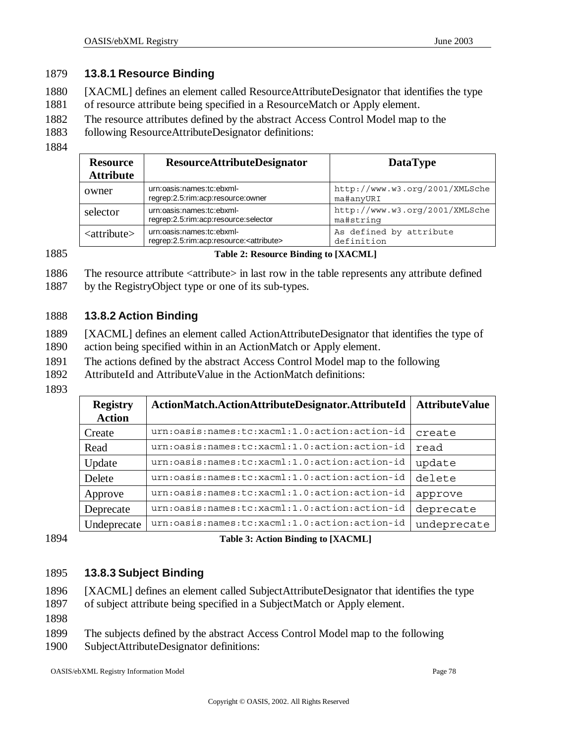### 13.8.1 Resource Binding

[XACML] defines an element called ResourceAttributeDesignator that identifies the type of resource attribute being specified in a ResourceMatch or Apply element.

The resource attributes defined by the abstract Access Control Model map to the following ResourceAttributeDesignator definitions:

| Resource Attribute | ResourceAttributeDesignator | DataType |
|---|---|---|
| owner | urn:oasis:names:tc:ebxml-regrep:2.5:rim:acp:resource:owner | http://www.w3.org/2001/XMLSchema#anyURI |
| selector | urn:oasis:names:tc:ebxml-regrep:2.5:rim:acp:resource:selector | http://www.w3.org/2001/XMLSchema#string |
| <attribute> | urn:oasis:names:tc:ebxml-regrep:2.5:rim:acp:resource:<attribute> | As defined by attribute definition |

**Table 2: Resource Binding to [XACML]**

The resource attribute <attribute> in last row in the table represents any attribute defined by the RegistryObject type or one of its sub-types.

### 13.8.2 Action Binding

[XACML] defines an element called ActionAttributeDesignator that identifies the type of action being specified within in an ActionMatch or Apply element.

The actions defined by the abstract Access Control Model map to the following AttributeId and AttributeValue in the ActionMatch definitions:

| Registry Action | ActionMatch.ActionAttributeDesignator.AttributeId | AttributeValue |
|---|---|---|
| Create | urn:oasis:names:tc:xacml:1.0:action:action-id | create |
| Read | urn:oasis:names:tc:xacml:1.0:action:action-id | read |
| Update | urn:oasis:names:tc:xacml:1.0:action:action-id | update |
| Delete | urn:oasis:names:tc:xacml:1.0:action:action-id | delete |
| Approve | urn:oasis:names:tc:xacml:1.0:action:action-id | approve |
| Deprecate | urn:oasis:names:tc:xacml:1.0:action:action-id | deprecate |
| Undeprecate | urn:oasis:names:tc:xacml:1.0:action:action-id | undeprecate |

**Table 3: Action Binding to [XACML]**

### 13.8.3 Subject Binding

[XACML] defines an element called SubjectAttributeDesignator that identifies the type of subject attribute being specified in a SubjectMatch or Apply element.

The subjects defined by the abstract Access Control Model map to the following SubjectAttributeDesignator definitions: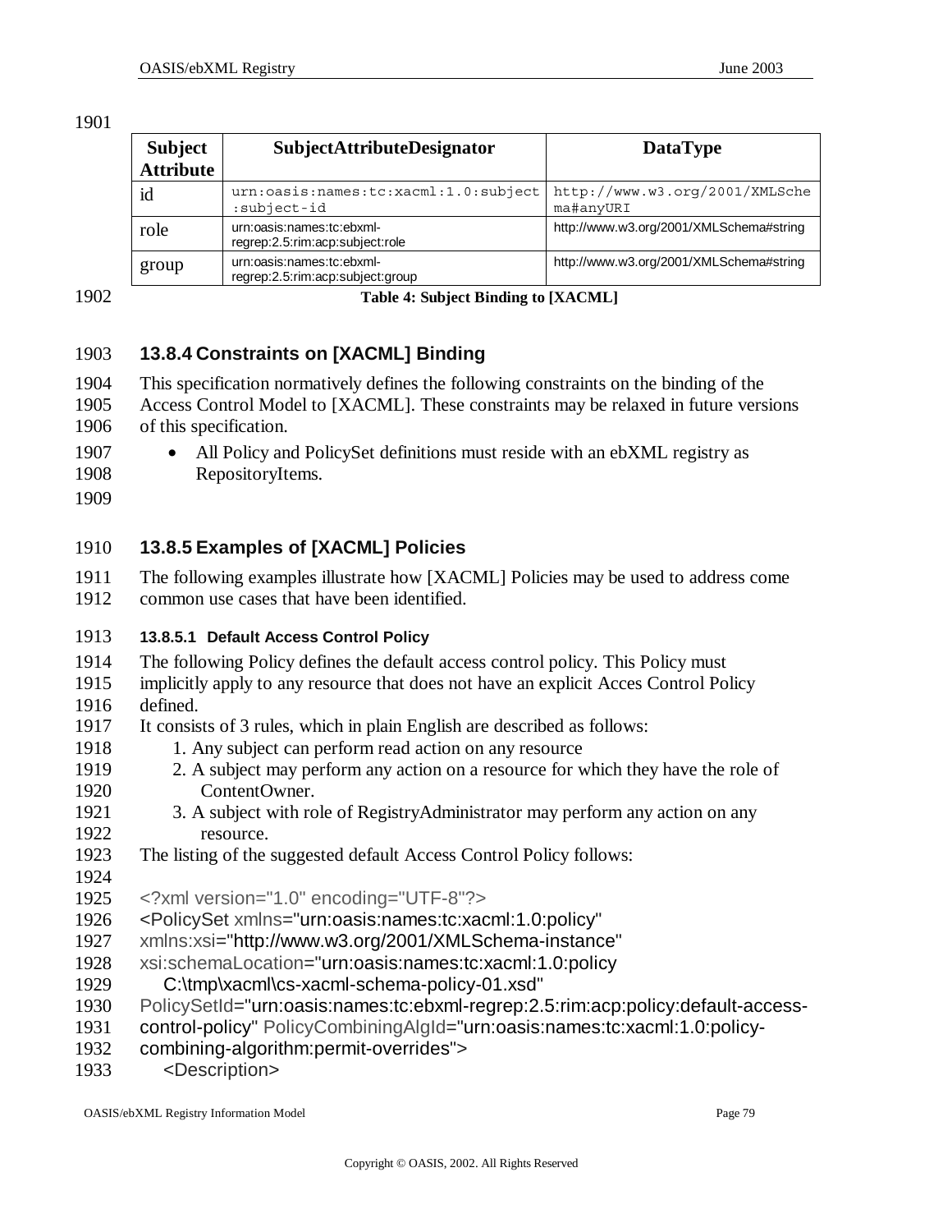| Subject Attribute | SubjectAttributeDesignator | DataType |
|---|---|---|
| id | urn:oasis:names:tc:xacml:1.0:subject:subject-id | http://www.w3.org/2001/XMLSchema#anyURI |
| role | urn:oasis:names:tc:ebxml-regrep:2.5:rim:acp:subject:role | http://www.w3.org/2001/XMLSchema#string |
| group | urn:oasis:names:tc:ebxml-regrep:2.5:rim:acp:subject:group | http://www.w3.org/2001/XMLSchema#string |

**Table 4: Subject Binding to [XACML]**

### 13.8.4 Constraints on [XACML] Binding

This specification normatively defines the following constraints on the binding of the Access Control Model to [XACML]. These constraints may be relaxed in future versions of this specification.

- All Policy and PolicySet definitions must reside with an ebXML registry as RepositoryItems.

### 13.8.5 Examples of [XACML] Policies

The following examples illustrate how [XACML] Policies may be used to address come common use cases that have been identified.

#### 13.8.5.1 Default Access Control Policy

The following Policy defines the default access control policy. This Policy must implicitly apply to any resource that does not have an explicit Acces Control Policy defined.

It consists of 3 rules, which in plain English are described as follows:

1. Any subject can perform read action on any resource
2. A subject may perform any action on a resource for which they have the role of ContentOwner.
3. A subject with role of RegistryAdministrator may perform any action on any resource.

The listing of the suggested default Access Control Policy follows:

```
<?xml version="1.0" encoding="UTF-8"?>
<PolicySet xmlns="urn:oasis:names:tc:xacml:1.0:policy"
xmlns:xsi="http://www.w3.org/2001/XMLSchema-instance"
xsi:schemaLocation="urn:oasis:names:tc:xacml:1.0:policy
    C:\tmp\xacml\cs-xacml-schema-policy-01.xsd"
PolicySetId="urn:oasis:names:tc:ebxml-regrep:2.5:rim:acp:policy:default-access-control-policy" PolicyCombiningAlgId="urn:oasis:names:tc:xacml:1.0:policy-combining-algorithm:permit-overrides">
    <Description>
```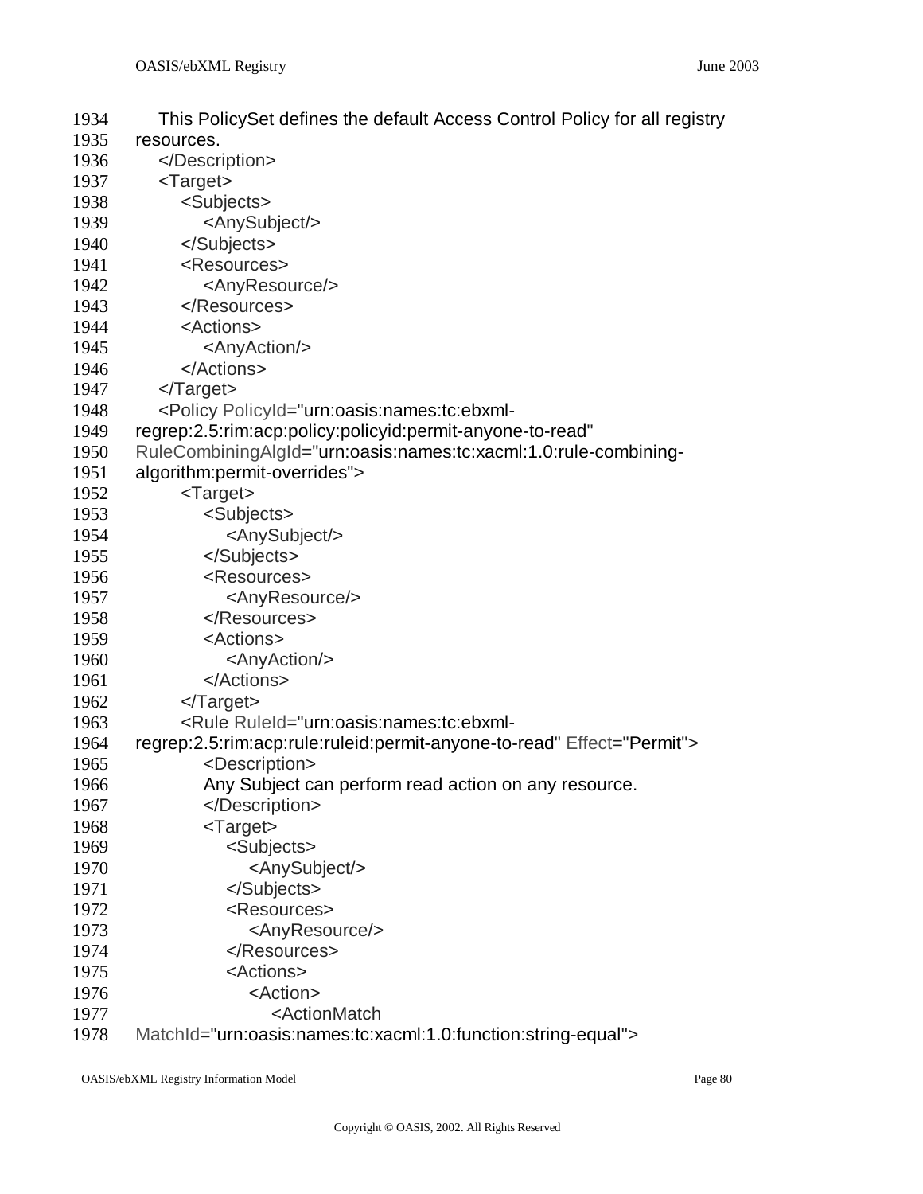```
1934        This PolicySet defines the default Access Control Policy for all registry
1935    resources.
1936        </Description>
1937        <Target>
1938            <Subjects>
1939                <AnySubject/>
1940            </Subjects>
1941            <Resources>
1942                <AnyResource/>
1943            </Resources>
1944            <Actions>
1945                <AnyAction/>
1946            </Actions>
1947        </Target>
1948        <Policy PolicyId="urn:oasis:names:tc:ebxml-
1949    regrep:2.5:rim:acp:policy:policyid:permit-anyone-to-read"
1950    RuleCombiningAlgId="urn:oasis:names:tc:xacml:1.0:rule-combining-
1951    algorithm:permit-overrides">
1952            <Target>
1953                <Subjects>
1954                    <AnySubject/>
1955                </Subjects>
1956                <Resources>
1957                    <AnyResource/>
1958                </Resources>
1959                <Actions>
1960                    <AnyAction/>
1961                </Actions>
1962            </Target>
1963            <Rule RuleId="urn:oasis:names:tc:ebxml-
1964    regrep:2.5:rim:acp:rule:ruleid:permit-anyone-to-read" Effect="Permit">
1965                <Description>
1966                Any Subject can perform read action on any resource.
1967                </Description>
1968                <Target>
1969                    <Subjects>
1970                        <AnySubject/>
1971                    </Subjects>
1972                    <Resources>
1973                        <AnyResource/>
1974                    </Resources>
1975                    <Actions>
1976                        <Action>
1977                            <ActionMatch
1978    MatchId="urn:oasis:names:tc:xacml:1.0:function:string-equal">
```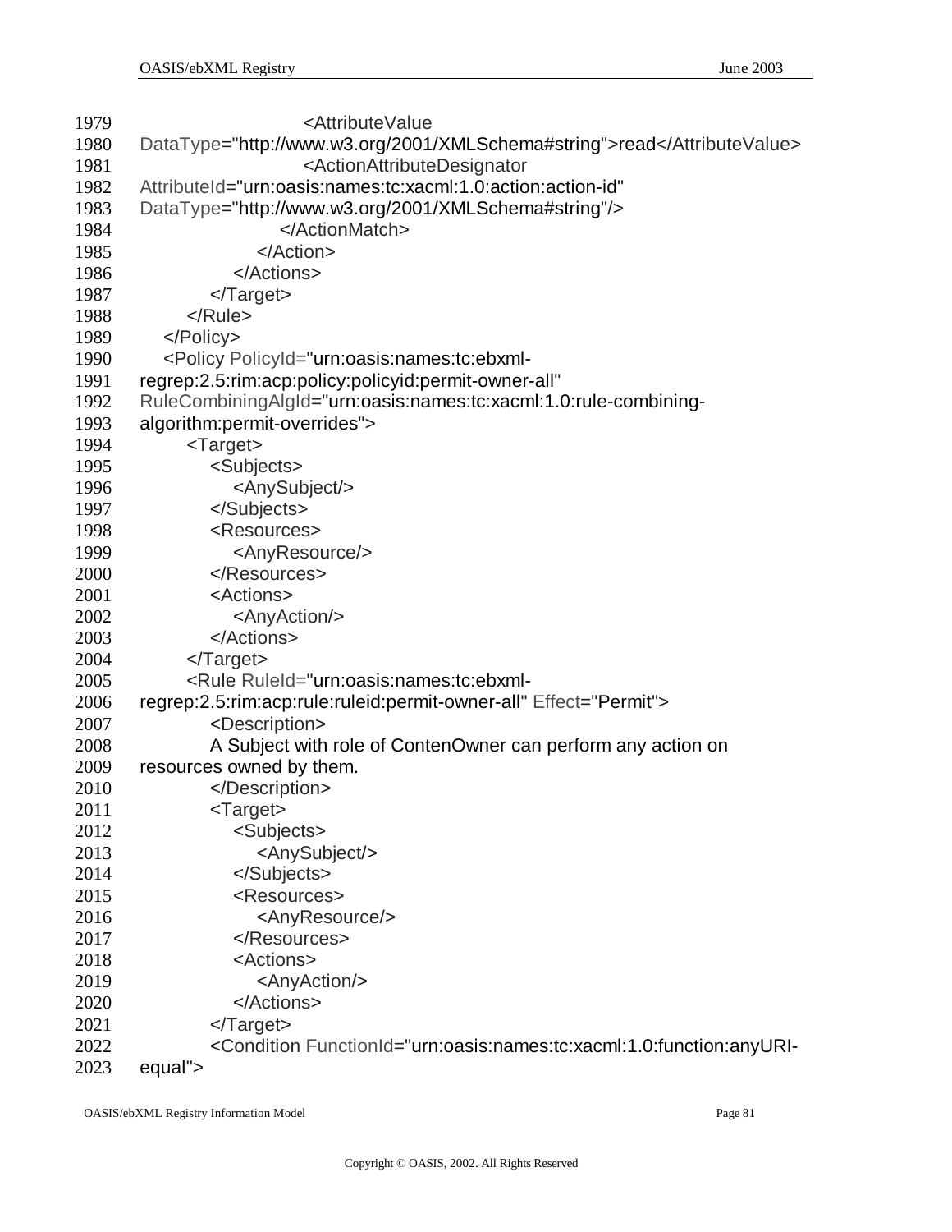```
1979                    <AttributeValue
1980  DataType="http://www.w3.org/2001/XMLSchema#string">read</AttributeValue>
1981                    <ActionAttributeDesignator
1982  AttributeId="urn:oasis:names:tc:xacml:1.0:action:action-id"
1983  DataType="http://www.w3.org/2001/XMLSchema#string"/>
1984                  </ActionMatch>
1985                </Action>
1986              </Actions>
1987            </Target>
1988          </Rule>
1989        </Policy>
1990        <Policy PolicyId="urn:oasis:names:tc:ebxml-
1991  regrep:2.5:rim:acp:policy:policyid:permit-owner-all"
1992  RuleCombiningAlgId="urn:oasis:names:tc:xacml:1.0:rule-combining-
1993  algorithm:permit-overrides">
1994          <Target>
1995            <Subjects>
1996              <AnySubject/>
1997            </Subjects>
1998            <Resources>
1999              <AnyResource/>
2000            </Resources>
2001            <Actions>
2002              <AnyAction/>
2003            </Actions>
2004          </Target>
2005          <Rule RuleId="urn:oasis:names:tc:ebxml-
2006  regrep:2.5:rim:acp:rule:ruleid:permit-owner-all" Effect="Permit">
2007            <Description>
2008            A Subject with role of ContenOwner can perform any action on
2009  resources owned by them.
2010            </Description>
2011            <Target>
2012              <Subjects>
2013                <AnySubject/>
2014              </Subjects>
2015              <Resources>
2016                <AnyResource/>
2017              </Resources>
2018              <Actions>
2019                <AnyAction/>
2020              </Actions>
2021            </Target>
2022            <Condition FunctionId="urn:oasis:names:tc:xacml:1.0:function:anyURI-
2023  equal">
```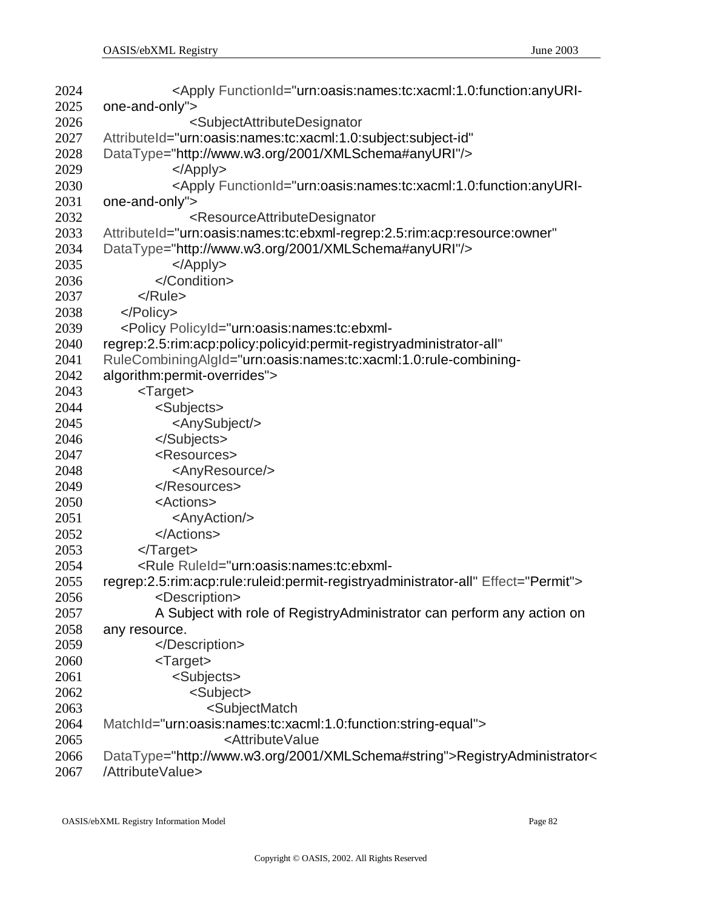```
2024                <Apply FunctionId="urn:oasis:names:tc:xacml:1.0:function:anyURI-
2025    one-and-only">
2026                    <SubjectAttributeDesignator
2027    AttributeId="urn:oasis:names:tc:xacml:1.0:subject:subject-id"
2028    DataType="http://www.w3.org/2001/XMLSchema#anyURI"/>
2029                </Apply>
2030                <Apply FunctionId="urn:oasis:names:tc:xacml:1.0:function:anyURI-
2031    one-and-only">
2032                    <ResourceAttributeDesignator
2033    AttributeId="urn:oasis:names:tc:ebxml-regrep:2.5:rim:acp:resource:owner"
2034    DataType="http://www.w3.org/2001/XMLSchema#anyURI"/>
2035                </Apply>
2036            </Condition>
2037        </Rule>
2038    </Policy>
2039    <Policy PolicyId="urn:oasis:names:tc:ebxml-
2040    regrep:2.5:rim:acp:policy:policyid:permit-registryadministrator-all"
2041    RuleCombiningAlgId="urn:oasis:names:tc:xacml:1.0:rule-combining-
2042    algorithm:permit-overrides">
2043        <Target>
2044            <Subjects>
2045                <AnySubject/>
2046            </Subjects>
2047            <Resources>
2048                <AnyResource/>
2049            </Resources>
2050            <Actions>
2051                <AnyAction/>
2052            </Actions>
2053        </Target>
2054        <Rule RuleId="urn:oasis:names:tc:ebxml-
2055    regrep:2.5:rim:acp:rule:ruleid:permit-registryadministrator-all" Effect="Permit">
2056            <Description>
2057            A Subject with role of RegistryAdministrator can perform any action on
2058    any resource.
2059            </Description>
2060            <Target>
2061                <Subjects>
2062                    <Subject>
2063                        <SubjectMatch
2064    MatchId="urn:oasis:names:tc:xacml:1.0:function:string-equal">
2065                            <AttributeValue
2066    DataType="http://www.w3.org/2001/XMLSchema#string">RegistryAdministrator<
2067    /AttributeValue>
```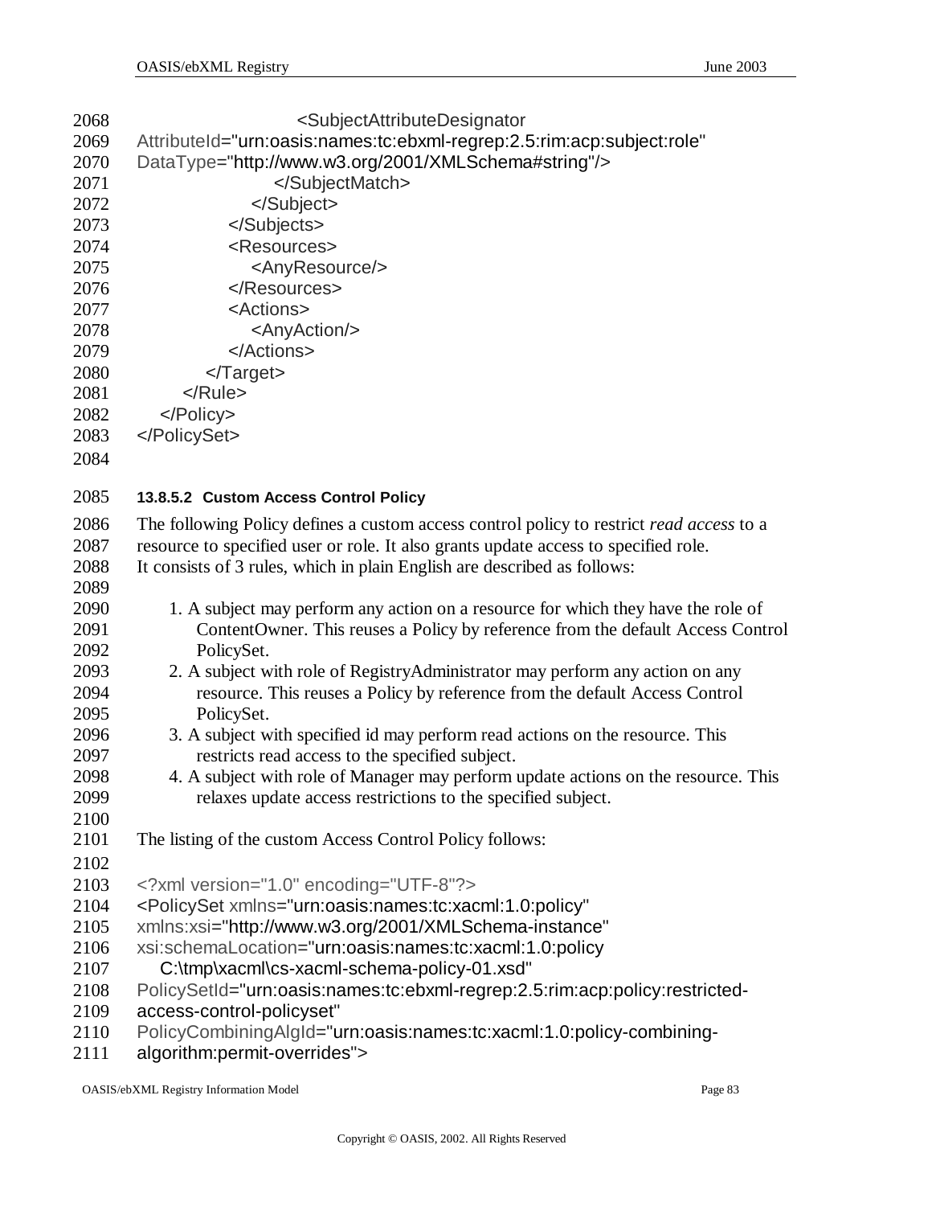```
                        <SubjectAttributeDesignator
AttributeId="urn:oasis:names:tc:ebxml-regrep:2.5:rim:acp:subject:role"
DataType="http://www.w3.org/2001/XMLSchema#string"/>
                    </SubjectMatch>
                </Subject>
            </Subjects>
            <Resources>
                <AnyResource/>
            </Resources>
            <Actions>
                <AnyAction/>
            </Actions>
        </Target>
    </Rule>
  </Policy>
</PolicySet>
```

#### 13.8.5.2 Custom Access Control Policy

The following Policy defines a custom access control policy to restrict *read access* to a resource to specified user or role. It also grants update access to specified role. It consists of 3 rules, which in plain English are described as follows:

1. A subject may perform any action on a resource for which they have the role of ContentOwner. This reuses a Policy by reference from the default Access Control PolicySet.
2. A subject with role of RegistryAdministrator may perform any action on any resource. This reuses a Policy by reference from the default Access Control PolicySet.
3. A subject with specified id may perform read actions on the resource. This restricts read access to the specified subject.
4. A subject with role of Manager may perform update actions on the resource. This relaxes update access restrictions to the specified subject.

The listing of the custom Access Control Policy follows:

```
<?xml version="1.0" encoding="UTF-8"?>
<PolicySet xmlns="urn:oasis:names:tc:xacml:1.0:policy"
xmlns:xsi="http://www.w3.org/2001/XMLSchema-instance"
xsi:schemaLocation="urn:oasis:names:tc:xacml:1.0:policy
   C:\tmp\xacml\cs-xacml-schema-policy-01.xsd"
PolicySetId="urn:oasis:names:tc:ebxml-regrep:2.5:rim:acp:policy:restricted-
access-control-policyset"
PolicyCombiningAlgId="urn:oasis:names:tc:xacml:1.0:policy-combining-
algorithm:permit-overrides">
```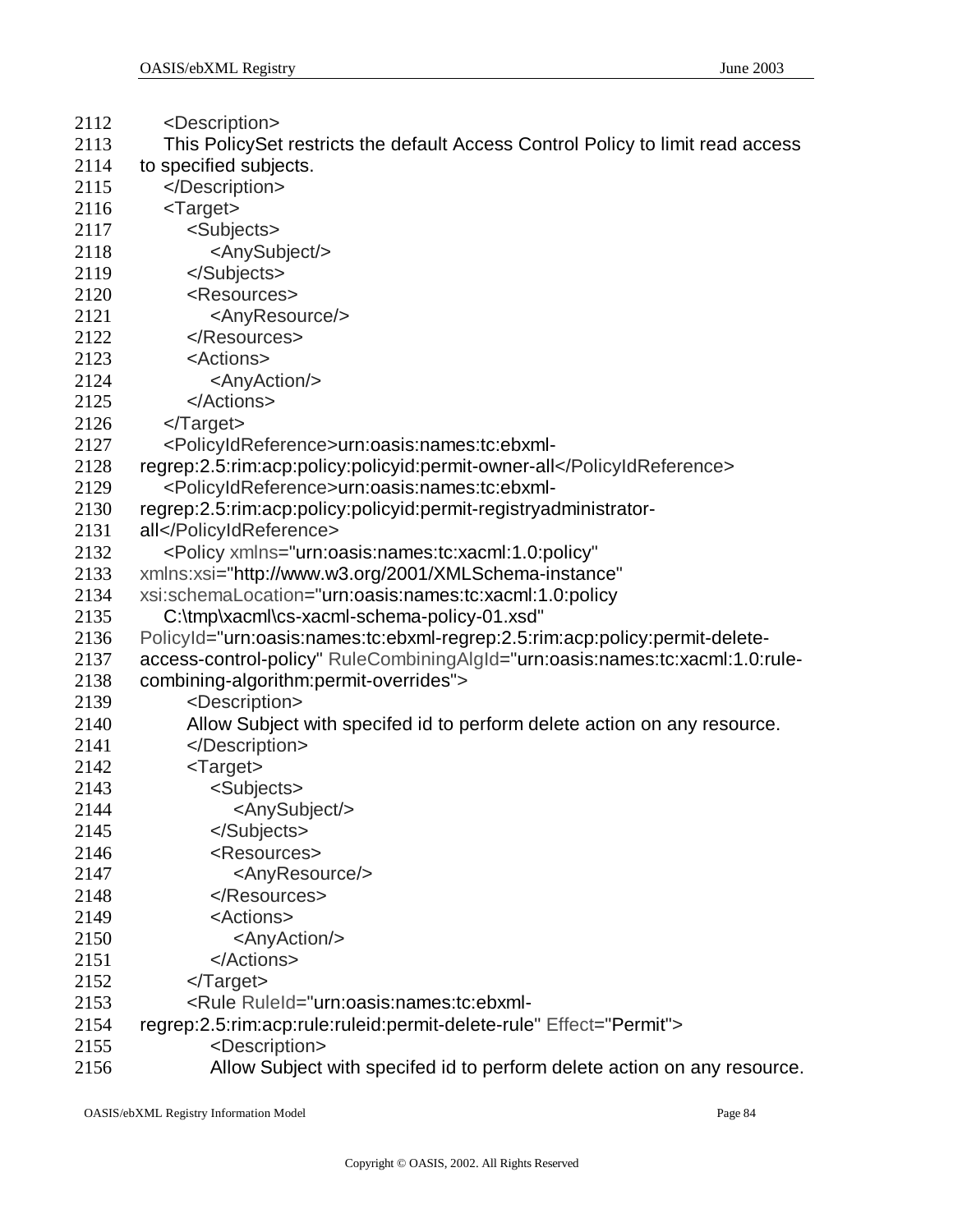```
2112      <Description>
2113      This PolicySet restricts the default Access Control Policy to limit read access
2114   to specified subjects.
2115      </Description>
2116      <Target>
2117         <Subjects>
2118            <AnySubject/>
2119         </Subjects>
2120         <Resources>
2121            <AnyResource/>
2122         </Resources>
2123         <Actions>
2124            <AnyAction/>
2125         </Actions>
2126      </Target>
2127      <PolicyIdReference>urn:oasis:names:tc:ebxml-
2128   regrep:2.5:rim:acp:policy:policyid:permit-owner-all</PolicyIdReference>
2129      <PolicyIdReference>urn:oasis:names:tc:ebxml-
2130   regrep:2.5:rim:acp:policy:policyid:permit-registryadministrator-
2131   all</PolicyIdReference>
2132      <Policy xmlns="urn:oasis:names:tc:xacml:1.0:policy"
2133   xmlns:xsi="http://www.w3.org/2001/XMLSchema-instance"
2134   xsi:schemaLocation="urn:oasis:names:tc:xacml:1.0:policy
2135      C:\tmp\xacml\cs-xacml-schema-policy-01.xsd"
2136   PolicyId="urn:oasis:names:tc:ebxml-regrep:2.5:rim:acp:policy:permit-delete-
2137   access-control-policy" RuleCombiningAlgId="urn:oasis:names:tc:xacml:1.0:rule-
2138   combining-algorithm:permit-overrides">
2139         <Description>
2140         Allow Subject with specifed id to perform delete action on any resource.
2141         </Description>
2142         <Target>
2143            <Subjects>
2144               <AnySubject/>
2145            </Subjects>
2146            <Resources>
2147               <AnyResource/>
2148            </Resources>
2149            <Actions>
2150               <AnyAction/>
2151            </Actions>
2152         </Target>
2153         <Rule RuleId="urn:oasis:names:tc:ebxml-
2154   regrep:2.5:rim:acp:rule:ruleid:permit-delete-rule" Effect="Permit">
2155            <Description>
2156            Allow Subject with specifed id to perform delete action on any resource.
```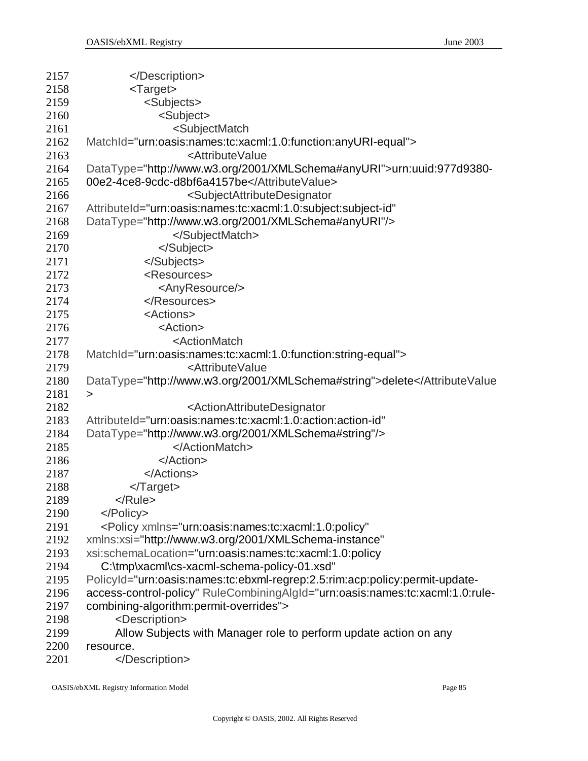```
2157            </Description>
2158            <Target>
2159               <Subjects>
2160                  <Subject>
2161                     <SubjectMatch
2162     MatchId="urn:oasis:names:tc:xacml:1.0:function:anyURI-equal">
2163                        <AttributeValue
2164     DataType="http://www.w3.org/2001/XMLSchema#anyURI">urn:uuid:977d9380-
2165     00e2-4ce8-9cdc-d8bf6a4157be</AttributeValue>
2166                        <SubjectAttributeDesignator
2167     AttributeId="urn:oasis:names:tc:xacml:1.0:subject:subject-id"
2168     DataType="http://www.w3.org/2001/XMLSchema#anyURI"/>
2169                     </SubjectMatch>
2170                  </Subject>
2171               </Subjects>
2172               <Resources>
2173                  <AnyResource/>
2174               </Resources>
2175               <Actions>
2176                  <Action>
2177                     <ActionMatch
2178     MatchId="urn:oasis:names:tc:xacml:1.0:function:string-equal">
2179                        <AttributeValue
2180     DataType="http://www.w3.org/2001/XMLSchema#string">delete</AttributeValue
2181     >
2182                        <ActionAttributeDesignator
2183     AttributeId="urn:oasis:names:tc:xacml:1.0:action:action-id"
2184     DataType="http://www.w3.org/2001/XMLSchema#string"/>
2185                     </ActionMatch>
2186                  </Action>
2187               </Actions>
2188            </Target>
2189         </Rule>
2190      </Policy>
2191      <Policy xmlns="urn:oasis:names:tc:xacml:1.0:policy"
2192     xmlns:xsi="http://www.w3.org/2001/XMLSchema-instance"
2193     xsi:schemaLocation="urn:oasis:names:tc:xacml:1.0:policy
2194        C:\tmp\xacml\cs-xacml-schema-policy-01.xsd"
2195     PolicyId="urn:oasis:names:tc:ebxml-regrep:2.5:rim:acp:policy:permit-update-
2196     access-control-policy" RuleCombiningAlgId="urn:oasis:names:tc:xacml:1.0:rule-
2197     combining-algorithm:permit-overrides">
2198         <Description>
2199         Allow Subjects with Manager role to perform update action on any
2200     resource.
2201         </Description>
```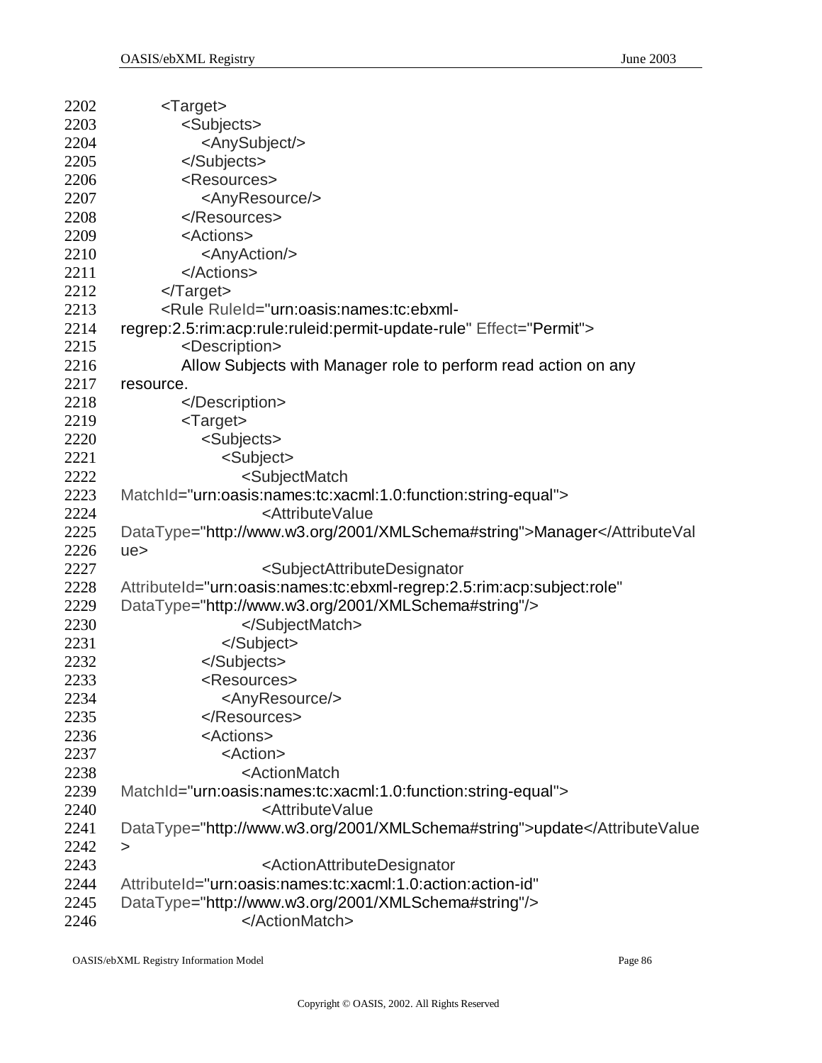```
2202        <Target>
2203            <Subjects>
2204                <AnySubject/>
2205            </Subjects>
2206            <Resources>
2207                <AnyResource/>
2208            </Resources>
2209            <Actions>
2210                <AnyAction/>
2211            </Actions>
2212        </Target>
2213        <Rule RuleId="urn:oasis:names:tc:ebxml-
2214    regrep:2.5:rim:acp:rule:ruleid:permit-update-rule" Effect="Permit">
2215            <Description>
2216            Allow Subjects with Manager role to perform read action on any
2217    resource.
2218            </Description>
2219            <Target>
2220                <Subjects>
2221                    <Subject>
2222                        <SubjectMatch
2223    MatchId="urn:oasis:names:tc:xacml:1.0:function:string-equal">
2224                            <AttributeValue
2225    DataType="http://www.w3.org/2001/XMLSchema#string">Manager</AttributeVal
2226    ue>
2227                            <SubjectAttributeDesignator
2228    AttributeId="urn:oasis:names:tc:ebxml-regrep:2.5:rim:acp:subject:role"
2229    DataType="http://www.w3.org/2001/XMLSchema#string"/>
2230                        </SubjectMatch>
2231                    </Subject>
2232                </Subjects>
2233                <Resources>
2234                    <AnyResource/>
2235                </Resources>
2236                <Actions>
2237                    <Action>
2238                        <ActionMatch
2239    MatchId="urn:oasis:names:tc:xacml:1.0:function:string-equal">
2240                            <AttributeValue
2241    DataType="http://www.w3.org/2001/XMLSchema#string">update</AttributeValue
2242    >
2243                            <ActionAttributeDesignator
2244    AttributeId="urn:oasis:names:tc:xacml:1.0:action:action-id"
2245    DataType="http://www.w3.org/2001/XMLSchema#string"/>
2246                        </ActionMatch>
```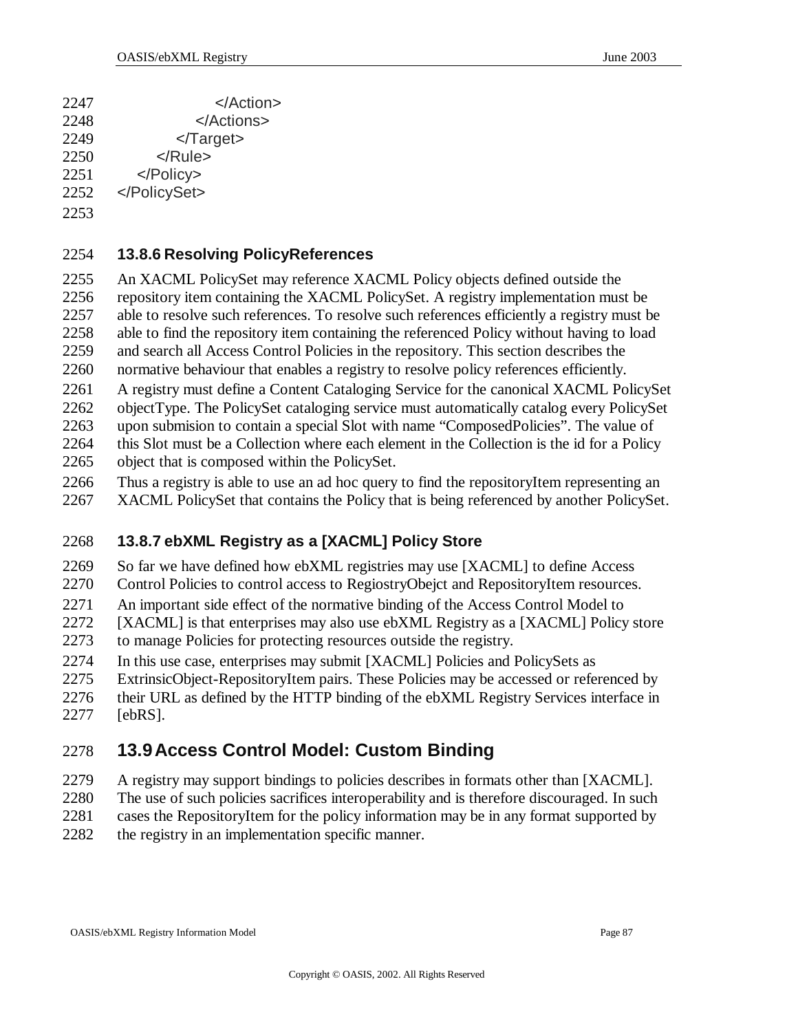```
                </Action>
            </Actions>
        </Target>
    </Rule>
  </Policy>
</PolicySet>
```

### 13.8.6 Resolving PolicyReferences

An XACML PolicySet may reference XACML Policy objects defined outside the repository item containing the XACML PolicySet. A registry implementation must be able to resolve such references. To resolve such references efficiently a registry must be able to find the repository item containing the referenced Policy without having to load and search all Access Control Policies in the repository. This section describes the normative behaviour that enables a registry to resolve policy references efficiently.

A registry must define a Content Cataloging Service for the canonical XACML PolicySet objectType. The PolicySet cataloging service must automatically catalog every PolicySet upon submision to contain a special Slot with name “ComposedPolicies”. The value of this Slot must be a Collection where each element in the Collection is the id for a Policy object that is composed within the PolicySet.

Thus a registry is able to use an ad hoc query to find the repositoryItem representing an XACML PolicySet that contains the Policy that is being referenced by another PolicySet.

### 13.8.7 ebXML Registry as a [XACML] Policy Store

So far we have defined how ebXML registries may use [XACML] to define Access Control Policies to control access to RegiostryObejct and RepositoryItem resources.

An important side effect of the normative binding of the Access Control Model to [XACML] is that enterprises may also use ebXML Registry as a [XACML] Policy store to manage Policies for protecting resources outside the registry.

In this use case, enterprises may submit [XACML] Policies and PolicySets as ExtrinsicObject-RepositoryItem pairs. These Policies may be accessed or referenced by their URL as defined by the HTTP binding of the ebXML Registry Services interface in [ebRS].

## 13.9 Access Control Model: Custom Binding

A registry may support bindings to policies describes in formats other than [XACML]. The use of such policies sacrifices interoperability and is therefore discouraged. In such cases the RepositoryItem for the policy information may be in any format supported by the registry in an implementation specific manner.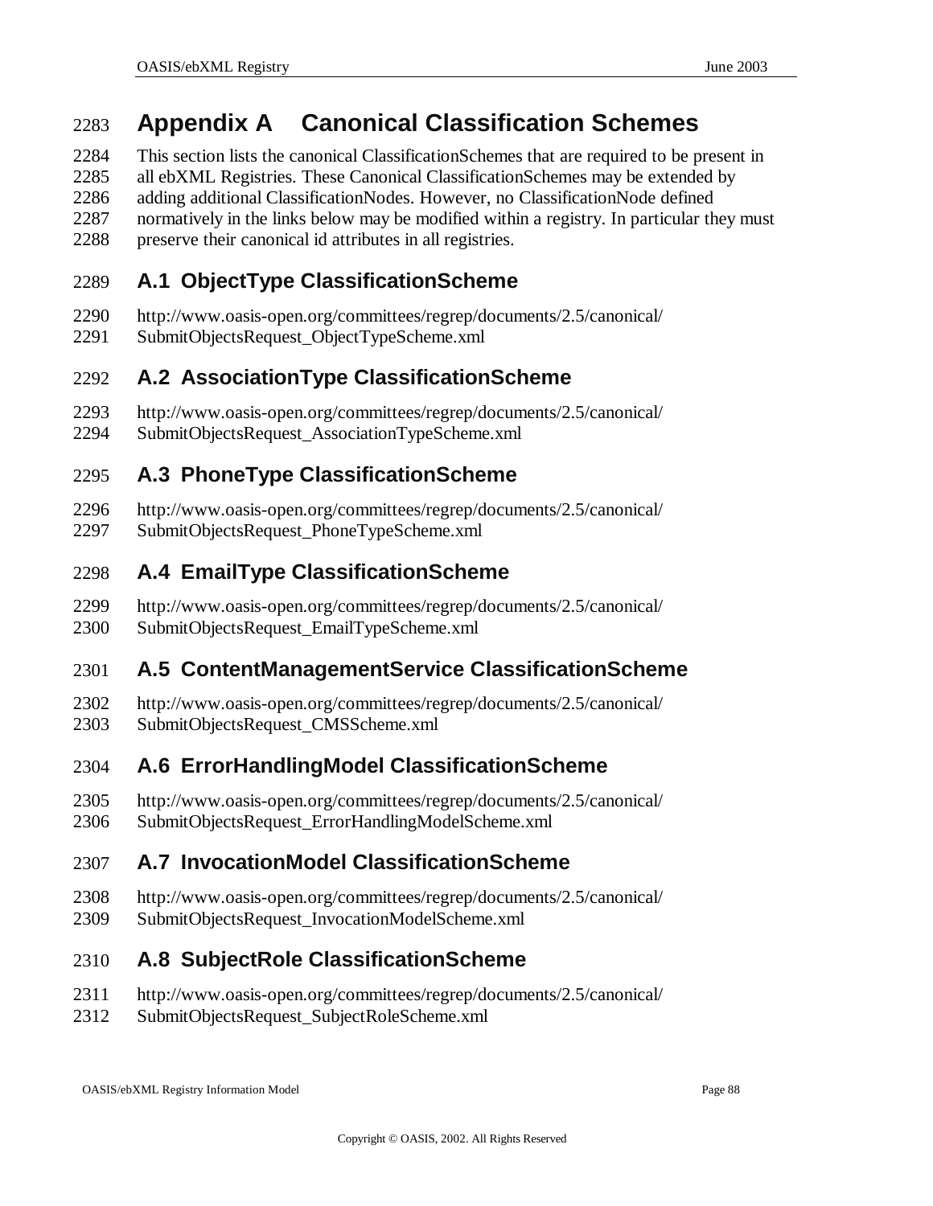# Appendix A Canonical Classification Schemes

This section lists the canonical ClassificationSchemes that are required to be present in all ebXML Registries. These Canonical ClassificationSchemes may be extended by adding additional ClassificationNodes. However, no ClassificationNode defined normatively in the links below may be modified within a registry. In particular they must preserve their canonical id attributes in all registries.

## A.1 ObjectType ClassificationScheme

http://www.oasis-open.org/committees/regrep/documents/2.5/canonical/SubmitObjectsRequest_ObjectTypeScheme.xml

## A.2 AssociationType ClassificationScheme

http://www.oasis-open.org/committees/regrep/documents/2.5/canonical/SubmitObjectsRequest_AssociationTypeScheme.xml

## A.3 PhoneType ClassificationScheme

http://www.oasis-open.org/committees/regrep/documents/2.5/canonical/SubmitObjectsRequest_PhoneTypeScheme.xml

## A.4 EmailType ClassificationScheme

http://www.oasis-open.org/committees/regrep/documents/2.5/canonical/SubmitObjectsRequest_EmailTypeScheme.xml

## A.5 ContentManagementService ClassificationScheme

http://www.oasis-open.org/committees/regrep/documents/2.5/canonical/SubmitObjectsRequest_CMSScheme.xml

## A.6 ErrorHandlingModel ClassificationScheme

http://www.oasis-open.org/committees/regrep/documents/2.5/canonical/SubmitObjectsRequest_ErrorHandlingModelScheme.xml

## A.7 InvocationModel ClassificationScheme

http://www.oasis-open.org/committees/regrep/documents/2.5/canonical/SubmitObjectsRequest_InvocationModelScheme.xml

## A.8 SubjectRole ClassificationScheme

http://www.oasis-open.org/committees/regrep/documents/2.5/canonical/SubmitObjectsRequest_SubjectRoleScheme.xml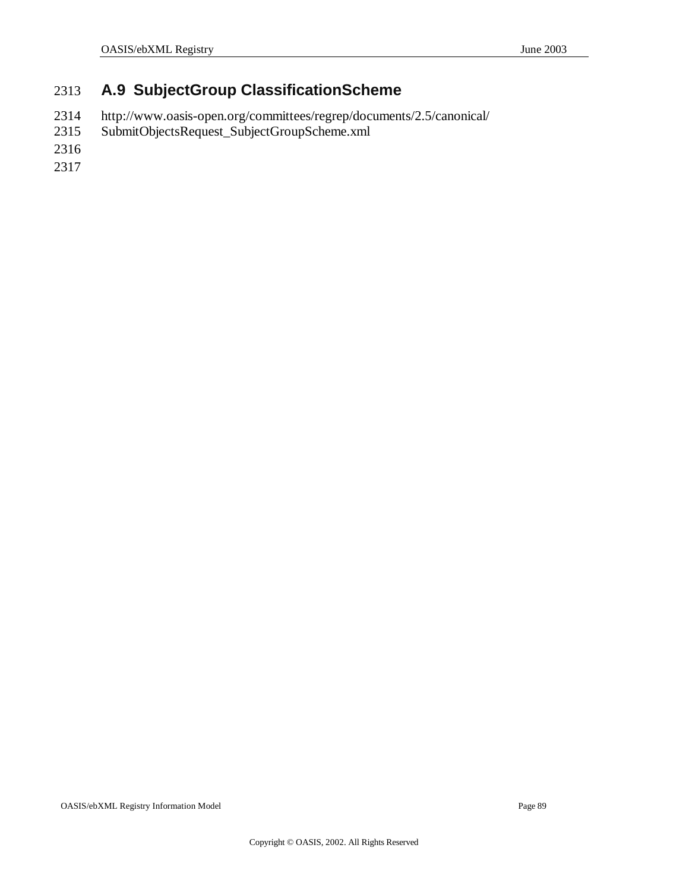## A.9 SubjectGroup ClassificationScheme

http://www.oasis-open.org/committees/regrep/documents/2.5/canonical/SubmitObjectsRequest_SubjectGroupScheme.xml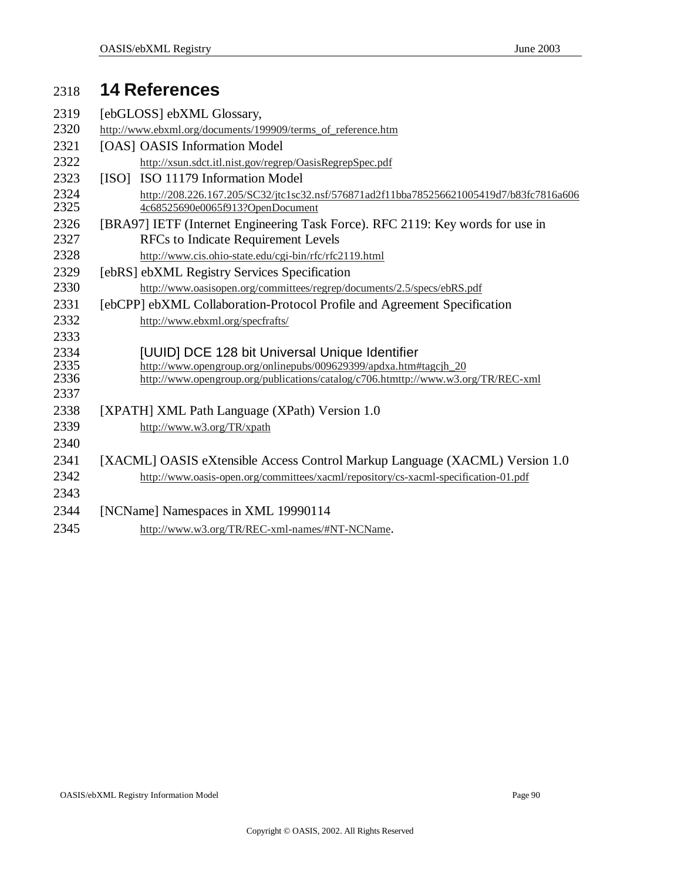# 14 References

[ebGLOSS] ebXML Glossary,
http://www.ebxml.org/documents/199909/terms_of_reference.htm

[OAS] OASIS Information Model
http://xsun.sdct.itl.nist.gov/regrep/OasisRegrepSpec.pdf

[ISO] ISO 11179 Information Model
http://208.226.167.205/SC32/jtc1sc32.nsf/576871ad2f11bba785256621005419d7/b83fc7816a6064c68525690e0065f913?OpenDocument

[BRA97] IETF (Internet Engineering Task Force). RFC 2119: Key words for use in RFCs to Indicate Requirement Levels
http://www.cis.ohio-state.edu/cgi-bin/rfc/rfc2119.html

[ebRS] ebXML Registry Services Specification
http://www.oasisopen.org/committees/regrep/documents/2.5/specs/ebRS.pdf

[ebCPP] ebXML Collaboration-Protocol Profile and Agreement Specification
http://www.ebxml.org/specfrafts/

[UUID] DCE 128 bit Universal Unique Identifier
http://www.opengroup.org/onlinepubs/009629399/apdxa.htm#tagcjh_20
http://www.opengroup.org/publications/catalog/c706.htmttp://www.w3.org/TR/REC-xml

[XPATH] XML Path Language (XPath) Version 1.0
http://www.w3.org/TR/xpath

[XACML] OASIS eXtensible Access Control Markup Language (XACML) Version 1.0
http://www.oasis-open.org/committees/xacml/repository/cs-xacml-specification-01.pdf

[NCName] Namespaces in XML 19990114
http://www.w3.org/TR/REC-xml-names/#NT-NCName.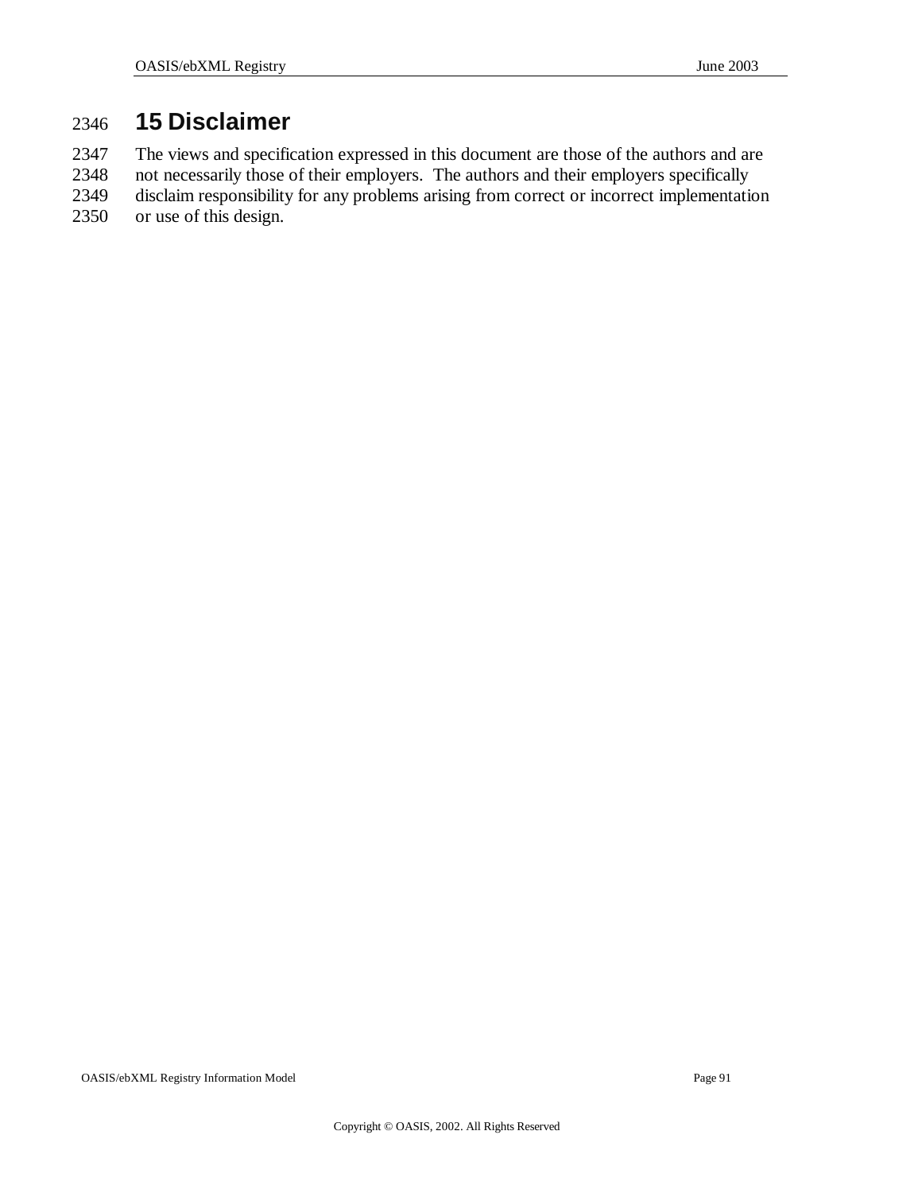# 15 Disclaimer

The views and specification expressed in this document are those of the authors and are not necessarily those of their employers. The authors and their employers specifically disclaim responsibility for any problems arising from correct or incorrect implementation or use of this design.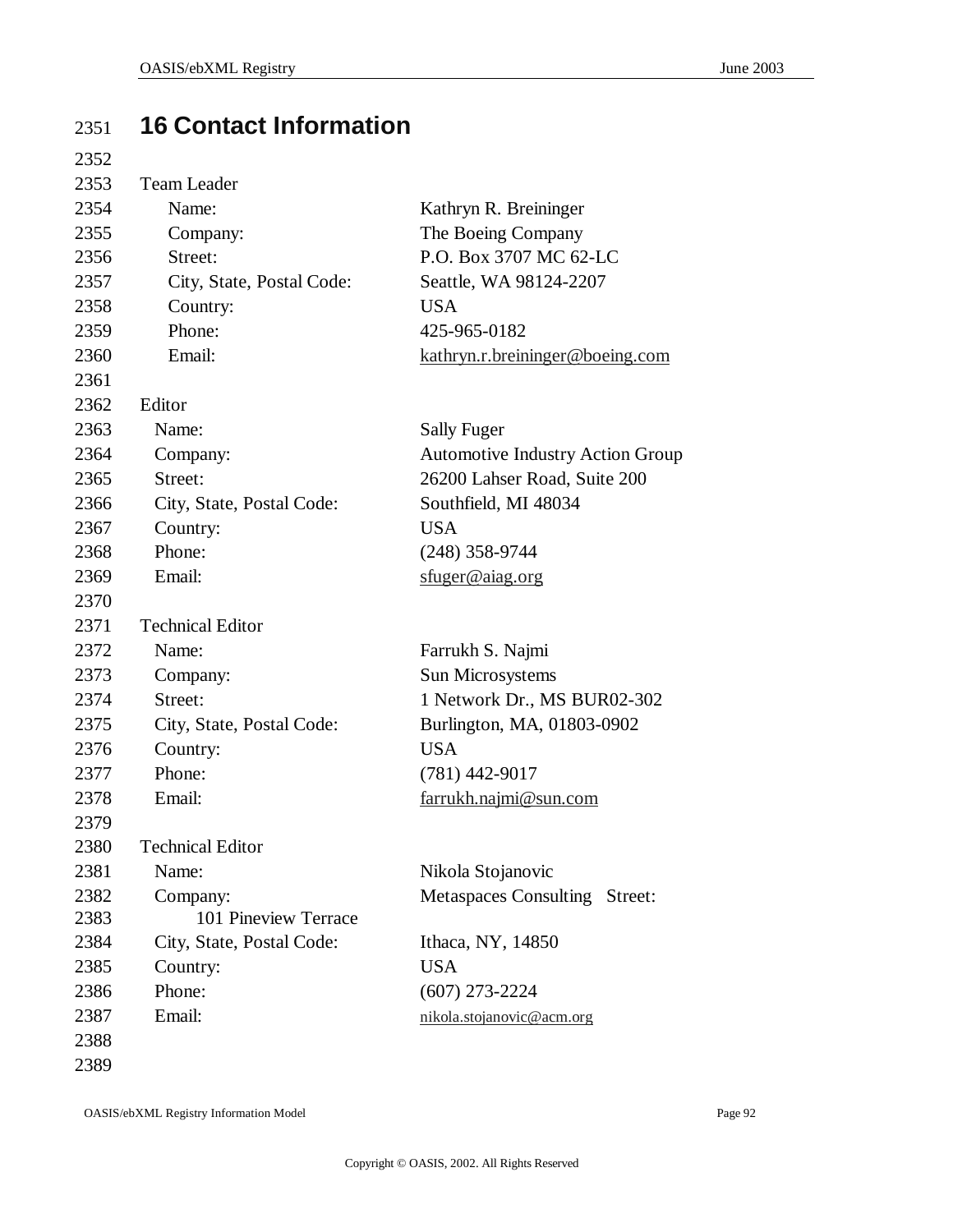# 16 Contact Information

Team Leader

| | |
|---|---|
| Name: | Kathryn R. Breininger |
| Company: | The Boeing Company |
| Street: | P.O. Box 3707 MC 62-LC |
| City, State, Postal Code: | Seattle, WA 98124-2207 |
| Country: | USA |
| Phone: | 425-965-0182 |
| Email: | kathryn.r.breininger@boeing.com |

Editor

| | |
|---|---|
| Name: | Sally Fuger |
| Company: | Automotive Industry Action Group |
| Street: | 26200 Lahser Road, Suite 200 |
| City, State, Postal Code: | Southfield, MI 48034 |
| Country: | USA |
| Phone: | (248) 358-9744 |
| Email: | sfuger@aiag.org |

Technical Editor

| | |
|---|---|
| Name: | Farrukh S. Najmi |
| Company: | Sun Microsystems |
| Street: | 1 Network Dr., MS BUR02-302 |
| City, State, Postal Code: | Burlington, MA, 01803-0902 |
| Country: | USA |
| Phone: | (781) 442-9017 |
| Email: | farrukh.najmi@sun.com |

Technical Editor

| | |
|---|---|
| Name: | Nikola Stojanovic |
| Company: | Metaspaces Consulting |
| Street: | 101 Pineview Terrace |
| City, State, Postal Code: | Ithaca, NY, 14850 |
| Country: | USA |
| Phone: | (607) 273-2224 |
| Email: | nikola.stojanovic@acm.org |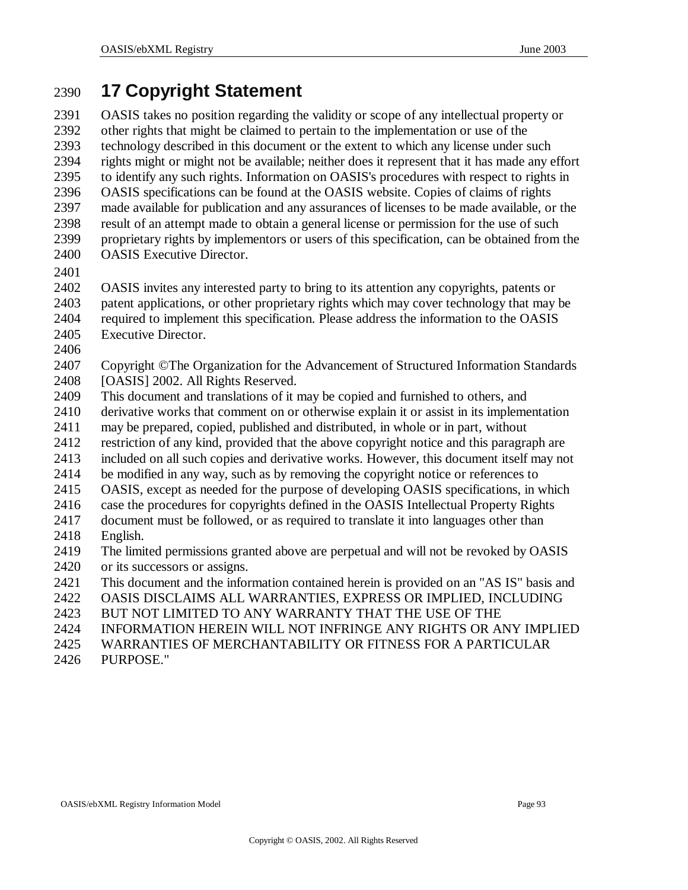# 17 Copyright Statement

OASIS takes no position regarding the validity or scope of any intellectual property or other rights that might be claimed to pertain to the implementation or use of the technology described in this document or the extent to which any license under such rights might or might not be available; neither does it represent that it has made any effort to identify any such rights. Information on OASIS's procedures with respect to rights in OASIS specifications can be found at the OASIS website. Copies of claims of rights made available for publication and any assurances of licenses to be made available, or the result of an attempt made to obtain a general license or permission for the use of such proprietary rights by implementors or users of this specification, can be obtained from the OASIS Executive Director.

OASIS invites any interested party to bring to its attention any copyrights, patents or patent applications, or other proprietary rights which may cover technology that may be required to implement this specification. Please address the information to the OASIS Executive Director.

Copyright ©The Organization for the Advancement of Structured Information Standards [OASIS] 2002. All Rights Reserved.

This document and translations of it may be copied and furnished to others, and derivative works that comment on or otherwise explain it or assist in its implementation may be prepared, copied, published and distributed, in whole or in part, without restriction of any kind, provided that the above copyright notice and this paragraph are included on all such copies and derivative works. However, this document itself may not be modified in any way, such as by removing the copyright notice or references to OASIS, except as needed for the purpose of developing OASIS specifications, in which case the procedures for copyrights defined in the OASIS Intellectual Property Rights document must be followed, or as required to translate it into languages other than English.

The limited permissions granted above are perpetual and will not be revoked by OASIS or its successors or assigns.

This document and the information contained herein is provided on an "AS IS" basis and OASIS DISCLAIMS ALL WARRANTIES, EXPRESS OR IMPLIED, INCLUDING BUT NOT LIMITED TO ANY WARRANTY THAT THE USE OF THE INFORMATION HEREIN WILL NOT INFRINGE ANY RIGHTS OR ANY IMPLIED WARRANTIES OF MERCHANTABILITY OR FITNESS FOR A PARTICULAR PURPOSE."